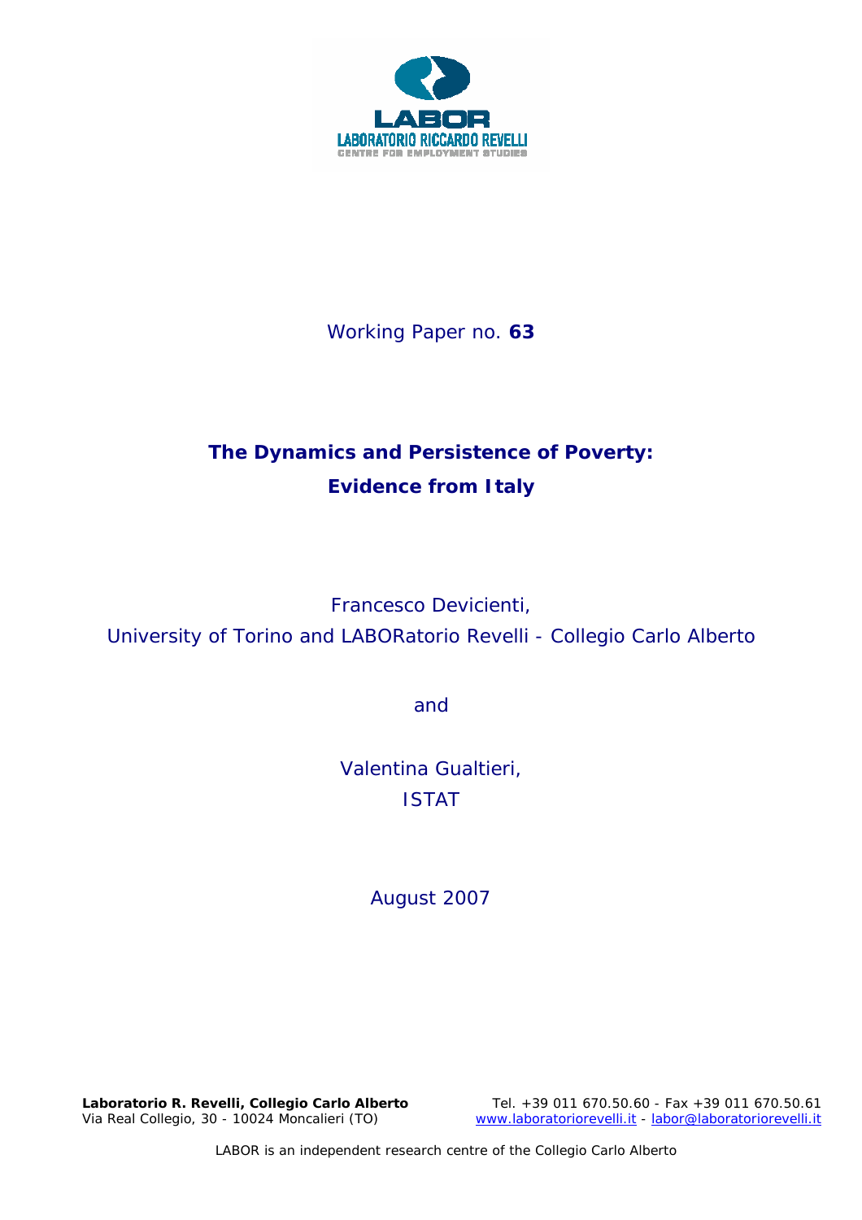LABOR

LABORATORIO RICCARDO REVELLI

CENTRE FOR EMPLOYMENT STUDIES

Working Paper no. **63**

# The Dynamics and Persistence of Poverty: Evidence from Italy

Francesco Devicienti,
University of Torino and LABORatorio Revelli - Collegio Carlo Alberto

and

Valentina Gualtieri,
ISTAT

August 2007

**Laboratorio R. Revelli, Collegio Carlo Alberto**
Via Real Collegio, 30 - 10024 Moncalieri (TO)

Tel. +39 011 670.50.60 - Fax +39 011 670.50.61
www.laboratoriorevelli.it - labor@laboratoriorevelli.it

LABOR is an independent research centre of the Collegio Carlo Alberto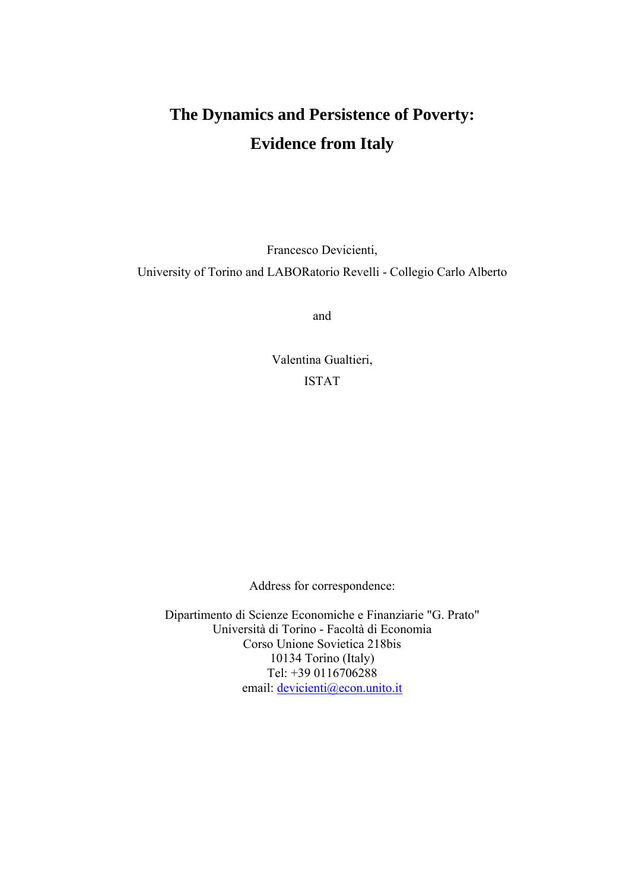# The Dynamics and Persistence of Poverty: Evidence from Italy

Francesco Devicienti,

University of Torino and LABORatorio Revelli - Collegio Carlo Alberto

and

Valentina Gualtieri,

ISTAT

Address for correspondence:

Dipartimento di Scienze Economiche e Finanziarie "G. Prato"
Università di Torino - Facoltà di Economia
Corso Unione Sovietica 218bis
10134 Torino (Italy)
Tel: +39 0116706288
email: devicienti@econ.unito.it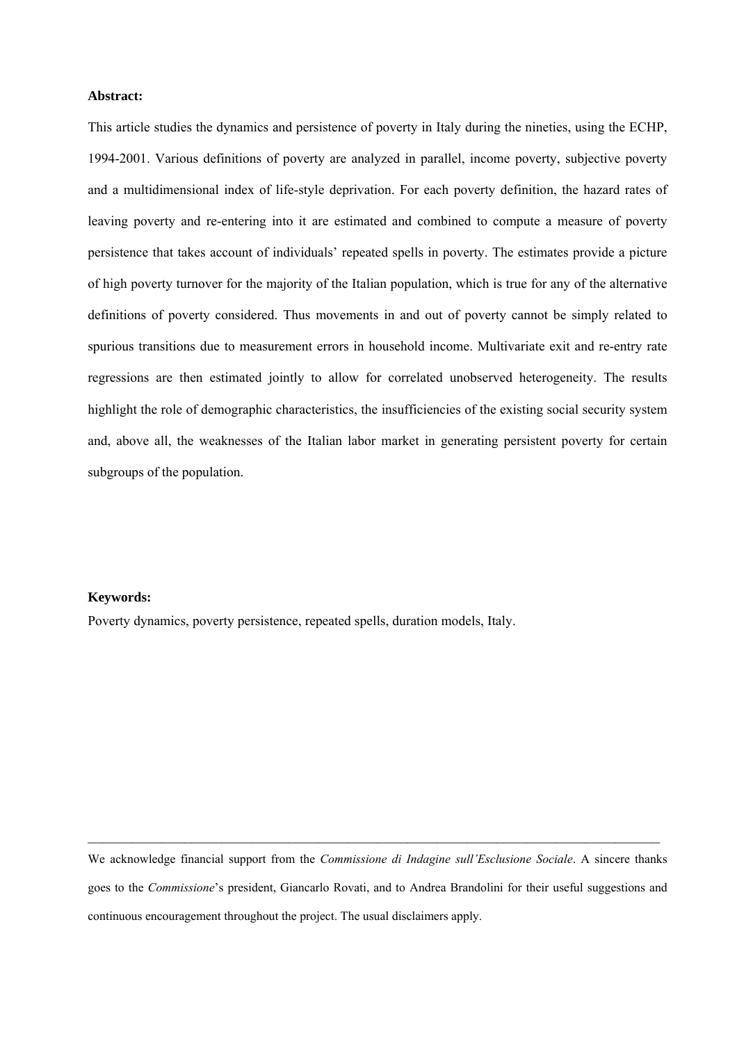**Abstract:**

This article studies the dynamics and persistence of poverty in Italy during the nineties, using the ECHP, 1994-2001. Various definitions of poverty are analyzed in parallel, income poverty, subjective poverty and a multidimensional index of life-style deprivation. For each poverty definition, the hazard rates of leaving poverty and re-entering into it are estimated and combined to compute a measure of poverty persistence that takes account of individuals' repeated spells in poverty. The estimates provide a picture of high poverty turnover for the majority of the Italian population, which is true for any of the alternative definitions of poverty considered. Thus movements in and out of poverty cannot be simply related to spurious transitions due to measurement errors in household income. Multivariate exit and re-entry rate regressions are then estimated jointly to allow for correlated unobserved heterogeneity. The results highlight the role of demographic characteristics, the insufficiencies of the existing social security system and, above all, the weaknesses of the Italian labor market in generating persistent poverty for certain subgroups of the population.

**Keywords:**

Poverty dynamics, poverty persistence, repeated spells, duration models, Italy.

---

We acknowledge financial support from the *Commissione di Indagine sull'Esclusione Sociale*. A sincere thanks goes to the *Commissione*'s president, Giancarlo Rovati, and to Andrea Brandolini for their useful suggestions and continuous encouragement throughout the project. The usual disclaimers apply.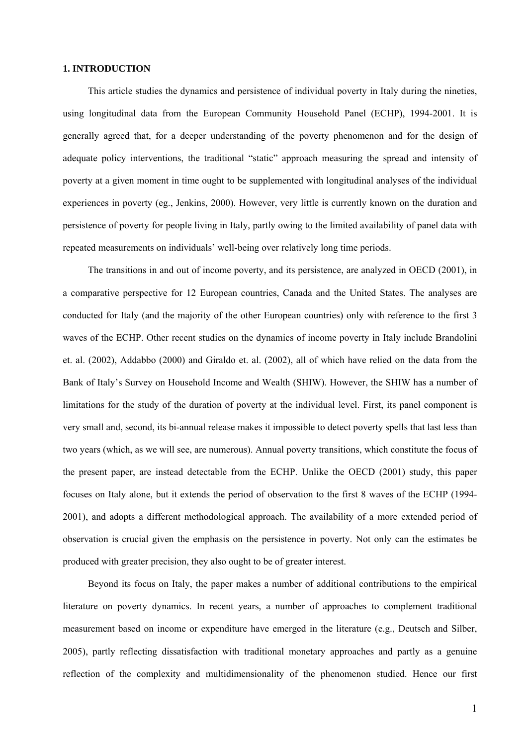## 1. INTRODUCTION

This article studies the dynamics and persistence of individual poverty in Italy during the nineties, using longitudinal data from the European Community Household Panel (ECHP), 1994-2001. It is generally agreed that, for a deeper understanding of the poverty phenomenon and for the design of adequate policy interventions, the traditional "static" approach measuring the spread and intensity of poverty at a given moment in time ought to be supplemented with longitudinal analyses of the individual experiences in poverty (eg., Jenkins, 2000). However, very little is currently known on the duration and persistence of poverty for people living in Italy, partly owing to the limited availability of panel data with repeated measurements on individuals' well-being over relatively long time periods.

The transitions in and out of income poverty, and its persistence, are analyzed in OECD (2001), in a comparative perspective for 12 European countries, Canada and the United States. The analyses are conducted for Italy (and the majority of the other European countries) only with reference to the first 3 waves of the ECHP. Other recent studies on the dynamics of income poverty in Italy include Brandolini et. al. (2002), Addabbo (2000) and Giraldo et. al. (2002), all of which have relied on the data from the Bank of Italy's Survey on Household Income and Wealth (SHIW). However, the SHIW has a number of limitations for the study of the duration of poverty at the individual level. First, its panel component is very small and, second, its bi-annual release makes it impossible to detect poverty spells that last less than two years (which, as we will see, are numerous). Annual poverty transitions, which constitute the focus of the present paper, are instead detectable from the ECHP. Unlike the OECD (2001) study, this paper focuses on Italy alone, but it extends the period of observation to the first 8 waves of the ECHP (1994-2001), and adopts a different methodological approach. The availability of a more extended period of observation is crucial given the emphasis on the persistence in poverty. Not only can the estimates be produced with greater precision, they also ought to be of greater interest.

Beyond its focus on Italy, the paper makes a number of additional contributions to the empirical literature on poverty dynamics. In recent years, a number of approaches to complement traditional measurement based on income or expenditure have emerged in the literature (e.g., Deutsch and Silber, 2005), partly reflecting dissatisfaction with traditional monetary approaches and partly as a genuine reflection of the complexity and multidimensionality of the phenomenon studied. Hence our first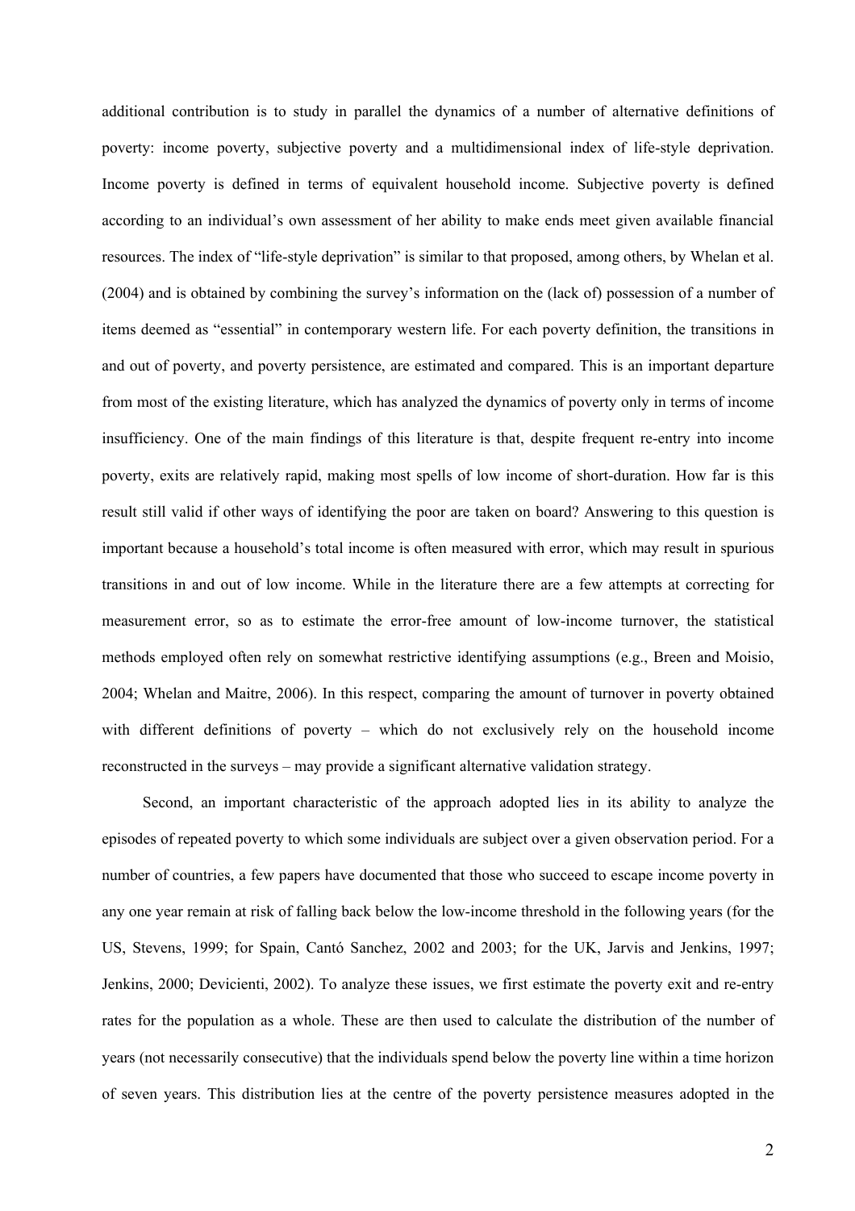additional contribution is to study in parallel the dynamics of a number of alternative definitions of poverty: income poverty, subjective poverty and a multidimensional index of life-style deprivation. Income poverty is defined in terms of equivalent household income. Subjective poverty is defined according to an individual's own assessment of her ability to make ends meet given available financial resources. The index of "life-style deprivation" is similar to that proposed, among others, by Whelan et al. (2004) and is obtained by combining the survey's information on the (lack of) possession of a number of items deemed as "essential" in contemporary western life. For each poverty definition, the transitions in and out of poverty, and poverty persistence, are estimated and compared. This is an important departure from most of the existing literature, which has analyzed the dynamics of poverty only in terms of income insufficiency. One of the main findings of this literature is that, despite frequent re-entry into income poverty, exits are relatively rapid, making most spells of low income of short-duration. How far is this result still valid if other ways of identifying the poor are taken on board? Answering to this question is important because a household's total income is often measured with error, which may result in spurious transitions in and out of low income. While in the literature there are a few attempts at correcting for measurement error, so as to estimate the error-free amount of low-income turnover, the statistical methods employed often rely on somewhat restrictive identifying assumptions (e.g., Breen and Moisio, 2004; Whelan and Maitre, 2006). In this respect, comparing the amount of turnover in poverty obtained with different definitions of poverty – which do not exclusively rely on the household income reconstructed in the surveys – may provide a significant alternative validation strategy.

Second, an important characteristic of the approach adopted lies in its ability to analyze the episodes of repeated poverty to which some individuals are subject over a given observation period. For a number of countries, a few papers have documented that those who succeed to escape income poverty in any one year remain at risk of falling back below the low-income threshold in the following years (for the US, Stevens, 1999; for Spain, Cantó Sanchez, 2002 and 2003; for the UK, Jarvis and Jenkins, 1997; Jenkins, 2000; Devicienti, 2002). To analyze these issues, we first estimate the poverty exit and re-entry rates for the population as a whole. These are then used to calculate the distribution of the number of years (not necessarily consecutive) that the individuals spend below the poverty line within a time horizon of seven years. This distribution lies at the centre of the poverty persistence measures adopted in the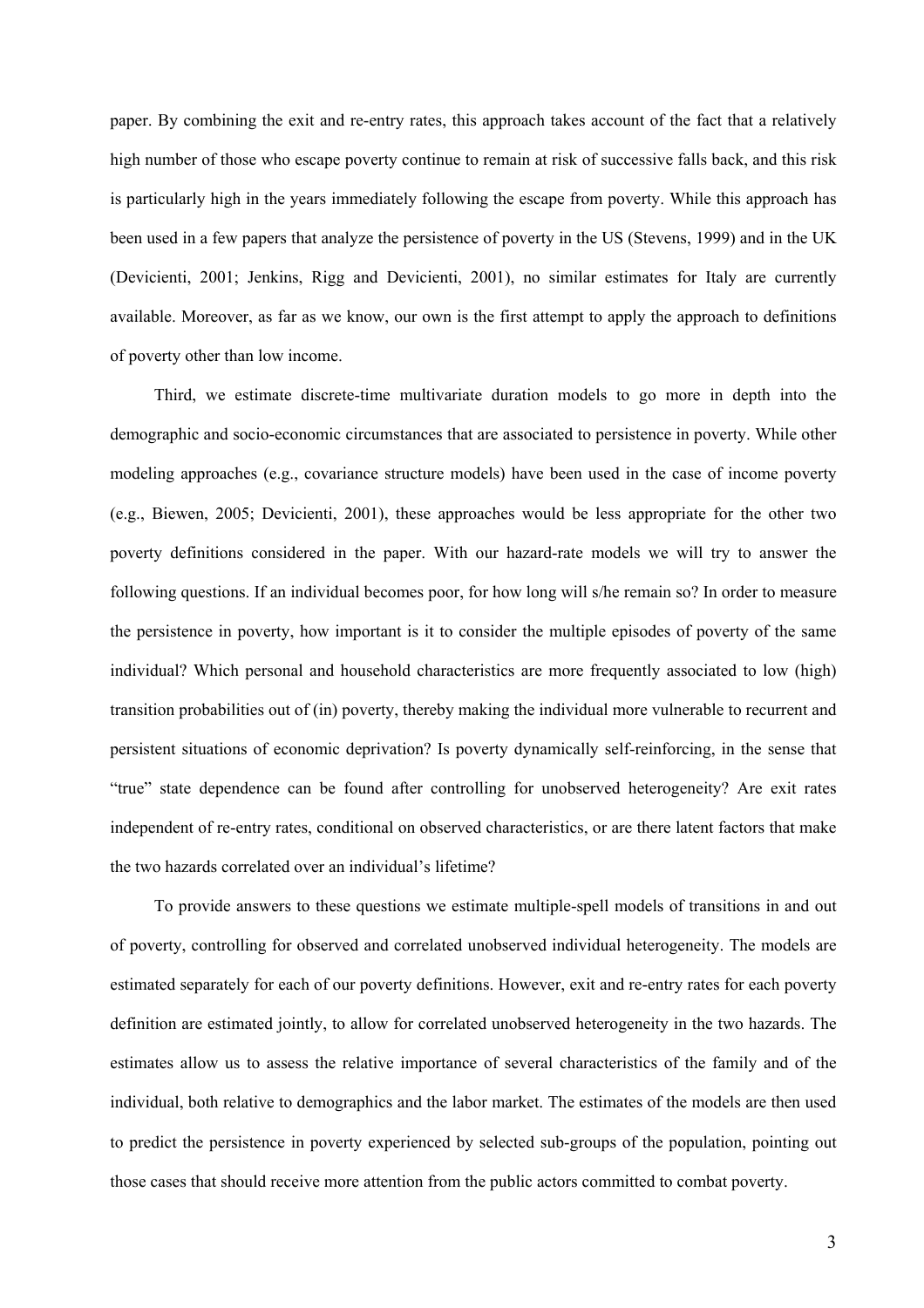paper. By combining the exit and re-entry rates, this approach takes account of the fact that a relatively high number of those who escape poverty continue to remain at risk of successive falls back, and this risk is particularly high in the years immediately following the escape from poverty. While this approach has been used in a few papers that analyze the persistence of poverty in the US (Stevens, 1999) and in the UK (Devicienti, 2001; Jenkins, Rigg and Devicienti, 2001), no similar estimates for Italy are currently available. Moreover, as far as we know, our own is the first attempt to apply the approach to definitions of poverty other than low income.

Third, we estimate discrete-time multivariate duration models to go more in depth into the demographic and socio-economic circumstances that are associated to persistence in poverty. While other modeling approaches (e.g., covariance structure models) have been used in the case of income poverty (e.g., Biewen, 2005; Devicienti, 2001), these approaches would be less appropriate for the other two poverty definitions considered in the paper. With our hazard-rate models we will try to answer the following questions. If an individual becomes poor, for how long will s/he remain so? In order to measure the persistence in poverty, how important is it to consider the multiple episodes of poverty of the same individual? Which personal and household characteristics are more frequently associated to low (high) transition probabilities out of (in) poverty, thereby making the individual more vulnerable to recurrent and persistent situations of economic deprivation? Is poverty dynamically self-reinforcing, in the sense that "true" state dependence can be found after controlling for unobserved heterogeneity? Are exit rates independent of re-entry rates, conditional on observed characteristics, or are there latent factors that make the two hazards correlated over an individual's lifetime?

To provide answers to these questions we estimate multiple-spell models of transitions in and out of poverty, controlling for observed and correlated unobserved individual heterogeneity. The models are estimated separately for each of our poverty definitions. However, exit and re-entry rates for each poverty definition are estimated jointly, to allow for correlated unobserved heterogeneity in the two hazards. The estimates allow us to assess the relative importance of several characteristics of the family and of the individual, both relative to demographics and the labor market. The estimates of the models are then used to predict the persistence in poverty experienced by selected sub-groups of the population, pointing out those cases that should receive more attention from the public actors committed to combat poverty.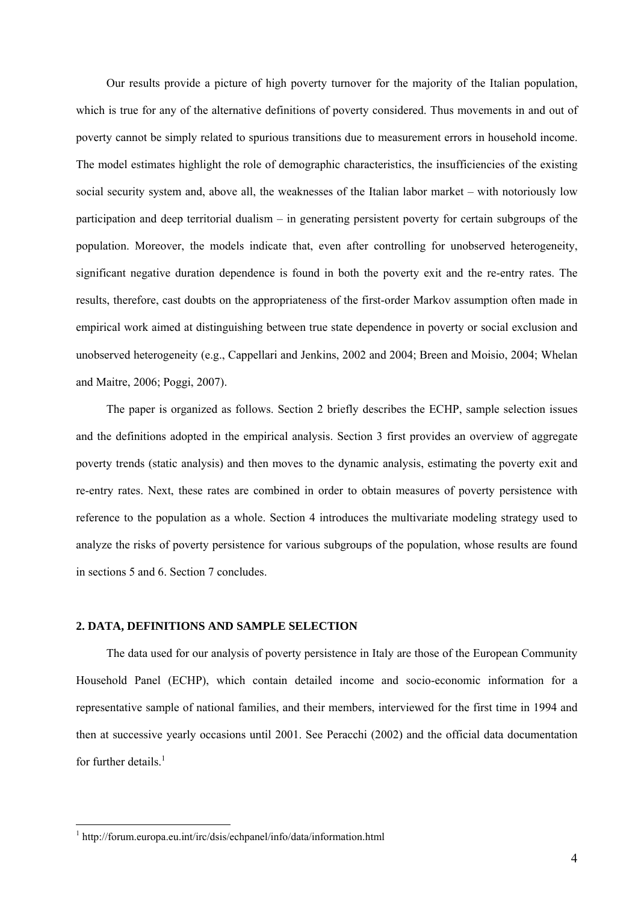Our results provide a picture of high poverty turnover for the majority of the Italian population, which is true for any of the alternative definitions of poverty considered. Thus movements in and out of poverty cannot be simply related to spurious transitions due to measurement errors in household income. The model estimates highlight the role of demographic characteristics, the insufficiencies of the existing social security system and, above all, the weaknesses of the Italian labor market – with notoriously low participation and deep territorial dualism – in generating persistent poverty for certain subgroups of the population. Moreover, the models indicate that, even after controlling for unobserved heterogeneity, significant negative duration dependence is found in both the poverty exit and the re-entry rates. The results, therefore, cast doubts on the appropriateness of the first-order Markov assumption often made in empirical work aimed at distinguishing between true state dependence in poverty or social exclusion and unobserved heterogeneity (e.g., Cappellari and Jenkins, 2002 and 2004; Breen and Moisio, 2004; Whelan and Maitre, 2006; Poggi, 2007).

The paper is organized as follows. Section 2 briefly describes the ECHP, sample selection issues and the definitions adopted in the empirical analysis. Section 3 first provides an overview of aggregate poverty trends (static analysis) and then moves to the dynamic analysis, estimating the poverty exit and re-entry rates. Next, these rates are combined in order to obtain measures of poverty persistence with reference to the population as a whole. Section 4 introduces the multivariate modeling strategy used to analyze the risks of poverty persistence for various subgroups of the population, whose results are found in sections 5 and 6. Section 7 concludes.

## 2. DATA, DEFINITIONS AND SAMPLE SELECTION

The data used for our analysis of poverty persistence in Italy are those of the European Community Household Panel (ECHP), which contain detailed income and socio-economic information for a representative sample of national families, and their members, interviewed for the first time in 1994 and then at successive yearly occasions until 2001. See Peracchi (2002) and the official data documentation for further details.[1]

---

[1] http://forum.europa.eu.int/irc/dsis/echpanel/info/data/information.html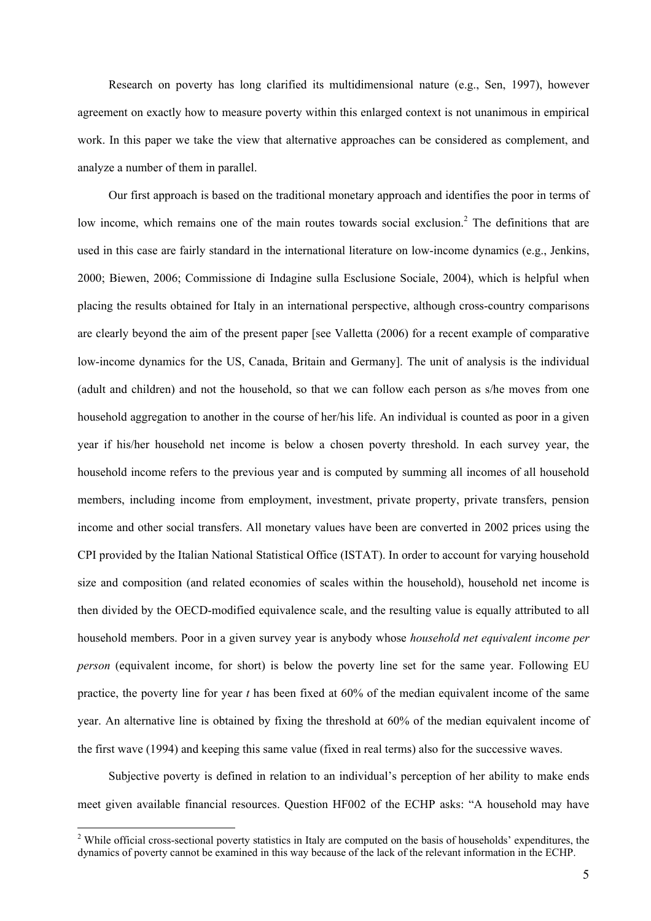Research on poverty has long clarified its multidimensional nature (e.g., Sen, 1997), however agreement on exactly how to measure poverty within this enlarged context is not unanimous in empirical work. In this paper we take the view that alternative approaches can be considered as complement, and analyze a number of them in parallel.

Our first approach is based on the traditional monetary approach and identifies the poor in terms of low income, which remains one of the main routes towards social exclusion.[2] The definitions that are used in this case are fairly standard in the international literature on low-income dynamics (e.g., Jenkins, 2000; Biewen, 2006; Commissione di Indagine sulla Esclusione Sociale, 2004), which is helpful when placing the results obtained for Italy in an international perspective, although cross-country comparisons are clearly beyond the aim of the present paper [see Valletta (2006) for a recent example of comparative low-income dynamics for the US, Canada, Britain and Germany]. The unit of analysis is the individual (adult and children) and not the household, so that we can follow each person as s/he moves from one household aggregation to another in the course of her/his life. An individual is counted as poor in a given year if his/her household net income is below a chosen poverty threshold. In each survey year, the household income refers to the previous year and is computed by summing all incomes of all household members, including income from employment, investment, private property, private transfers, pension income and other social transfers. All monetary values have been are converted in 2002 prices using the CPI provided by the Italian National Statistical Office (ISTAT). In order to account for varying household size and composition (and related economies of scales within the household), household net income is then divided by the OECD-modified equivalence scale, and the resulting value is equally attributed to all household members. Poor in a given survey year is anybody whose *household net equivalent income per person* (equivalent income, for short) is below the poverty line set for the same year. Following EU practice, the poverty line for year *t* has been fixed at 60% of the median equivalent income of the same year. An alternative line is obtained by fixing the threshold at 60% of the median equivalent income of the first wave (1994) and keeping this same value (fixed in real terms) also for the successive waves.

Subjective poverty is defined in relation to an individual's perception of her ability to make ends meet given available financial resources. Question HF002 of the ECHP asks: "A household may have

[2] While official cross-sectional poverty statistics in Italy are computed on the basis of households' expenditures, the dynamics of poverty cannot be examined in this way because of the lack of the relevant information in the ECHP.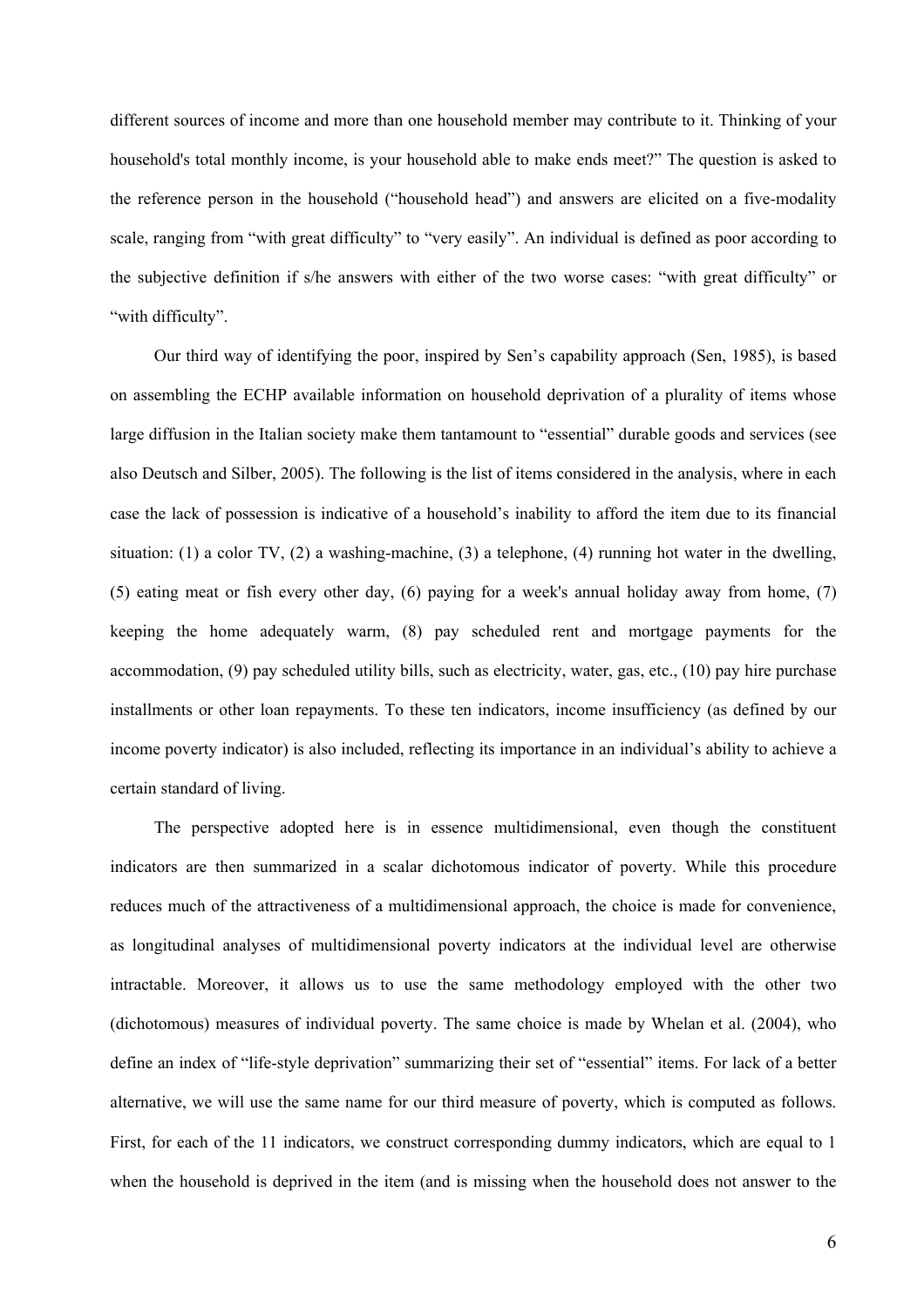different sources of income and more than one household member may contribute to it. Thinking of your household's total monthly income, is your household able to make ends meet?" The question is asked to the reference person in the household ("household head") and answers are elicited on a five-modality scale, ranging from "with great difficulty" to "very easily". An individual is defined as poor according to the subjective definition if s/he answers with either of the two worse cases: "with great difficulty" or "with difficulty".

Our third way of identifying the poor, inspired by Sen's capability approach (Sen, 1985), is based on assembling the ECHP available information on household deprivation of a plurality of items whose large diffusion in the Italian society make them tantamount to "essential" durable goods and services (see also Deutsch and Silber, 2005). The following is the list of items considered in the analysis, where in each case the lack of possession is indicative of a household's inability to afford the item due to its financial situation: (1) a color TV, (2) a washing-machine, (3) a telephone, (4) running hot water in the dwelling, (5) eating meat or fish every other day, (6) paying for a week's annual holiday away from home, (7) keeping the home adequately warm, (8) pay scheduled rent and mortgage payments for the accommodation, (9) pay scheduled utility bills, such as electricity, water, gas, etc., (10) pay hire purchase installments or other loan repayments. To these ten indicators, income insufficiency (as defined by our income poverty indicator) is also included, reflecting its importance in an individual's ability to achieve a certain standard of living.

The perspective adopted here is in essence multidimensional, even though the constituent indicators are then summarized in a scalar dichotomous indicator of poverty. While this procedure reduces much of the attractiveness of a multidimensional approach, the choice is made for convenience, as longitudinal analyses of multidimensional poverty indicators at the individual level are otherwise intractable. Moreover, it allows us to use the same methodology employed with the other two (dichotomous) measures of individual poverty. The same choice is made by Whelan et al. (2004), who define an index of "life-style deprivation" summarizing their set of "essential" items. For lack of a better alternative, we will use the same name for our third measure of poverty, which is computed as follows. First, for each of the 11 indicators, we construct corresponding dummy indicators, which are equal to 1 when the household is deprived in the item (and is missing when the household does not answer to the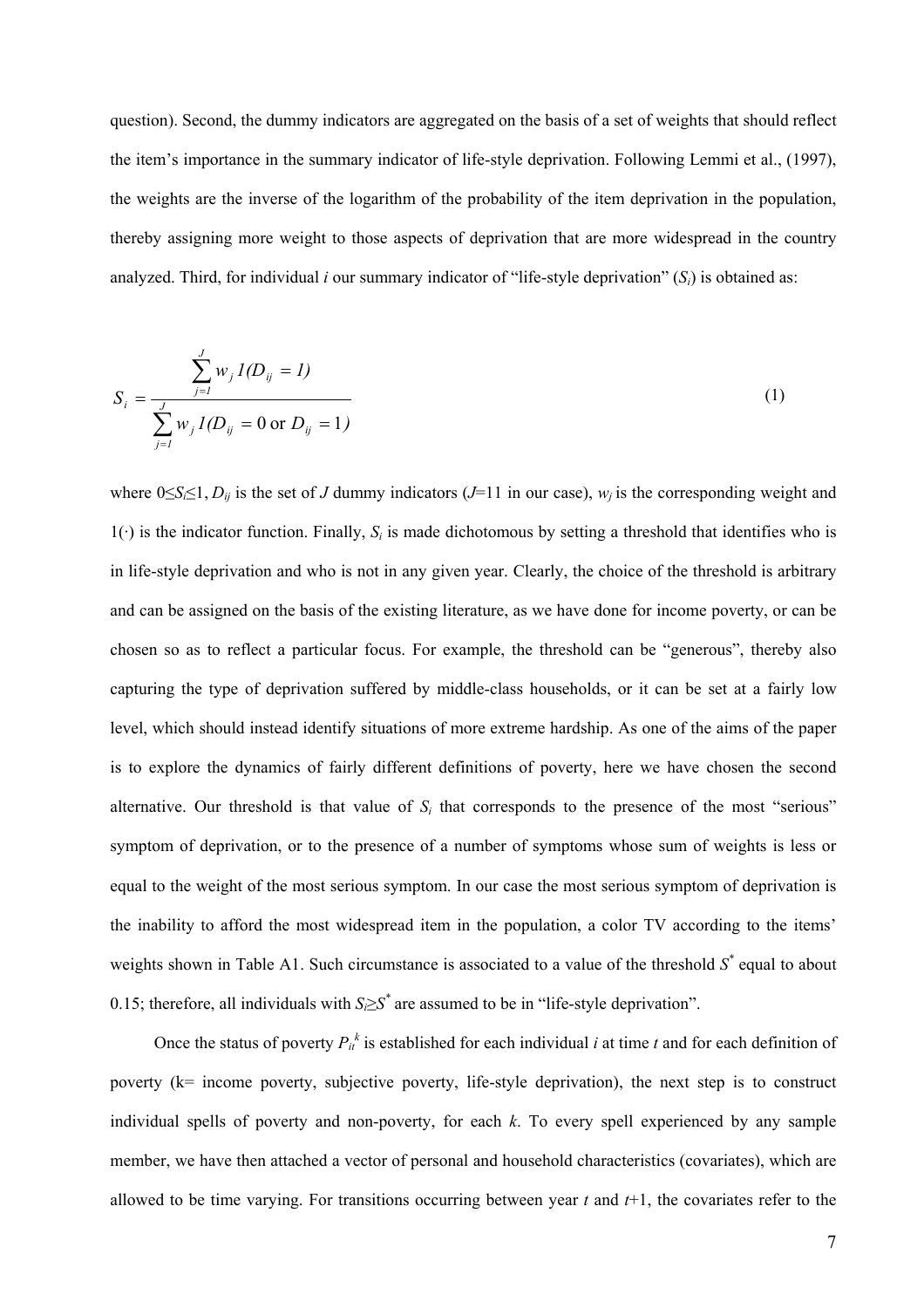question). Second, the dummy indicators are aggregated on the basis of a set of weights that should reflect the item's importance in the summary indicator of life-style deprivation. Following Lemmi et al., (1997), the weights are the inverse of the logarithm of the probability of the item deprivation in the population, thereby assigning more weight to those aspects of deprivation that are more widespread in the country analyzed. Third, for individual *i* our summary indicator of "life-style deprivation" ($S_i$) is obtained as:

$$S_i = \frac{\sum_{j=1}^{J} w_j \, 1(D_{ij} = 1)}{\sum_{j=1}^{J} w_j \, 1(D_{ij} = 0 \text{ or } D_{ij} = 1)} \qquad (1)$$

where $0 \leq S_i \leq 1$, $D_{ij}$ is the set of $J$ dummy indicators ($J$=11 in our case), $w_j$ is the corresponding weight and $1(\cdot)$ is the indicator function. Finally, $S_i$ is made dichotomous by setting a threshold that identifies who is in life-style deprivation and who is not in any given year. Clearly, the choice of the threshold is arbitrary and can be assigned on the basis of the existing literature, as we have done for income poverty, or can be chosen so as to reflect a particular focus. For example, the threshold can be "generous", thereby also capturing the type of deprivation suffered by middle-class households, or it can be set at a fairly low level, which should instead identify situations of more extreme hardship. As one of the aims of the paper is to explore the dynamics of fairly different definitions of poverty, here we have chosen the second alternative. Our threshold is that value of $S_i$ that corresponds to the presence of the most "serious" symptom of deprivation, or to the presence of a number of symptoms whose sum of weights is less or equal to the weight of the most serious symptom. In our case the most serious symptom of deprivation is the inability to afford the most widespread item in the population, a color TV according to the items' weights shown in Table A1. Such circumstance is associated to a value of the threshold $S^*$ equal to about 0.15; therefore, all individuals with $S_i \geq S^*$ are assumed to be in "life-style deprivation".

Once the status of poverty $P_{it}^k$ is established for each individual *i* at time *t* and for each definition of poverty (k= income poverty, subjective poverty, life-style deprivation), the next step is to construct individual spells of poverty and non-poverty, for each *k*. To every spell experienced by any sample member, we have then attached a vector of personal and household characteristics (covariates), which are allowed to be time varying. For transitions occurring between year *t* and *t*+1, the covariates refer to the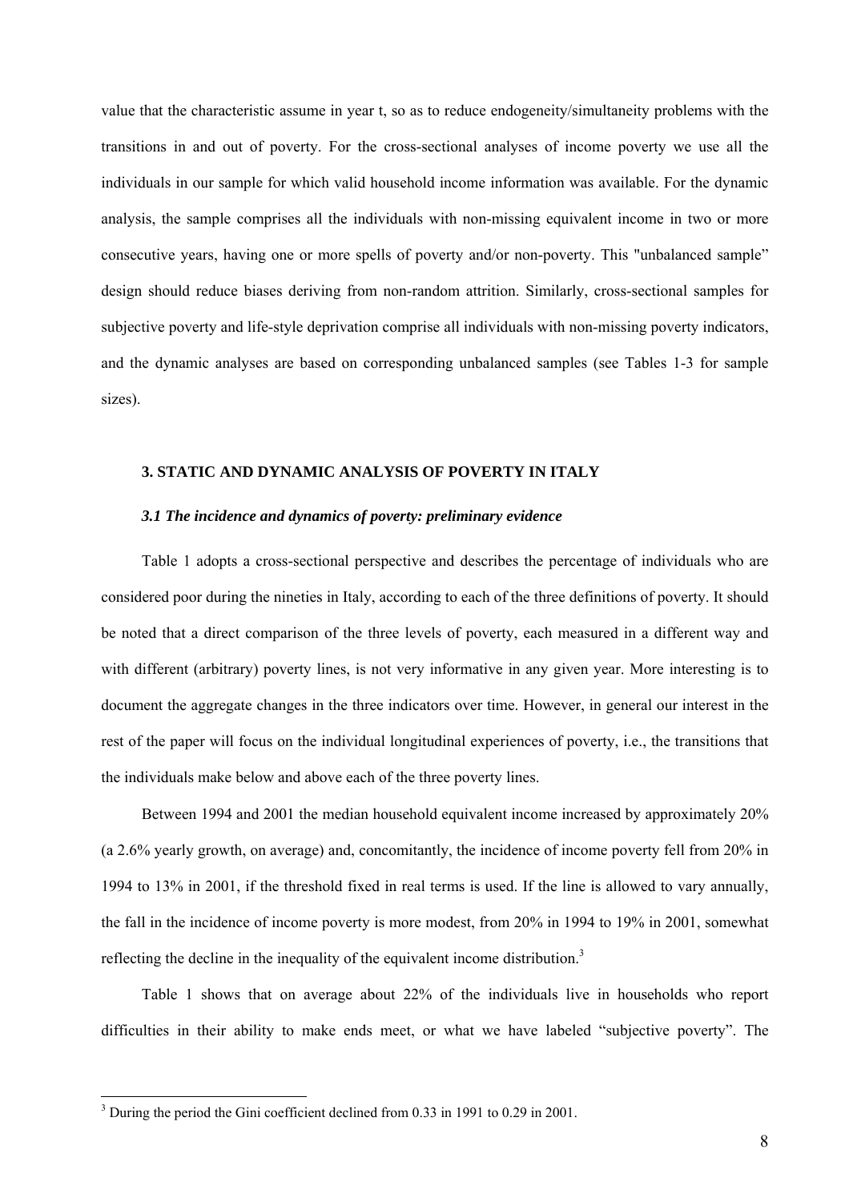value that the characteristic assume in year t, so as to reduce endogeneity/simultaneity problems with the transitions in and out of poverty. For the cross-sectional analyses of income poverty we use all the individuals in our sample for which valid household income information was available. For the dynamic analysis, the sample comprises all the individuals with non-missing equivalent income in two or more consecutive years, having one or more spells of poverty and/or non-poverty. This "unbalanced sample" design should reduce biases deriving from non-random attrition. Similarly, cross-sectional samples for subjective poverty and life-style deprivation comprise all individuals with non-missing poverty indicators, and the dynamic analyses are based on corresponding unbalanced samples (see Tables 1-3 for sample sizes).

## 3. STATIC AND DYNAMIC ANALYSIS OF POVERTY IN ITALY

### *3.1 The incidence and dynamics of poverty: preliminary evidence*

Table 1 adopts a cross-sectional perspective and describes the percentage of individuals who are considered poor during the nineties in Italy, according to each of the three definitions of poverty. It should be noted that a direct comparison of the three levels of poverty, each measured in a different way and with different (arbitrary) poverty lines, is not very informative in any given year. More interesting is to document the aggregate changes in the three indicators over time. However, in general our interest in the rest of the paper will focus on the individual longitudinal experiences of poverty, i.e., the transitions that the individuals make below and above each of the three poverty lines.

Between 1994 and 2001 the median household equivalent income increased by approximately 20% (a 2.6% yearly growth, on average) and, concomitantly, the incidence of income poverty fell from 20% in 1994 to 13% in 2001, if the threshold fixed in real terms is used. If the line is allowed to vary annually, the fall in the incidence of income poverty is more modest, from 20% in 1994 to 19% in 2001, somewhat reflecting the decline in the inequality of the equivalent income distribution.[3]

Table 1 shows that on average about 22% of the individuals live in households who report difficulties in their ability to make ends meet, or what we have labeled "subjective poverty". The

[3] During the period the Gini coefficient declined from 0.33 in 1991 to 0.29 in 2001.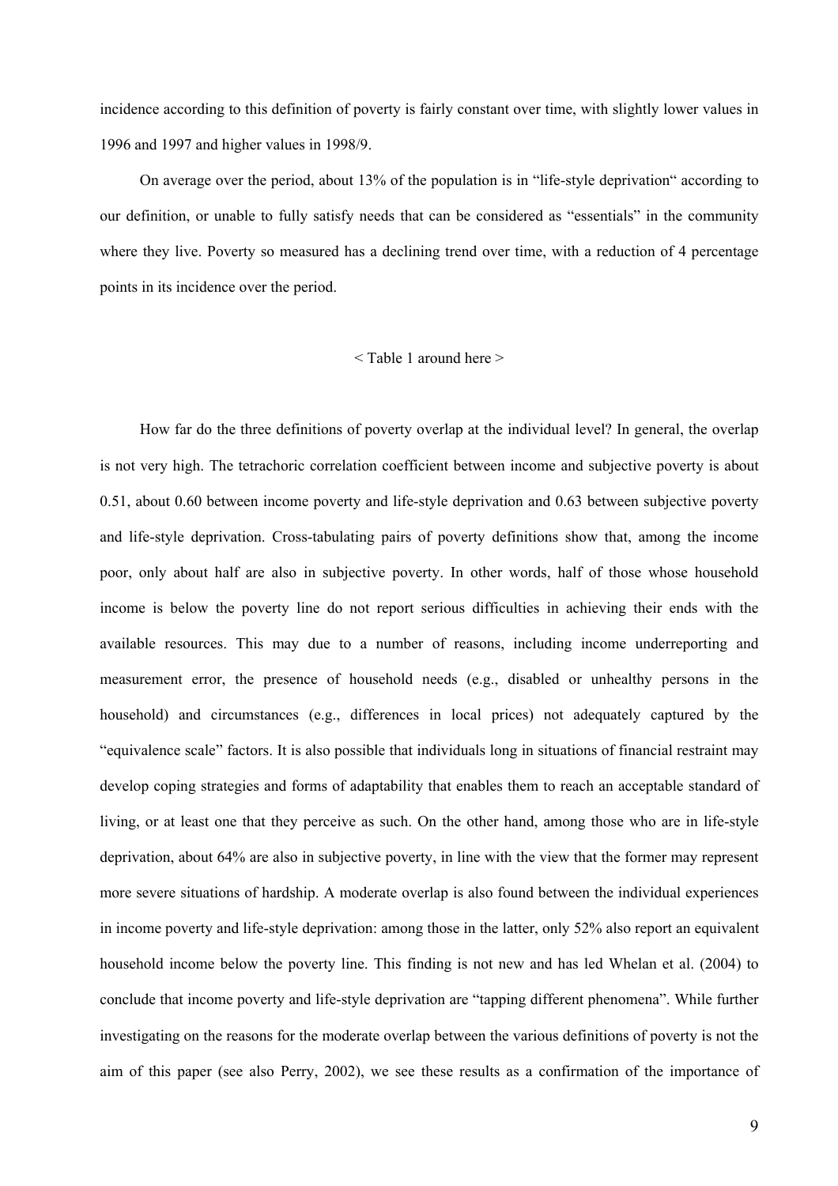incidence according to this definition of poverty is fairly constant over time, with slightly lower values in 1996 and 1997 and higher values in 1998/9.

On average over the period, about 13% of the population is in "life-style deprivation" according to our definition, or unable to fully satisfy needs that can be considered as "essentials" in the community where they live. Poverty so measured has a declining trend over time, with a reduction of 4 percentage points in its incidence over the period.

< Table 1 around here >

How far do the three definitions of poverty overlap at the individual level? In general, the overlap is not very high. The tetrachoric correlation coefficient between income and subjective poverty is about 0.51, about 0.60 between income poverty and life-style deprivation and 0.63 between subjective poverty and life-style deprivation. Cross-tabulating pairs of poverty definitions show that, among the income poor, only about half are also in subjective poverty. In other words, half of those whose household income is below the poverty line do not report serious difficulties in achieving their ends with the available resources. This may due to a number of reasons, including income underreporting and measurement error, the presence of household needs (e.g., disabled or unhealthy persons in the household) and circumstances (e.g., differences in local prices) not adequately captured by the "equivalence scale" factors. It is also possible that individuals long in situations of financial restraint may develop coping strategies and forms of adaptability that enables them to reach an acceptable standard of living, or at least one that they perceive as such. On the other hand, among those who are in life-style deprivation, about 64% are also in subjective poverty, in line with the view that the former may represent more severe situations of hardship. A moderate overlap is also found between the individual experiences in income poverty and life-style deprivation: among those in the latter, only 52% also report an equivalent household income below the poverty line. This finding is not new and has led Whelan et al. (2004) to conclude that income poverty and life-style deprivation are "tapping different phenomena". While further investigating on the reasons for the moderate overlap between the various definitions of poverty is not the aim of this paper (see also Perry, 2002), we see these results as a confirmation of the importance of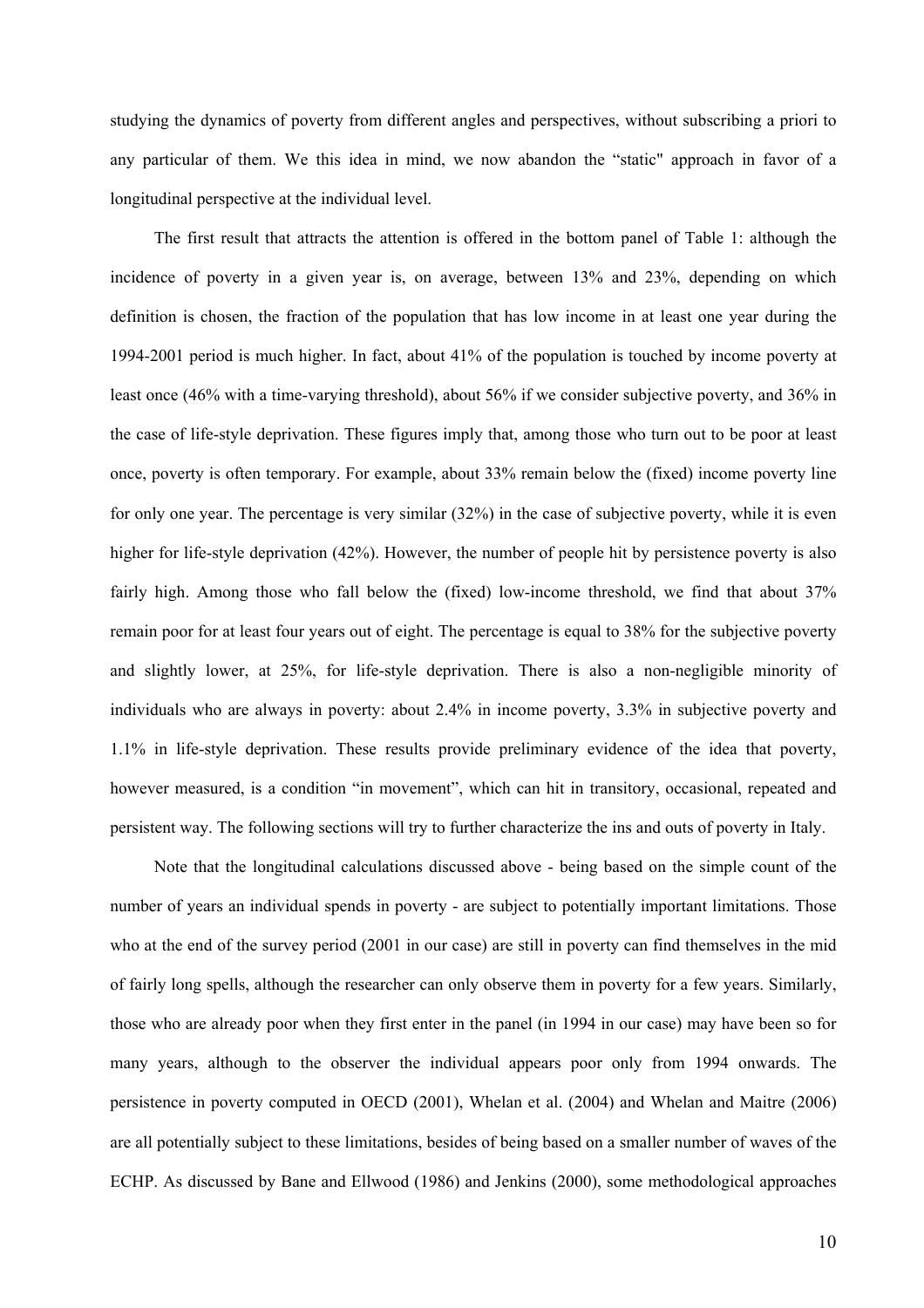studying the dynamics of poverty from different angles and perspectives, without subscribing a priori to any particular of them. We this idea in mind, we now abandon the "static" approach in favor of a longitudinal perspective at the individual level.

The first result that attracts the attention is offered in the bottom panel of Table 1: although the incidence of poverty in a given year is, on average, between 13% and 23%, depending on which definition is chosen, the fraction of the population that has low income in at least one year during the 1994-2001 period is much higher. In fact, about 41% of the population is touched by income poverty at least once (46% with a time-varying threshold), about 56% if we consider subjective poverty, and 36% in the case of life-style deprivation. These figures imply that, among those who turn out to be poor at least once, poverty is often temporary. For example, about 33% remain below the (fixed) income poverty line for only one year. The percentage is very similar (32%) in the case of subjective poverty, while it is even higher for life-style deprivation (42%). However, the number of people hit by persistence poverty is also fairly high. Among those who fall below the (fixed) low-income threshold, we find that about 37% remain poor for at least four years out of eight. The percentage is equal to 38% for the subjective poverty and slightly lower, at 25%, for life-style deprivation. There is also a non-negligible minority of individuals who are always in poverty: about 2.4% in income poverty, 3.3% in subjective poverty and 1.1% in life-style deprivation. These results provide preliminary evidence of the idea that poverty, however measured, is a condition "in movement", which can hit in transitory, occasional, repeated and persistent way. The following sections will try to further characterize the ins and outs of poverty in Italy.

Note that the longitudinal calculations discussed above - being based on the simple count of the number of years an individual spends in poverty - are subject to potentially important limitations. Those who at the end of the survey period (2001 in our case) are still in poverty can find themselves in the mid of fairly long spells, although the researcher can only observe them in poverty for a few years. Similarly, those who are already poor when they first enter in the panel (in 1994 in our case) may have been so for many years, although to the observer the individual appears poor only from 1994 onwards. The persistence in poverty computed in OECD (2001), Whelan et al. (2004) and Whelan and Maitre (2006) are all potentially subject to these limitations, besides of being based on a smaller number of waves of the ECHP. As discussed by Bane and Ellwood (1986) and Jenkins (2000), some methodological approaches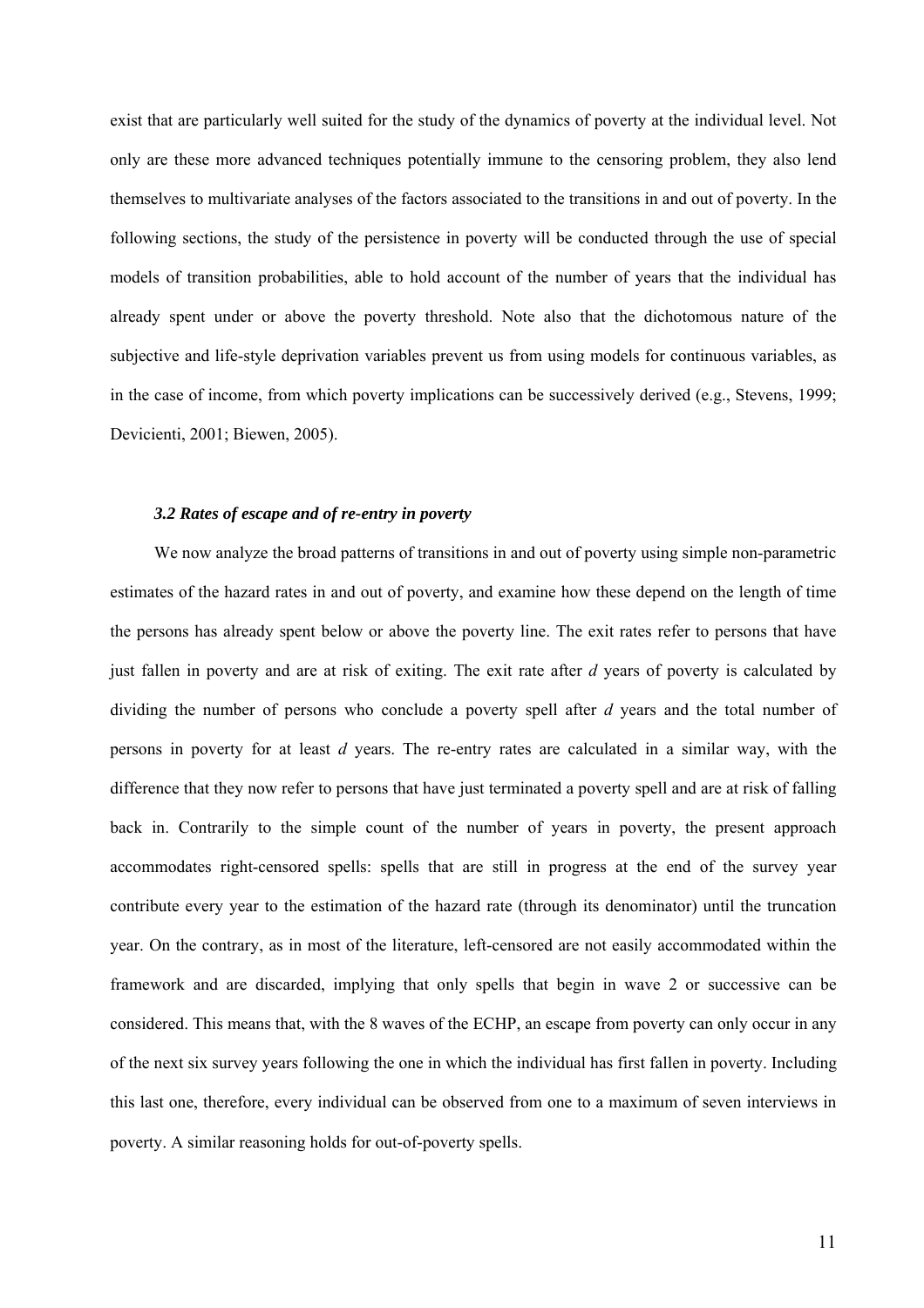exist that are particularly well suited for the study of the dynamics of poverty at the individual level. Not only are these more advanced techniques potentially immune to the censoring problem, they also lend themselves to multivariate analyses of the factors associated to the transitions in and out of poverty. In the following sections, the study of the persistence in poverty will be conducted through the use of special models of transition probabilities, able to hold account of the number of years that the individual has already spent under or above the poverty threshold. Note also that the dichotomous nature of the subjective and life-style deprivation variables prevent us from using models for continuous variables, as in the case of income, from which poverty implications can be successively derived (e.g., Stevens, 1999; Devicienti, 2001; Biewen, 2005).

### *3.2 Rates of escape and of re-entry in poverty*

We now analyze the broad patterns of transitions in and out of poverty using simple non-parametric estimates of the hazard rates in and out of poverty, and examine how these depend on the length of time the persons has already spent below or above the poverty line. The exit rates refer to persons that have just fallen in poverty and are at risk of exiting. The exit rate after *d* years of poverty is calculated by dividing the number of persons who conclude a poverty spell after *d* years and the total number of persons in poverty for at least *d* years. The re-entry rates are calculated in a similar way, with the difference that they now refer to persons that have just terminated a poverty spell and are at risk of falling back in. Contrarily to the simple count of the number of years in poverty, the present approach accommodates right-censored spells: spells that are still in progress at the end of the survey year contribute every year to the estimation of the hazard rate (through its denominator) until the truncation year. On the contrary, as in most of the literature, left-censored are not easily accommodated within the framework and are discarded, implying that only spells that begin in wave 2 or successive can be considered. This means that, with the 8 waves of the ECHP, an escape from poverty can only occur in any of the next six survey years following the one in which the individual has first fallen in poverty. Including this last one, therefore, every individual can be observed from one to a maximum of seven interviews in poverty. A similar reasoning holds for out-of-poverty spells.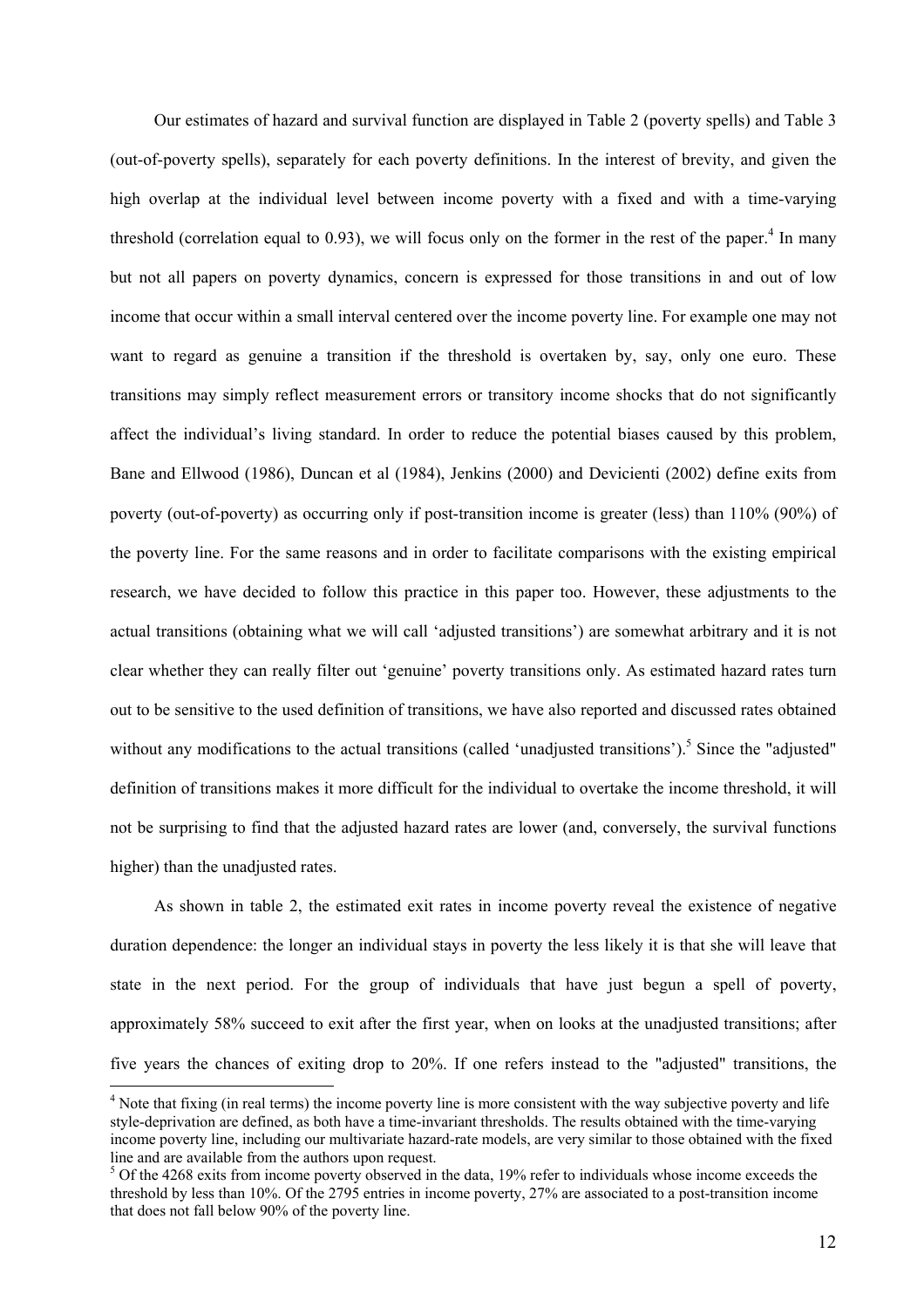Our estimates of hazard and survival function are displayed in Table 2 (poverty spells) and Table 3 (out-of-poverty spells), separately for each poverty definitions. In the interest of brevity, and given the high overlap at the individual level between income poverty with a fixed and with a time-varying threshold (correlation equal to 0.93), we will focus only on the former in the rest of the paper.[4] In many but not all papers on poverty dynamics, concern is expressed for those transitions in and out of low income that occur within a small interval centered over the income poverty line. For example one may not want to regard as genuine a transition if the threshold is overtaken by, say, only one euro. These transitions may simply reflect measurement errors or transitory income shocks that do not significantly affect the individual's living standard. In order to reduce the potential biases caused by this problem, Bane and Ellwood (1986), Duncan et al (1984), Jenkins (2000) and Devicienti (2002) define exits from poverty (out-of-poverty) as occurring only if post-transition income is greater (less) than 110% (90%) of the poverty line. For the same reasons and in order to facilitate comparisons with the existing empirical research, we have decided to follow this practice in this paper too. However, these adjustments to the actual transitions (obtaining what we will call 'adjusted transitions') are somewhat arbitrary and it is not clear whether they can really filter out 'genuine' poverty transitions only. As estimated hazard rates turn out to be sensitive to the used definition of transitions, we have also reported and discussed rates obtained without any modifications to the actual transitions (called 'unadjusted transitions').[5] Since the "adjusted" definition of transitions makes it more difficult for the individual to overtake the income threshold, it will not be surprising to find that the adjusted hazard rates are lower (and, conversely, the survival functions higher) than the unadjusted rates.

As shown in table 2, the estimated exit rates in income poverty reveal the existence of negative duration dependence: the longer an individual stays in poverty the less likely it is that she will leave that state in the next period. For the group of individuals that have just begun a spell of poverty, approximately 58% succeed to exit after the first year, when on looks at the unadjusted transitions; after five years the chances of exiting drop to 20%. If one refers instead to the "adjusted" transitions, the

---

[4] Note that fixing (in real terms) the income poverty line is more consistent with the way subjective poverty and life style-deprivation are defined, as both have a time-invariant thresholds. The results obtained with the time-varying income poverty line, including our multivariate hazard-rate models, are very similar to those obtained with the fixed line and are available from the authors upon request.

[5] Of the 4268 exits from income poverty observed in the data, 19% refer to individuals whose income exceeds the threshold by less than 10%. Of the 2795 entries in income poverty, 27% are associated to a post-transition income that does not fall below 90% of the poverty line.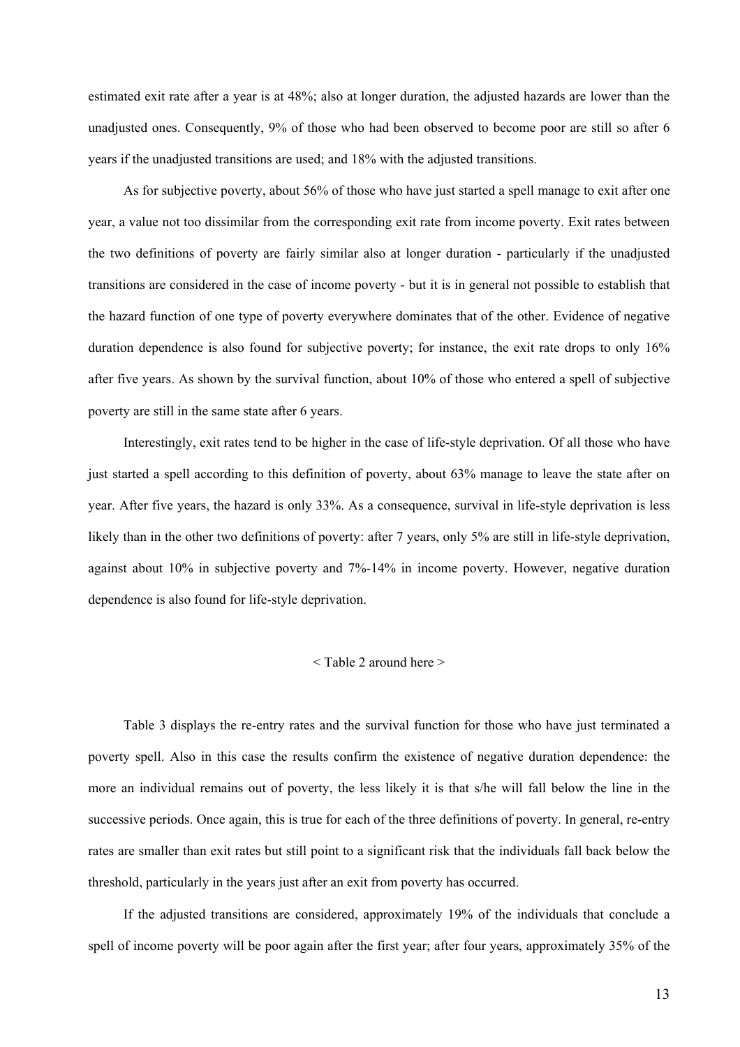estimated exit rate after a year is at 48%; also at longer duration, the adjusted hazards are lower than the unadjusted ones. Consequently, 9% of those who had been observed to become poor are still so after 6 years if the unadjusted transitions are used; and 18% with the adjusted transitions.

As for subjective poverty, about 56% of those who have just started a spell manage to exit after one year, a value not too dissimilar from the corresponding exit rate from income poverty. Exit rates between the two definitions of poverty are fairly similar also at longer duration - particularly if the unadjusted transitions are considered in the case of income poverty - but it is in general not possible to establish that the hazard function of one type of poverty everywhere dominates that of the other. Evidence of negative duration dependence is also found for subjective poverty; for instance, the exit rate drops to only 16% after five years. As shown by the survival function, about 10% of those who entered a spell of subjective poverty are still in the same state after 6 years.

Interestingly, exit rates tend to be higher in the case of life-style deprivation. Of all those who have just started a spell according to this definition of poverty, about 63% manage to leave the state after on year. After five years, the hazard is only 33%. As a consequence, survival in life-style deprivation is less likely than in the other two definitions of poverty: after 7 years, only 5% are still in life-style deprivation, against about 10% in subjective poverty and 7%-14% in income poverty. However, negative duration dependence is also found for life-style deprivation.

< Table 2 around here >

Table 3 displays the re-entry rates and the survival function for those who have just terminated a poverty spell. Also in this case the results confirm the existence of negative duration dependence: the more an individual remains out of poverty, the less likely it is that s/he will fall below the line in the successive periods. Once again, this is true for each of the three definitions of poverty. In general, re-entry rates are smaller than exit rates but still point to a significant risk that the individuals fall back below the threshold, particularly in the years just after an exit from poverty has occurred.

If the adjusted transitions are considered, approximately 19% of the individuals that conclude a spell of income poverty will be poor again after the first year; after four years, approximately 35% of the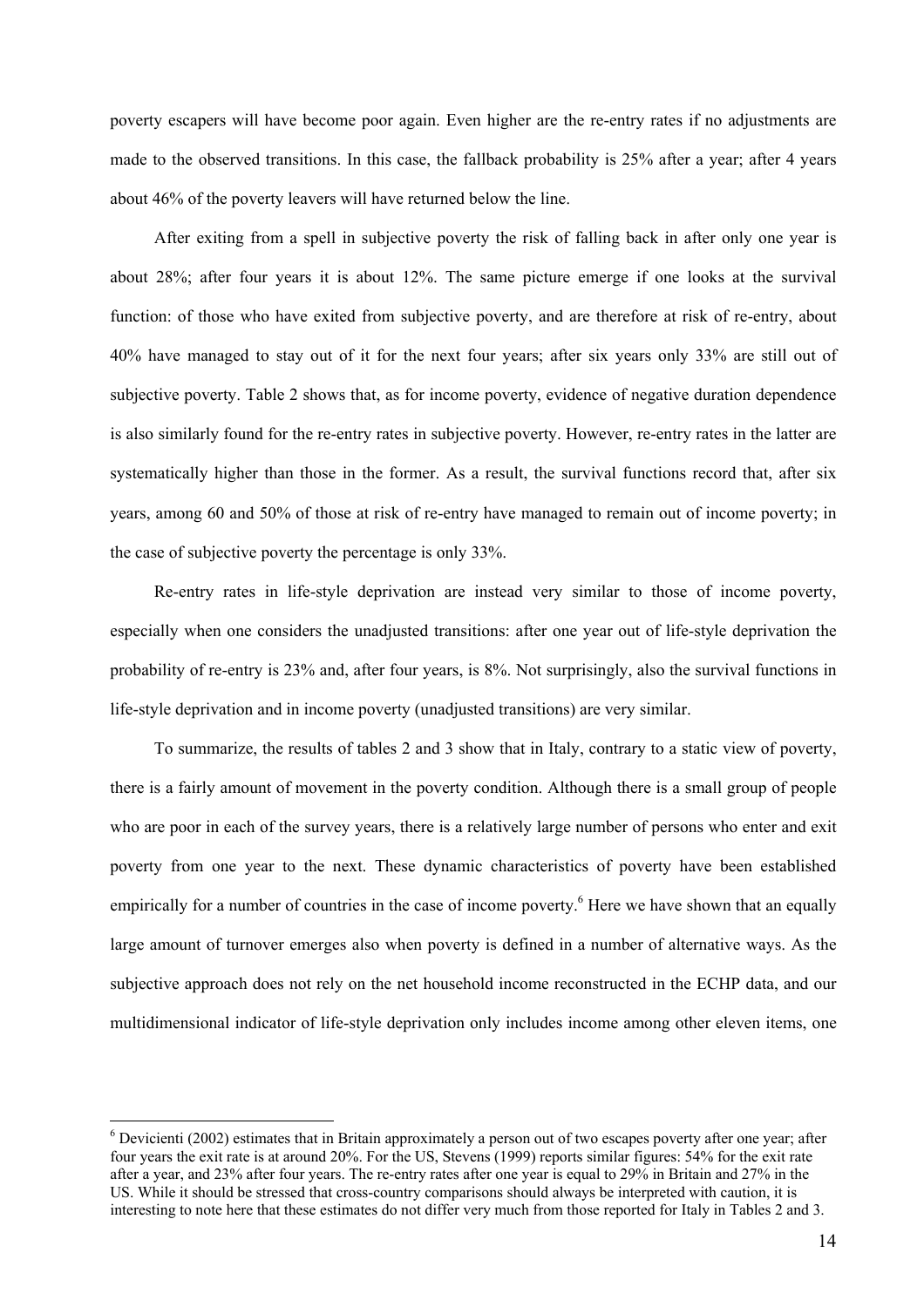poverty escapers will have become poor again. Even higher are the re-entry rates if no adjustments are made to the observed transitions. In this case, the fallback probability is 25% after a year; after 4 years about 46% of the poverty leavers will have returned below the line.

After exiting from a spell in subjective poverty the risk of falling back in after only one year is about 28%; after four years it is about 12%. The same picture emerge if one looks at the survival function: of those who have exited from subjective poverty, and are therefore at risk of re-entry, about 40% have managed to stay out of it for the next four years; after six years only 33% are still out of subjective poverty. Table 2 shows that, as for income poverty, evidence of negative duration dependence is also similarly found for the re-entry rates in subjective poverty. However, re-entry rates in the latter are systematically higher than those in the former. As a result, the survival functions record that, after six years, among 60 and 50% of those at risk of re-entry have managed to remain out of income poverty; in the case of subjective poverty the percentage is only 33%.

Re-entry rates in life-style deprivation are instead very similar to those of income poverty, especially when one considers the unadjusted transitions: after one year out of life-style deprivation the probability of re-entry is 23% and, after four years, is 8%. Not surprisingly, also the survival functions in life-style deprivation and in income poverty (unadjusted transitions) are very similar.

To summarize, the results of tables 2 and 3 show that in Italy, contrary to a static view of poverty, there is a fairly amount of movement in the poverty condition. Although there is a small group of people who are poor in each of the survey years, there is a relatively large number of persons who enter and exit poverty from one year to the next. These dynamic characteristics of poverty have been established empirically for a number of countries in the case of income poverty.[6] Here we have shown that an equally large amount of turnover emerges also when poverty is defined in a number of alternative ways. As the subjective approach does not rely on the net household income reconstructed in the ECHP data, and our multidimensional indicator of life-style deprivation only includes income among other eleven items, one

---

[6] Devicienti (2002) estimates that in Britain approximately a person out of two escapes poverty after one year; after four years the exit rate is at around 20%. For the US, Stevens (1999) reports similar figures: 54% for the exit rate after a year, and 23% after four years. The re-entry rates after one year is equal to 29% in Britain and 27% in the US. While it should be stressed that cross-country comparisons should always be interpreted with caution, it is interesting to note here that these estimates do not differ very much from those reported for Italy in Tables 2 and 3.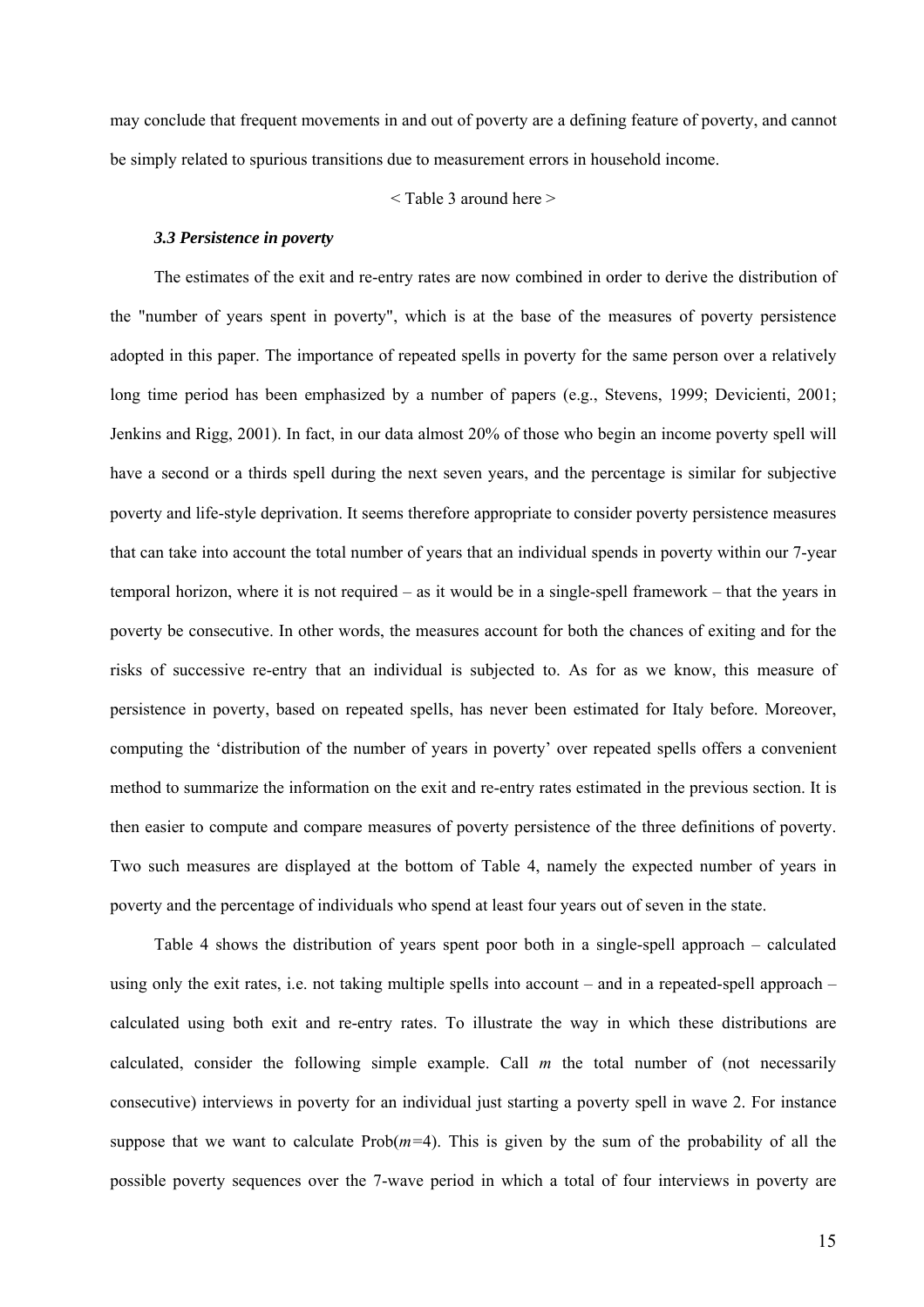may conclude that frequent movements in and out of poverty are a defining feature of poverty, and cannot be simply related to spurious transitions due to measurement errors in household income.

< Table 3 around here >

### *3.3 Persistence in poverty*

The estimates of the exit and re-entry rates are now combined in order to derive the distribution of the "number of years spent in poverty", which is at the base of the measures of poverty persistence adopted in this paper. The importance of repeated spells in poverty for the same person over a relatively long time period has been emphasized by a number of papers (e.g., Stevens, 1999; Devicienti, 2001; Jenkins and Rigg, 2001). In fact, in our data almost 20% of those who begin an income poverty spell will have a second or a thirds spell during the next seven years, and the percentage is similar for subjective poverty and life-style deprivation. It seems therefore appropriate to consider poverty persistence measures that can take into account the total number of years that an individual spends in poverty within our 7-year temporal horizon, where it is not required – as it would be in a single-spell framework – that the years in poverty be consecutive. In other words, the measures account for both the chances of exiting and for the risks of successive re-entry that an individual is subjected to. As for as we know, this measure of persistence in poverty, based on repeated spells, has never been estimated for Italy before. Moreover, computing the 'distribution of the number of years in poverty' over repeated spells offers a convenient method to summarize the information on the exit and re-entry rates estimated in the previous section. It is then easier to compute and compare measures of poverty persistence of the three definitions of poverty. Two such measures are displayed at the bottom of Table 4, namely the expected number of years in poverty and the percentage of individuals who spend at least four years out of seven in the state.

Table 4 shows the distribution of years spent poor both in a single-spell approach – calculated using only the exit rates, i.e. not taking multiple spells into account – and in a repeated-spell approach – calculated using both exit and re-entry rates. To illustrate the way in which these distributions are calculated, consider the following simple example. Call $m$ the total number of (not necessarily consecutive) interviews in poverty for an individual just starting a poverty spell in wave 2. For instance suppose that we want to calculate Prob($m$=4). This is given by the sum of the probability of all the possible poverty sequences over the 7-wave period in which a total of four interviews in poverty are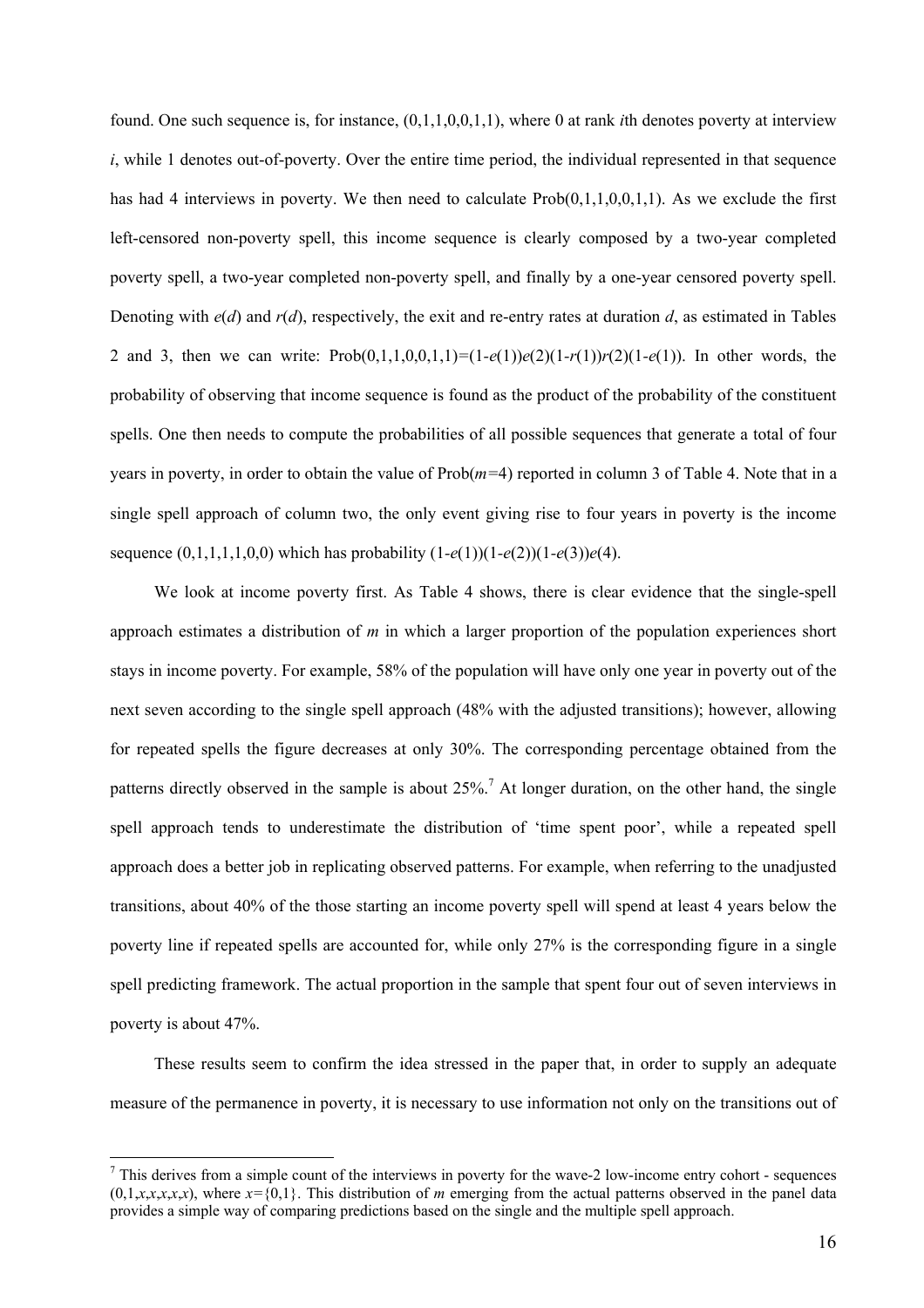found. One such sequence is, for instance, (0,1,1,0,0,1,1), where 0 at rank *i*th denotes poverty at interview *i*, while 1 denotes out-of-poverty. Over the entire time period, the individual represented in that sequence has had 4 interviews in poverty. We then need to calculate Prob(0,1,1,0,0,1,1). As we exclude the first left-censored non-poverty spell, this income sequence is clearly composed by a two-year completed poverty spell, a two-year completed non-poverty spell, and finally by a one-year censored poverty spell. Denoting with $e(d)$ and $r(d)$, respectively, the exit and re-entry rates at duration $d$, as estimated in Tables 2 and 3, then we can write: $\text{Prob}(0,1,1,0,0,1,1)=(1-e(1))e(2)(1-r(1))r(2)(1-e(1))$. In other words, the probability of observing that income sequence is found as the product of the probability of the constituent spells. One then needs to compute the probabilities of all possible sequences that generate a total of four years in poverty, in order to obtain the value of $\text{Prob}(m=4)$ reported in column 3 of Table 4. Note that in a single spell approach of column two, the only event giving rise to four years in poverty is the income sequence (0,1,1,1,1,0,0) which has probability $(1-e(1))(1-e(2))(1-e(3))e(4)$.

We look at income poverty first. As Table 4 shows, there is clear evidence that the single-spell approach estimates a distribution of $m$ in which a larger proportion of the population experiences short stays in income poverty. For example, 58% of the population will have only one year in poverty out of the next seven according to the single spell approach (48% with the adjusted transitions); however, allowing for repeated spells the figure decreases at only 30%. The corresponding percentage obtained from the patterns directly observed in the sample is about 25%.[7] At longer duration, on the other hand, the single spell approach tends to underestimate the distribution of 'time spent poor', while a repeated spell approach does a better job in replicating observed patterns. For example, when referring to the unadjusted transitions, about 40% of the those starting an income poverty spell will spend at least 4 years below the poverty line if repeated spells are accounted for, while only 27% is the corresponding figure in a single spell predicting framework. The actual proportion in the sample that spent four out of seven interviews in poverty is about 47%.

These results seem to confirm the idea stressed in the paper that, in order to supply an adequate measure of the permanence in poverty, it is necessary to use information not only on the transitions out of

---

[7] This derives from a simple count of the interviews in poverty for the wave-2 low-income entry cohort - sequences $(0,1,x,x,x,x,x)$, where $x=\{0,1\}$. This distribution of $m$ emerging from the actual patterns observed in the panel data provides a simple way of comparing predictions based on the single and the multiple spell approach.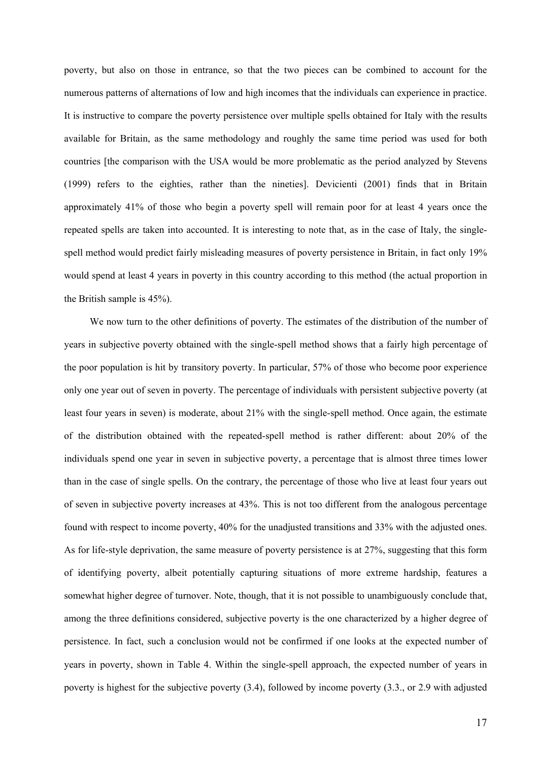poverty, but also on those in entrance, so that the two pieces can be combined to account for the numerous patterns of alternations of low and high incomes that the individuals can experience in practice. It is instructive to compare the poverty persistence over multiple spells obtained for Italy with the results available for Britain, as the same methodology and roughly the same time period was used for both countries [the comparison with the USA would be more problematic as the period analyzed by Stevens (1999) refers to the eighties, rather than the nineties]. Devicienti (2001) finds that in Britain approximately 41% of those who begin a poverty spell will remain poor for at least 4 years once the repeated spells are taken into accounted. It is interesting to note that, as in the case of Italy, the single-spell method would predict fairly misleading measures of poverty persistence in Britain, in fact only 19% would spend at least 4 years in poverty in this country according to this method (the actual proportion in the British sample is 45%).

We now turn to the other definitions of poverty. The estimates of the distribution of the number of years in subjective poverty obtained with the single-spell method shows that a fairly high percentage of the poor population is hit by transitory poverty. In particular, 57% of those who become poor experience only one year out of seven in poverty. The percentage of individuals with persistent subjective poverty (at least four years in seven) is moderate, about 21% with the single-spell method. Once again, the estimate of the distribution obtained with the repeated-spell method is rather different: about 20% of the individuals spend one year in seven in subjective poverty, a percentage that is almost three times lower than in the case of single spells. On the contrary, the percentage of those who live at least four years out of seven in subjective poverty increases at 43%. This is not too different from the analogous percentage found with respect to income poverty, 40% for the unadjusted transitions and 33% with the adjusted ones. As for life-style deprivation, the same measure of poverty persistence is at 27%, suggesting that this form of identifying poverty, albeit potentially capturing situations of more extreme hardship, features a somewhat higher degree of turnover. Note, though, that it is not possible to unambiguously conclude that, among the three definitions considered, subjective poverty is the one characterized by a higher degree of persistence. In fact, such a conclusion would not be confirmed if one looks at the expected number of years in poverty, shown in Table 4. Within the single-spell approach, the expected number of years in poverty is highest for the subjective poverty (3.4), followed by income poverty (3.3., or 2.9 with adjusted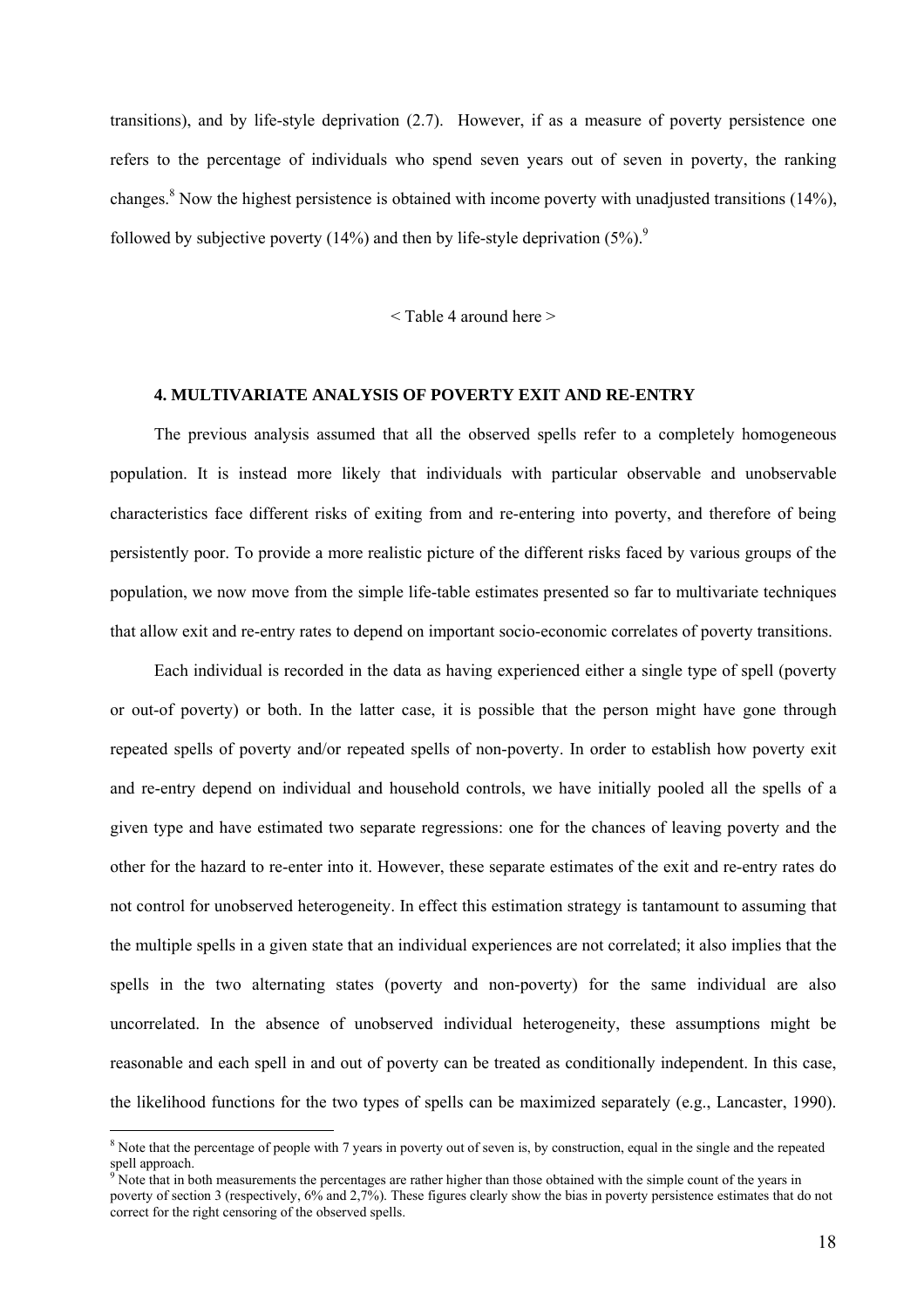transitions), and by life-style deprivation (2.7). However, if as a measure of poverty persistence one refers to the percentage of individuals who spend seven years out of seven in poverty, the ranking changes.[8] Now the highest persistence is obtained with income poverty with unadjusted transitions (14%), followed by subjective poverty (14%) and then by life-style deprivation (5%).[9]

< Table 4 around here >

## 4. MULTIVARIATE ANALYSIS OF POVERTY EXIT AND RE-ENTRY

The previous analysis assumed that all the observed spells refer to a completely homogeneous population. It is instead more likely that individuals with particular observable and unobservable characteristics face different risks of exiting from and re-entering into poverty, and therefore of being persistently poor. To provide a more realistic picture of the different risks faced by various groups of the population, we now move from the simple life-table estimates presented so far to multivariate techniques that allow exit and re-entry rates to depend on important socio-economic correlates of poverty transitions.

Each individual is recorded in the data as having experienced either a single type of spell (poverty or out-of poverty) or both. In the latter case, it is possible that the person might have gone through repeated spells of poverty and/or repeated spells of non-poverty. In order to establish how poverty exit and re-entry depend on individual and household controls, we have initially pooled all the spells of a given type and have estimated two separate regressions: one for the chances of leaving poverty and the other for the hazard to re-enter into it. However, these separate estimates of the exit and re-entry rates do not control for unobserved heterogeneity. In effect this estimation strategy is tantamount to assuming that the multiple spells in a given state that an individual experiences are not correlated; it also implies that the spells in the two alternating states (poverty and non-poverty) for the same individual are also uncorrelated. In the absence of unobserved individual heterogeneity, these assumptions might be reasonable and each spell in and out of poverty can be treated as conditionally independent. In this case, the likelihood functions for the two types of spells can be maximized separately (e.g., Lancaster, 1990).

[8] Note that the percentage of people with 7 years in poverty out of seven is, by construction, equal in the single and the repeated spell approach.

[9] Note that in both measurements the percentages are rather higher than those obtained with the simple count of the years in poverty of section 3 (respectively, 6% and 2,7%). These figures clearly show the bias in poverty persistence estimates that do not correct for the right censoring of the observed spells.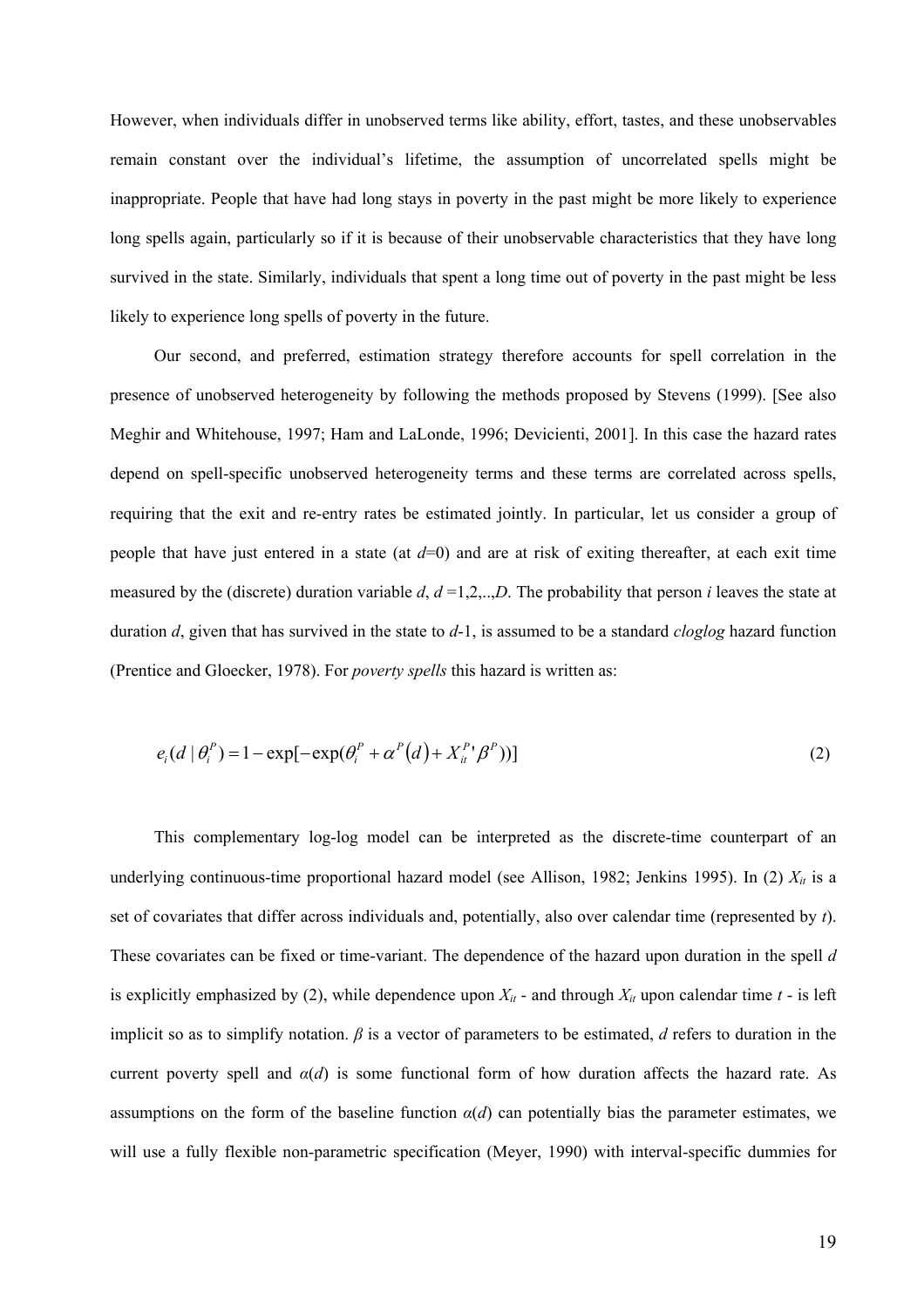However, when individuals differ in unobserved terms like ability, effort, tastes, and these unobservables remain constant over the individual's lifetime, the assumption of uncorrelated spells might be inappropriate. People that have had long stays in poverty in the past might be more likely to experience long spells again, particularly so if it is because of their unobservable characteristics that they have long survived in the state. Similarly, individuals that spent a long time out of poverty in the past might be less likely to experience long spells of poverty in the future.

Our second, and preferred, estimation strategy therefore accounts for spell correlation in the presence of unobserved heterogeneity by following the methods proposed by Stevens (1999). [See also Meghir and Whitehouse, 1997; Ham and LaLonde, 1996; Devicienti, 2001]. In this case the hazard rates depend on spell-specific unobserved heterogeneity terms and these terms are correlated across spells, requiring that the exit and re-entry rates be estimated jointly. In particular, let us consider a group of people that have just entered in a state (at $d$=0) and are at risk of exiting thereafter, at each exit time measured by the (discrete) duration variable $d$, $d$ =1,2,..,$D$. The probability that person $i$ leaves the state at duration $d$, given that has survived in the state to $d$-1, is assumed to be a standard *cloglog* hazard function (Prentice and Gloecker, 1978). For *poverty spells* this hazard is written as:

$$e_i(d \mid \theta_i^P) = 1 - \exp[-\exp(\theta_i^P + \alpha^P(d) + X_{it}^{P}{}'\beta^P))] \tag{2}$$

This complementary log-log model can be interpreted as the discrete-time counterpart of an underlying continuous-time proportional hazard model (see Allison, 1982; Jenkins 1995). In (2) $X_{it}$ is a set of covariates that differ across individuals and, potentially, also over calendar time (represented by $t$). These covariates can be fixed or time-variant. The dependence of the hazard upon duration in the spell $d$ is explicitly emphasized by (2), while dependence upon $X_{it}$ - and through $X_{it}$ upon calendar time $t$ - is left implicit so as to simplify notation. $\beta$ is a vector of parameters to be estimated, $d$ refers to duration in the current poverty spell and $\alpha(d)$ is some functional form of how duration affects the hazard rate. As assumptions on the form of the baseline function $\alpha(d)$ can potentially bias the parameter estimates, we will use a fully flexible non-parametric specification (Meyer, 1990) with interval-specific dummies for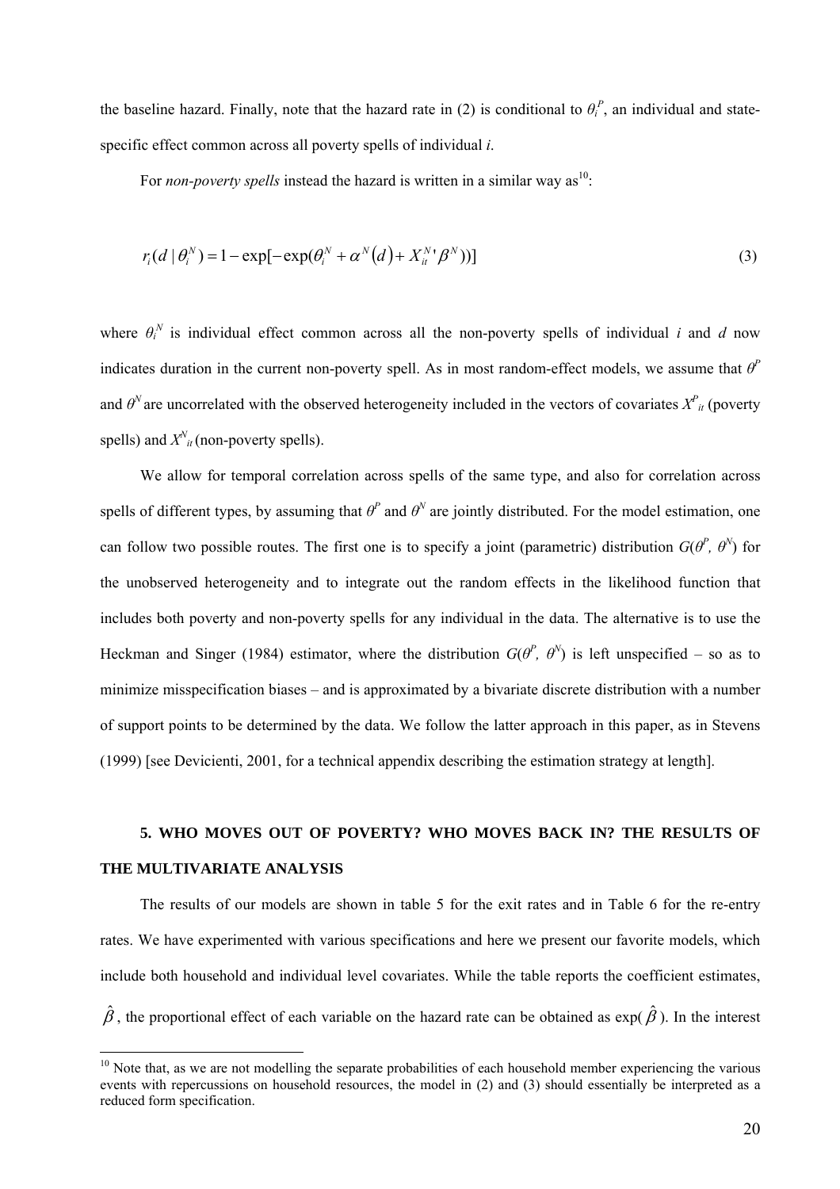the baseline hazard. Finally, note that the hazard rate in (2) is conditional to $\theta_i^P$, an individual and state-specific effect common across all poverty spells of individual *i*.

For *non-poverty spells* instead the hazard is written in a similar way as[10]:

$$r_i(d \mid \theta_i^N) = 1 - \exp[-\exp(\theta_i^N + \alpha^N(d) + X_{it}^{N}{}'\beta^N))] \tag{3}$$

where $\theta_i^N$ is individual effect common across all the non-poverty spells of individual *i* and *d* now indicates duration in the current non-poverty spell. As in most random-effect models, we assume that $\theta^P$ and $\theta^N$ are uncorrelated with the observed heterogeneity included in the vectors of covariates $X^P_{it}$ (poverty spells) and $X^N_{it}$ (non-poverty spells).

We allow for temporal correlation across spells of the same type, and also for correlation across spells of different types, by assuming that $\theta^P$ and $\theta^N$ are jointly distributed. For the model estimation, one can follow two possible routes. The first one is to specify a joint (parametric) distribution $G(\theta^P, \theta^N)$ for the unobserved heterogeneity and to integrate out the random effects in the likelihood function that includes both poverty and non-poverty spells for any individual in the data. The alternative is to use the Heckman and Singer (1984) estimator, where the distribution $G(\theta^P, \theta^N)$ is left unspecified – so as to minimize misspecification biases – and is approximated by a bivariate discrete distribution with a number of support points to be determined by the data. We follow the latter approach in this paper, as in Stevens (1999) [see Devicienti, 2001, for a technical appendix describing the estimation strategy at length].

## 5. WHO MOVES OUT OF POVERTY? WHO MOVES BACK IN? THE RESULTS OF THE MULTIVARIATE ANALYSIS

The results of our models are shown in table 5 for the exit rates and in Table 6 for the re-entry rates. We have experimented with various specifications and here we present our favorite models, which include both household and individual level covariates. While the table reports the coefficient estimates, $\hat{\beta}$, the proportional effect of each variable on the hazard rate can be obtained as $\exp(\hat{\beta})$. In the interest

[10] Note that, as we are not modelling the separate probabilities of each household member experiencing the various events with repercussions on household resources, the model in (2) and (3) should essentially be interpreted as a reduced form specification.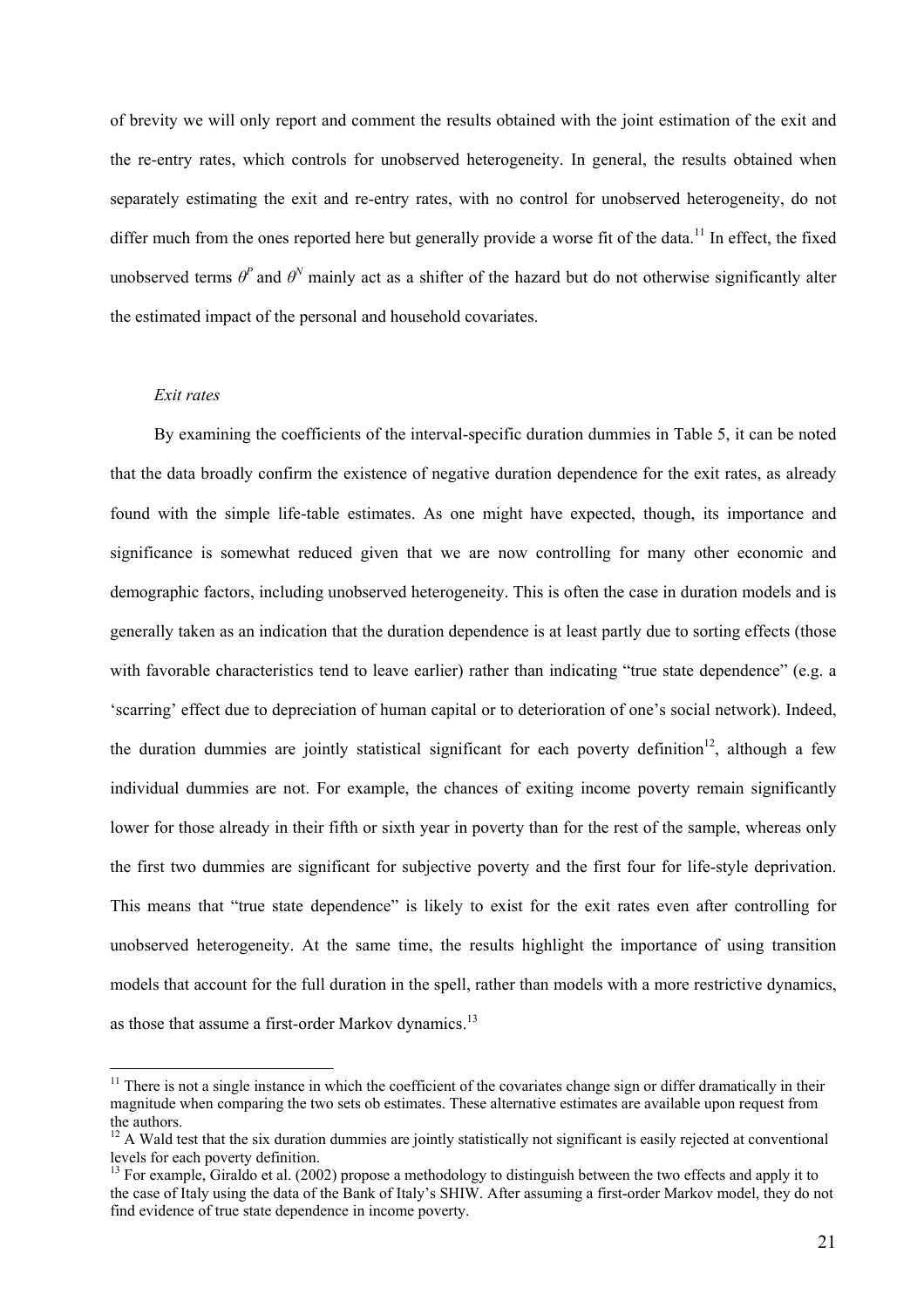of brevity we will only report and comment the results obtained with the joint estimation of the exit and the re-entry rates, which controls for unobserved heterogeneity. In general, the results obtained when separately estimating the exit and re-entry rates, with no control for unobserved heterogeneity, do not differ much from the ones reported here but generally provide a worse fit of the data.[11] In effect, the fixed unobserved terms $\theta^P$ and $\theta^N$ mainly act as a shifter of the hazard but do not otherwise significantly alter the estimated impact of the personal and household covariates.

*Exit rates*

By examining the coefficients of the interval-specific duration dummies in Table 5, it can be noted that the data broadly confirm the existence of negative duration dependence for the exit rates, as already found with the simple life-table estimates. As one might have expected, though, its importance and significance is somewhat reduced given that we are now controlling for many other economic and demographic factors, including unobserved heterogeneity. This is often the case in duration models and is generally taken as an indication that the duration dependence is at least partly due to sorting effects (those with favorable characteristics tend to leave earlier) rather than indicating "true state dependence" (e.g. a 'scarring' effect due to depreciation of human capital or to deterioration of one's social network). Indeed, the duration dummies are jointly statistical significant for each poverty definition[12], although a few individual dummies are not. For example, the chances of exiting income poverty remain significantly lower for those already in their fifth or sixth year in poverty than for the rest of the sample, whereas only the first two dummies are significant for subjective poverty and the first four for life-style deprivation. This means that "true state dependence" is likely to exist for the exit rates even after controlling for unobserved heterogeneity. At the same time, the results highlight the importance of using transition models that account for the full duration in the spell, rather than models with a more restrictive dynamics, as those that assume a first-order Markov dynamics.[13]

[11] There is not a single instance in which the coefficient of the covariates change sign or differ dramatically in their magnitude when comparing the two sets ob estimates. These alternative estimates are available upon request from the authors.

[12] A Wald test that the six duration dummies are jointly statistically not significant is easily rejected at conventional levels for each poverty definition.

[13] For example, Giraldo et al. (2002) propose a methodology to distinguish between the two effects and apply it to the case of Italy using the data of the Bank of Italy's SHIW. After assuming a first-order Markov model, they do not find evidence of true state dependence in income poverty.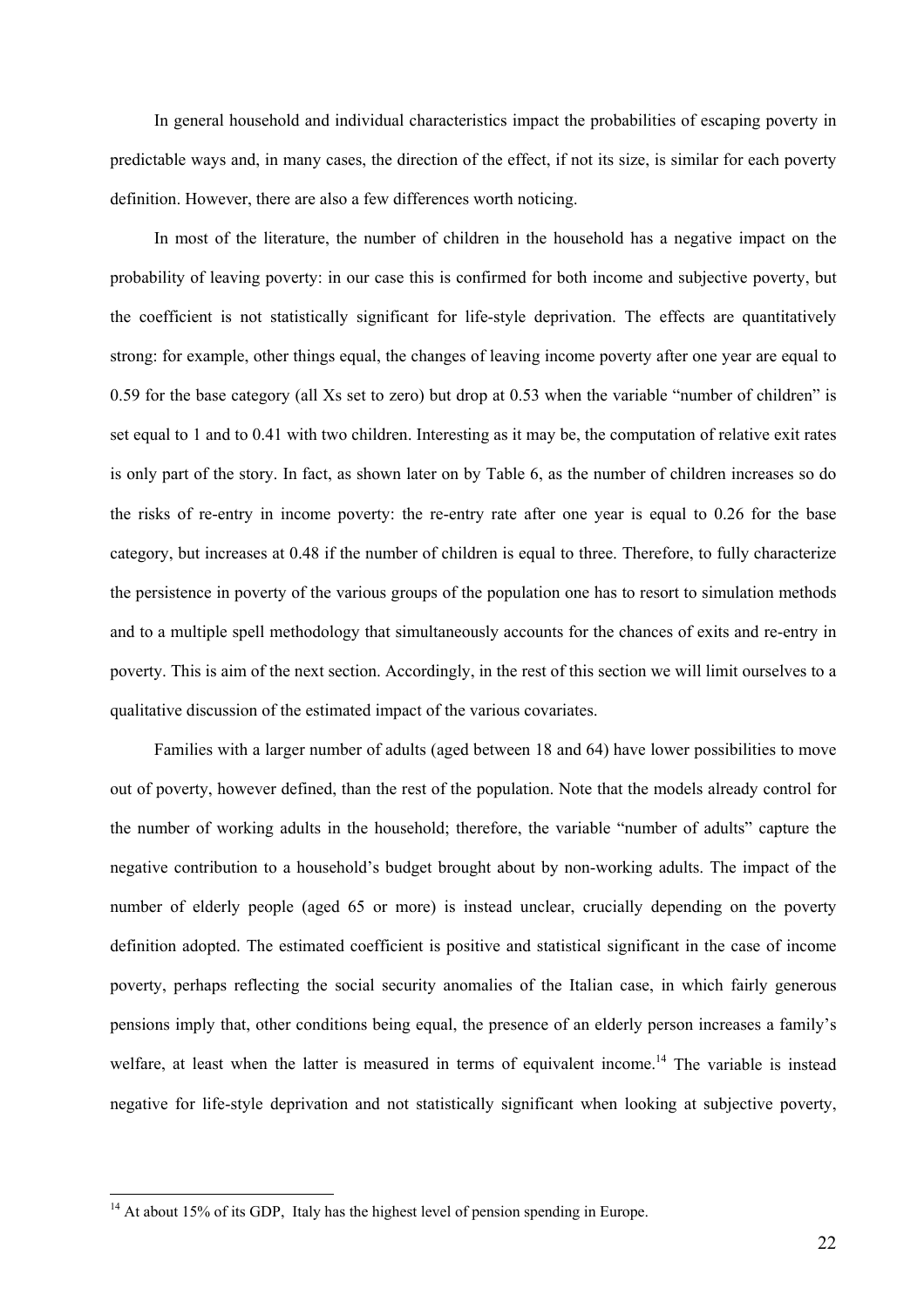In general household and individual characteristics impact the probabilities of escaping poverty in predictable ways and, in many cases, the direction of the effect, if not its size, is similar for each poverty definition. However, there are also a few differences worth noticing.

In most of the literature, the number of children in the household has a negative impact on the probability of leaving poverty: in our case this is confirmed for both income and subjective poverty, but the coefficient is not statistically significant for life-style deprivation. The effects are quantitatively strong: for example, other things equal, the changes of leaving income poverty after one year are equal to 0.59 for the base category (all Xs set to zero) but drop at 0.53 when the variable "number of children" is set equal to 1 and to 0.41 with two children. Interesting as it may be, the computation of relative exit rates is only part of the story. In fact, as shown later on by Table 6, as the number of children increases so do the risks of re-entry in income poverty: the re-entry rate after one year is equal to 0.26 for the base category, but increases at 0.48 if the number of children is equal to three. Therefore, to fully characterize the persistence in poverty of the various groups of the population one has to resort to simulation methods and to a multiple spell methodology that simultaneously accounts for the chances of exits and re-entry in poverty. This is aim of the next section. Accordingly, in the rest of this section we will limit ourselves to a qualitative discussion of the estimated impact of the various covariates.

Families with a larger number of adults (aged between 18 and 64) have lower possibilities to move out of poverty, however defined, than the rest of the population. Note that the models already control for the number of working adults in the household; therefore, the variable "number of adults" capture the negative contribution to a household's budget brought about by non-working adults. The impact of the number of elderly people (aged 65 or more) is instead unclear, crucially depending on the poverty definition adopted. The estimated coefficient is positive and statistical significant in the case of income poverty, perhaps reflecting the social security anomalies of the Italian case, in which fairly generous pensions imply that, other conditions being equal, the presence of an elderly person increases a family's welfare, at least when the latter is measured in terms of equivalent income.[14] The variable is instead negative for life-style deprivation and not statistically significant when looking at subjective poverty,

[14] At about 15% of its GDP, Italy has the highest level of pension spending in Europe.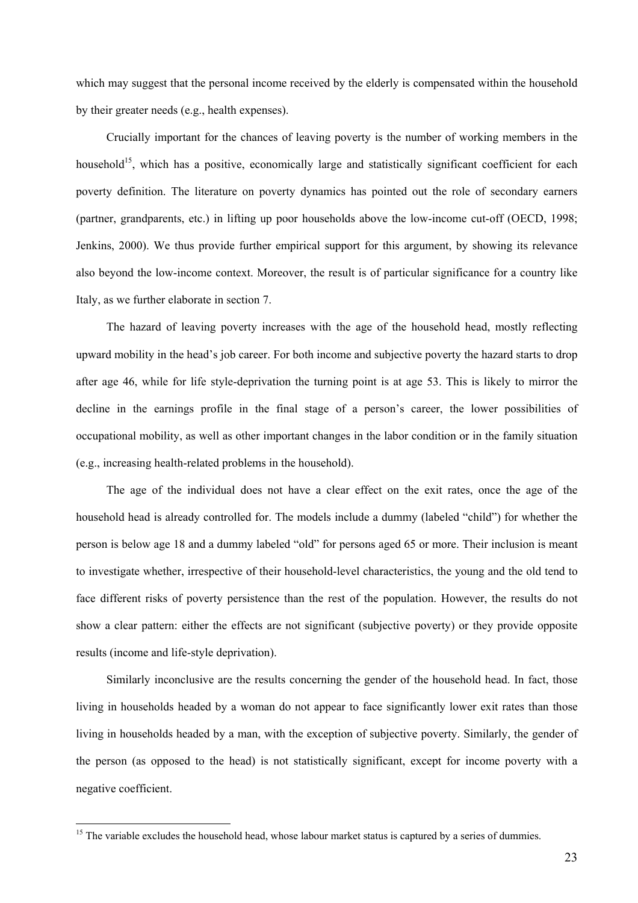which may suggest that the personal income received by the elderly is compensated within the household by their greater needs (e.g., health expenses).

Crucially important for the chances of leaving poverty is the number of working members in the household[15], which has a positive, economically large and statistically significant coefficient for each poverty definition. The literature on poverty dynamics has pointed out the role of secondary earners (partner, grandparents, etc.) in lifting up poor households above the low-income cut-off (OECD, 1998; Jenkins, 2000). We thus provide further empirical support for this argument, by showing its relevance also beyond the low-income context. Moreover, the result is of particular significance for a country like Italy, as we further elaborate in section 7.

The hazard of leaving poverty increases with the age of the household head, mostly reflecting upward mobility in the head's job career. For both income and subjective poverty the hazard starts to drop after age 46, while for life style-deprivation the turning point is at age 53. This is likely to mirror the decline in the earnings profile in the final stage of a person's career, the lower possibilities of occupational mobility, as well as other important changes in the labor condition or in the family situation (e.g., increasing health-related problems in the household).

The age of the individual does not have a clear effect on the exit rates, once the age of the household head is already controlled for. The models include a dummy (labeled "child") for whether the person is below age 18 and a dummy labeled "old" for persons aged 65 or more. Their inclusion is meant to investigate whether, irrespective of their household-level characteristics, the young and the old tend to face different risks of poverty persistence than the rest of the population. However, the results do not show a clear pattern: either the effects are not significant (subjective poverty) or they provide opposite results (income and life-style deprivation).

Similarly inconclusive are the results concerning the gender of the household head. In fact, those living in households headed by a woman do not appear to face significantly lower exit rates than those living in households headed by a man, with the exception of subjective poverty. Similarly, the gender of the person (as opposed to the head) is not statistically significant, except for income poverty with a negative coefficient.

---

[15] The variable excludes the household head, whose labour market status is captured by a series of dummies.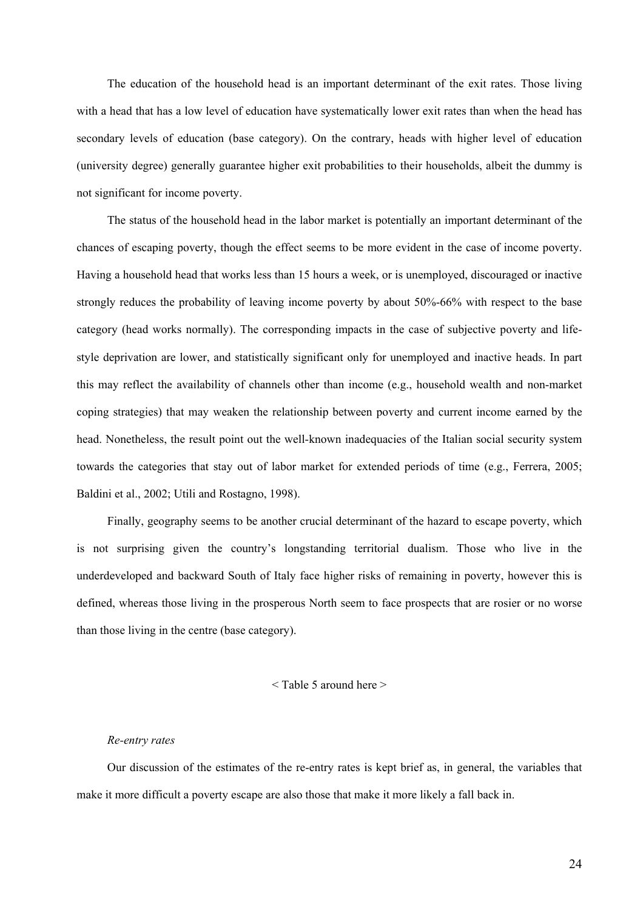The education of the household head is an important determinant of the exit rates. Those living with a head that has a low level of education have systematically lower exit rates than when the head has secondary levels of education (base category). On the contrary, heads with higher level of education (university degree) generally guarantee higher exit probabilities to their households, albeit the dummy is not significant for income poverty.

The status of the household head in the labor market is potentially an important determinant of the chances of escaping poverty, though the effect seems to be more evident in the case of income poverty. Having a household head that works less than 15 hours a week, or is unemployed, discouraged or inactive strongly reduces the probability of leaving income poverty by about 50%-66% with respect to the base category (head works normally). The corresponding impacts in the case of subjective poverty and life-style deprivation are lower, and statistically significant only for unemployed and inactive heads. In part this may reflect the availability of channels other than income (e.g., household wealth and non-market coping strategies) that may weaken the relationship between poverty and current income earned by the head. Nonetheless, the result point out the well-known inadequacies of the Italian social security system towards the categories that stay out of labor market for extended periods of time (e.g., Ferrera, 2005; Baldini et al., 2002; Utili and Rostagno, 1998).

Finally, geography seems to be another crucial determinant of the hazard to escape poverty, which is not surprising given the country's longstanding territorial dualism. Those who live in the underdeveloped and backward South of Italy face higher risks of remaining in poverty, however this is defined, whereas those living in the prosperous North seem to face prospects that are rosier or no worse than those living in the centre (base category).

< Table 5 around here >

*Re-entry rates*

Our discussion of the estimates of the re-entry rates is kept brief as, in general, the variables that make it more difficult a poverty escape are also those that make it more likely a fall back in.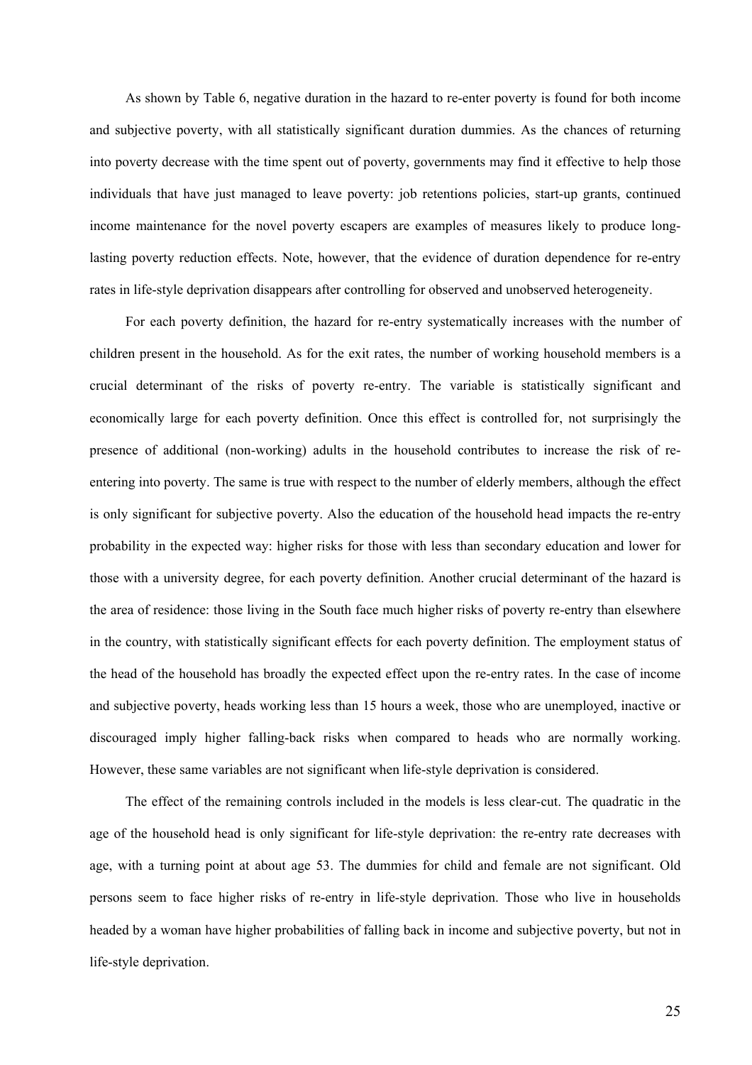As shown by Table 6, negative duration in the hazard to re-enter poverty is found for both income and subjective poverty, with all statistically significant duration dummies. As the chances of returning into poverty decrease with the time spent out of poverty, governments may find it effective to help those individuals that have just managed to leave poverty: job retentions policies, start-up grants, continued income maintenance for the novel poverty escapers are examples of measures likely to produce long-lasting poverty reduction effects. Note, however, that the evidence of duration dependence for re-entry rates in life-style deprivation disappears after controlling for observed and unobserved heterogeneity.

For each poverty definition, the hazard for re-entry systematically increases with the number of children present in the household. As for the exit rates, the number of working household members is a crucial determinant of the risks of poverty re-entry. The variable is statistically significant and economically large for each poverty definition. Once this effect is controlled for, not surprisingly the presence of additional (non-working) adults in the household contributes to increase the risk of re-entering into poverty. The same is true with respect to the number of elderly members, although the effect is only significant for subjective poverty. Also the education of the household head impacts the re-entry probability in the expected way: higher risks for those with less than secondary education and lower for those with a university degree, for each poverty definition. Another crucial determinant of the hazard is the area of residence: those living in the South face much higher risks of poverty re-entry than elsewhere in the country, with statistically significant effects for each poverty definition. The employment status of the head of the household has broadly the expected effect upon the re-entry rates. In the case of income and subjective poverty, heads working less than 15 hours a week, those who are unemployed, inactive or discouraged imply higher falling-back risks when compared to heads who are normally working. However, these same variables are not significant when life-style deprivation is considered.

The effect of the remaining controls included in the models is less clear-cut. The quadratic in the age of the household head is only significant for life-style deprivation: the re-entry rate decreases with age, with a turning point at about age 53. The dummies for child and female are not significant. Old persons seem to face higher risks of re-entry in life-style deprivation. Those who live in households headed by a woman have higher probabilities of falling back in income and subjective poverty, but not in life-style deprivation.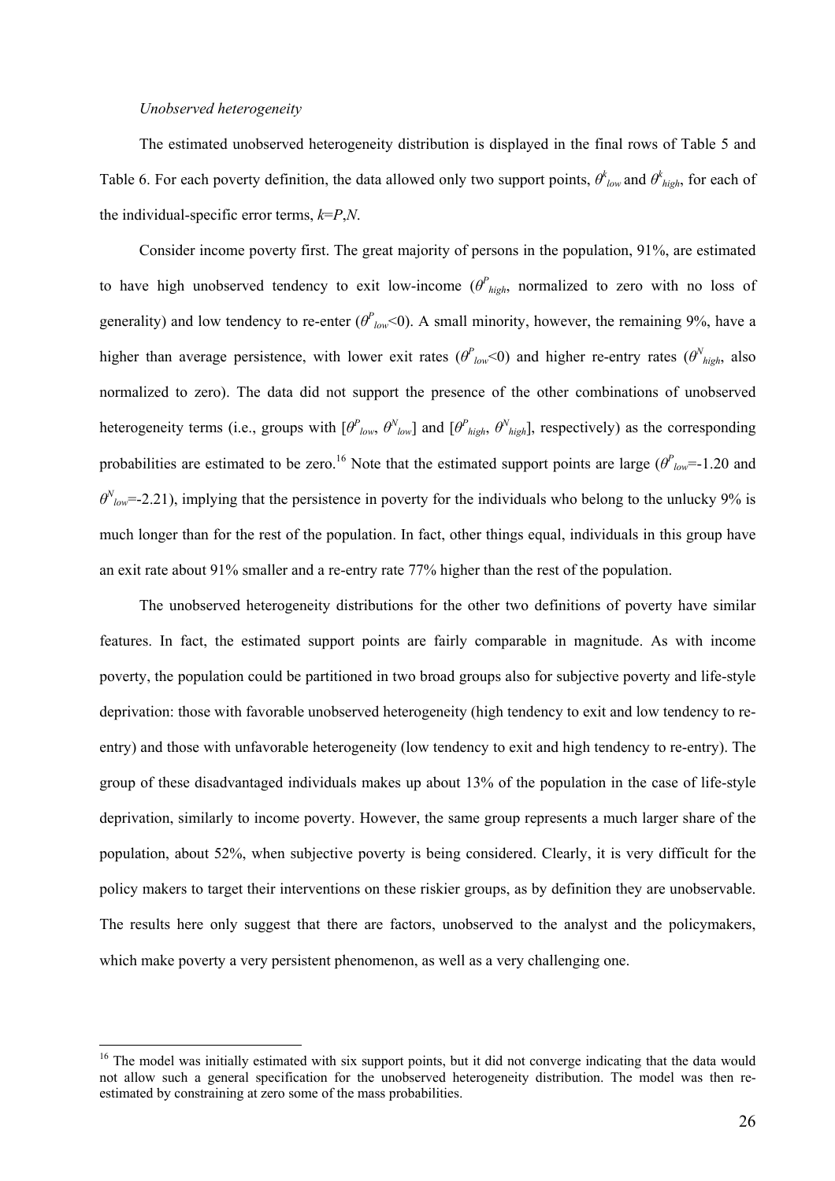*Unobserved heterogeneity*

The estimated unobserved heterogeneity distribution is displayed in the final rows of Table 5 and Table 6. For each poverty definition, the data allowed only two support points, $\theta^k_{low}$ and $\theta^k_{high}$, for each of the individual-specific error terms, $k$=$P$,$N$.

Consider income poverty first. The great majority of persons in the population, 91%, are estimated to have high unobserved tendency to exit low-income ($\theta^P_{high}$, normalized to zero with no loss of generality) and low tendency to re-enter ($\theta^P_{low}$<0). A small minority, however, the remaining 9%, have a higher than average persistence, with lower exit rates ($\theta^P_{low}$<0) and higher re-entry rates ($\theta^N_{high}$, also normalized to zero). The data did not support the presence of the other combinations of unobserved heterogeneity terms (i.e., groups with [$\theta^P_{low}$, $\theta^N_{low}$] and [$\theta^P_{high}$, $\theta^N_{high}$], respectively) as the corresponding probabilities are estimated to be zero.[16] Note that the estimated support points are large ($\theta^P_{low}$=-1.20 and $\theta^N_{low}$=-2.21), implying that the persistence in poverty for the individuals who belong to the unlucky 9% is much longer than for the rest of the population. In fact, other things equal, individuals in this group have an exit rate about 91% smaller and a re-entry rate 77% higher than the rest of the population.

The unobserved heterogeneity distributions for the other two definitions of poverty have similar features. In fact, the estimated support points are fairly comparable in magnitude. As with income poverty, the population could be partitioned in two broad groups also for subjective poverty and life-style deprivation: those with favorable unobserved heterogeneity (high tendency to exit and low tendency to re-entry) and those with unfavorable heterogeneity (low tendency to exit and high tendency to re-entry). The group of these disadvantaged individuals makes up about 13% of the population in the case of life-style deprivation, similarly to income poverty. However, the same group represents a much larger share of the population, about 52%, when subjective poverty is being considered. Clearly, it is very difficult for the policy makers to target their interventions on these riskier groups, as by definition they are unobservable. The results here only suggest that there are factors, unobserved to the analyst and the policymakers, which make poverty a very persistent phenomenon, as well as a very challenging one.

---

[16] The model was initially estimated with six support points, but it did not converge indicating that the data would not allow such a general specification for the unobserved heterogeneity distribution. The model was then re-estimated by constraining at zero some of the mass probabilities.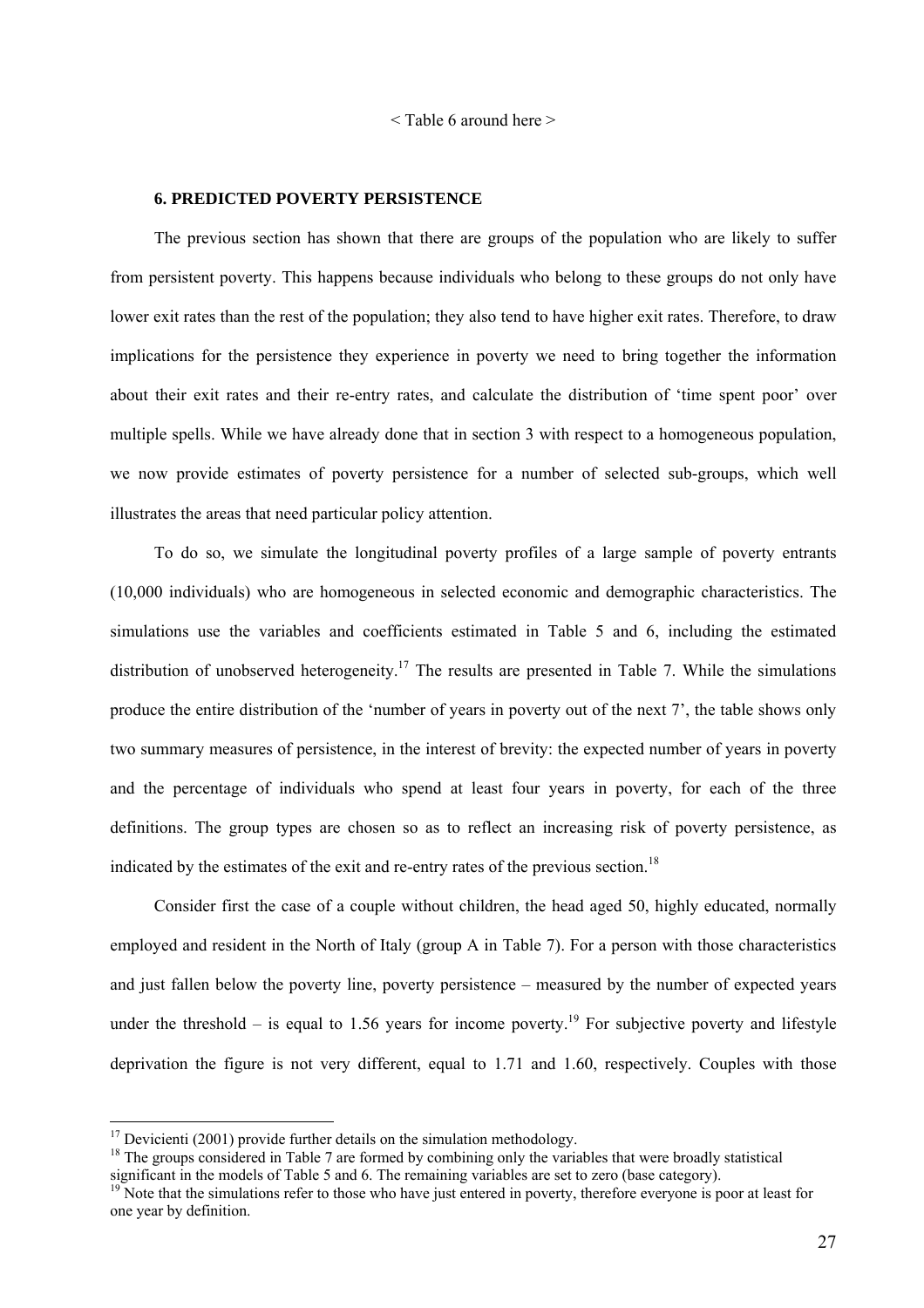< Table 6 around here >

### 6. PREDICTED POVERTY PERSISTENCE

The previous section has shown that there are groups of the population who are likely to suffer from persistent poverty. This happens because individuals who belong to these groups do not only have lower exit rates than the rest of the population; they also tend to have higher exit rates. Therefore, to draw implications for the persistence they experience in poverty we need to bring together the information about their exit rates and their re-entry rates, and calculate the distribution of 'time spent poor' over multiple spells. While we have already done that in section 3 with respect to a homogeneous population, we now provide estimates of poverty persistence for a number of selected sub-groups, which well illustrates the areas that need particular policy attention.

To do so, we simulate the longitudinal poverty profiles of a large sample of poverty entrants (10,000 individuals) who are homogeneous in selected economic and demographic characteristics. The simulations use the variables and coefficients estimated in Table 5 and 6, including the estimated distribution of unobserved heterogeneity.[17] The results are presented in Table 7. While the simulations produce the entire distribution of the 'number of years in poverty out of the next 7', the table shows only two summary measures of persistence, in the interest of brevity: the expected number of years in poverty and the percentage of individuals who spend at least four years in poverty, for each of the three definitions. The group types are chosen so as to reflect an increasing risk of poverty persistence, as indicated by the estimates of the exit and re-entry rates of the previous section.[18]

Consider first the case of a couple without children, the head aged 50, highly educated, normally employed and resident in the North of Italy (group A in Table 7). For a person with those characteristics and just fallen below the poverty line, poverty persistence – measured by the number of expected years under the threshold – is equal to 1.56 years for income poverty.[19] For subjective poverty and lifestyle deprivation the figure is not very different, equal to 1.71 and 1.60, respectively. Couples with those

---

[17] Devicienti (2001) provide further details on the simulation methodology.

[18] The groups considered in Table 7 are formed by combining only the variables that were broadly statistical significant in the models of Table 5 and 6. The remaining variables are set to zero (base category).

[19] Note that the simulations refer to those who have just entered in poverty, therefore everyone is poor at least for one year by definition.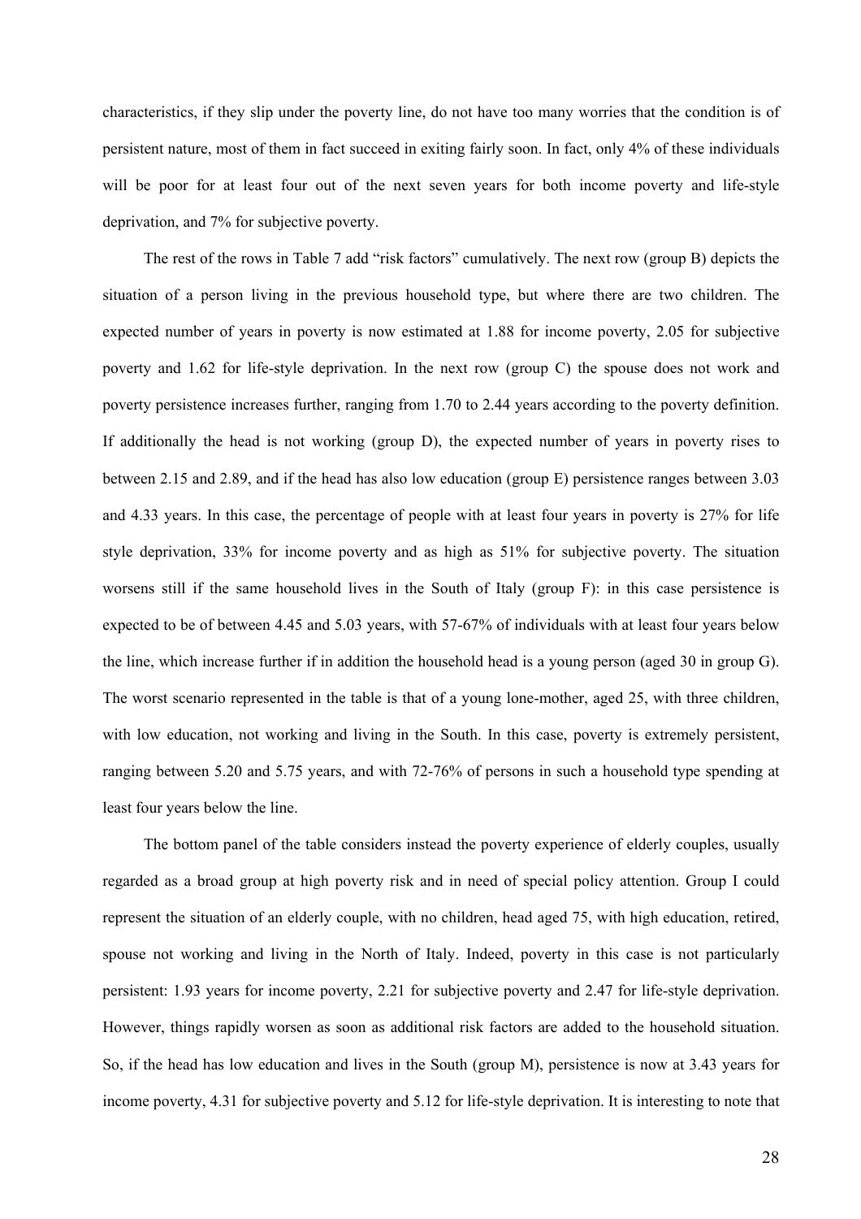characteristics, if they slip under the poverty line, do not have too many worries that the condition is of persistent nature, most of them in fact succeed in exiting fairly soon. In fact, only 4% of these individuals will be poor for at least four out of the next seven years for both income poverty and life-style deprivation, and 7% for subjective poverty.

The rest of the rows in Table 7 add "risk factors" cumulatively. The next row (group B) depicts the situation of a person living in the previous household type, but where there are two children. The expected number of years in poverty is now estimated at 1.88 for income poverty, 2.05 for subjective poverty and 1.62 for life-style deprivation. In the next row (group C) the spouse does not work and poverty persistence increases further, ranging from 1.70 to 2.44 years according to the poverty definition. If additionally the head is not working (group D), the expected number of years in poverty rises to between 2.15 and 2.89, and if the head has also low education (group E) persistence ranges between 3.03 and 4.33 years. In this case, the percentage of people with at least four years in poverty is 27% for life style deprivation, 33% for income poverty and as high as 51% for subjective poverty. The situation worsens still if the same household lives in the South of Italy (group F): in this case persistence is expected to be of between 4.45 and 5.03 years, with 57-67% of individuals with at least four years below the line, which increase further if in addition the household head is a young person (aged 30 in group G). The worst scenario represented in the table is that of a young lone-mother, aged 25, with three children, with low education, not working and living in the South. In this case, poverty is extremely persistent, ranging between 5.20 and 5.75 years, and with 72-76% of persons in such a household type spending at least four years below the line.

The bottom panel of the table considers instead the poverty experience of elderly couples, usually regarded as a broad group at high poverty risk and in need of special policy attention. Group I could represent the situation of an elderly couple, with no children, head aged 75, with high education, retired, spouse not working and living in the North of Italy. Indeed, poverty in this case is not particularly persistent: 1.93 years for income poverty, 2.21 for subjective poverty and 2.47 for life-style deprivation. However, things rapidly worsen as soon as additional risk factors are added to the household situation. So, if the head has low education and lives in the South (group M), persistence is now at 3.43 years for income poverty, 4.31 for subjective poverty and 5.12 for life-style deprivation. It is interesting to note that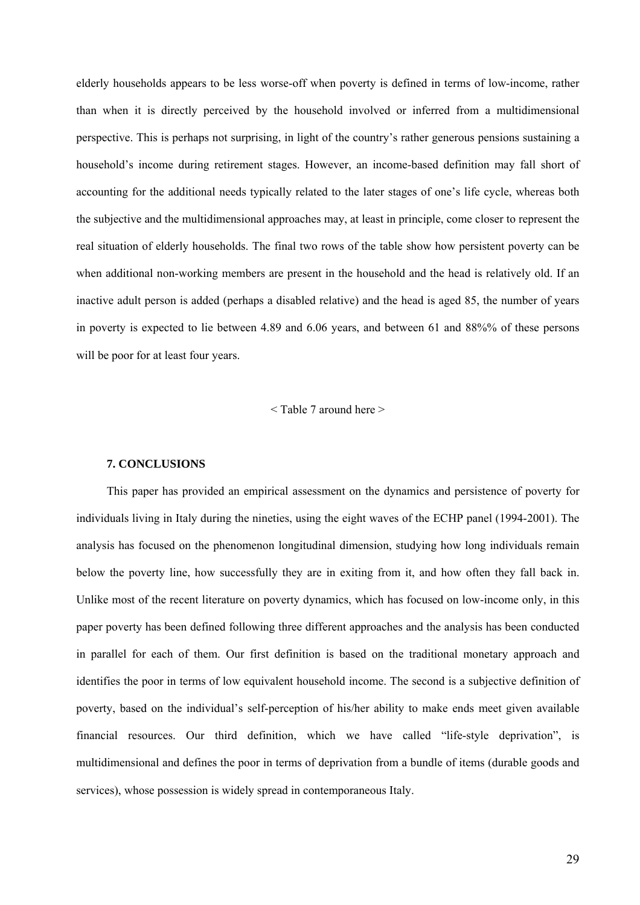elderly households appears to be less worse-off when poverty is defined in terms of low-income, rather than when it is directly perceived by the household involved or inferred from a multidimensional perspective. This is perhaps not surprising, in light of the country's rather generous pensions sustaining a household's income during retirement stages. However, an income-based definition may fall short of accounting for the additional needs typically related to the later stages of one's life cycle, whereas both the subjective and the multidimensional approaches may, at least in principle, come closer to represent the real situation of elderly households. The final two rows of the table show how persistent poverty can be when additional non-working members are present in the household and the head is relatively old. If an inactive adult person is added (perhaps a disabled relative) and the head is aged 85, the number of years in poverty is expected to lie between 4.89 and 6.06 years, and between 61 and 88%% of these persons will be poor for at least four years.

< Table 7 around here >

## 7. CONCLUSIONS

This paper has provided an empirical assessment on the dynamics and persistence of poverty for individuals living in Italy during the nineties, using the eight waves of the ECHP panel (1994-2001). The analysis has focused on the phenomenon longitudinal dimension, studying how long individuals remain below the poverty line, how successfully they are in exiting from it, and how often they fall back in. Unlike most of the recent literature on poverty dynamics, which has focused on low-income only, in this paper poverty has been defined following three different approaches and the analysis has been conducted in parallel for each of them. Our first definition is based on the traditional monetary approach and identifies the poor in terms of low equivalent household income. The second is a subjective definition of poverty, based on the individual's self-perception of his/her ability to make ends meet given available financial resources. Our third definition, which we have called "life-style deprivation", is multidimensional and defines the poor in terms of deprivation from a bundle of items (durable goods and services), whose possession is widely spread in contemporaneous Italy.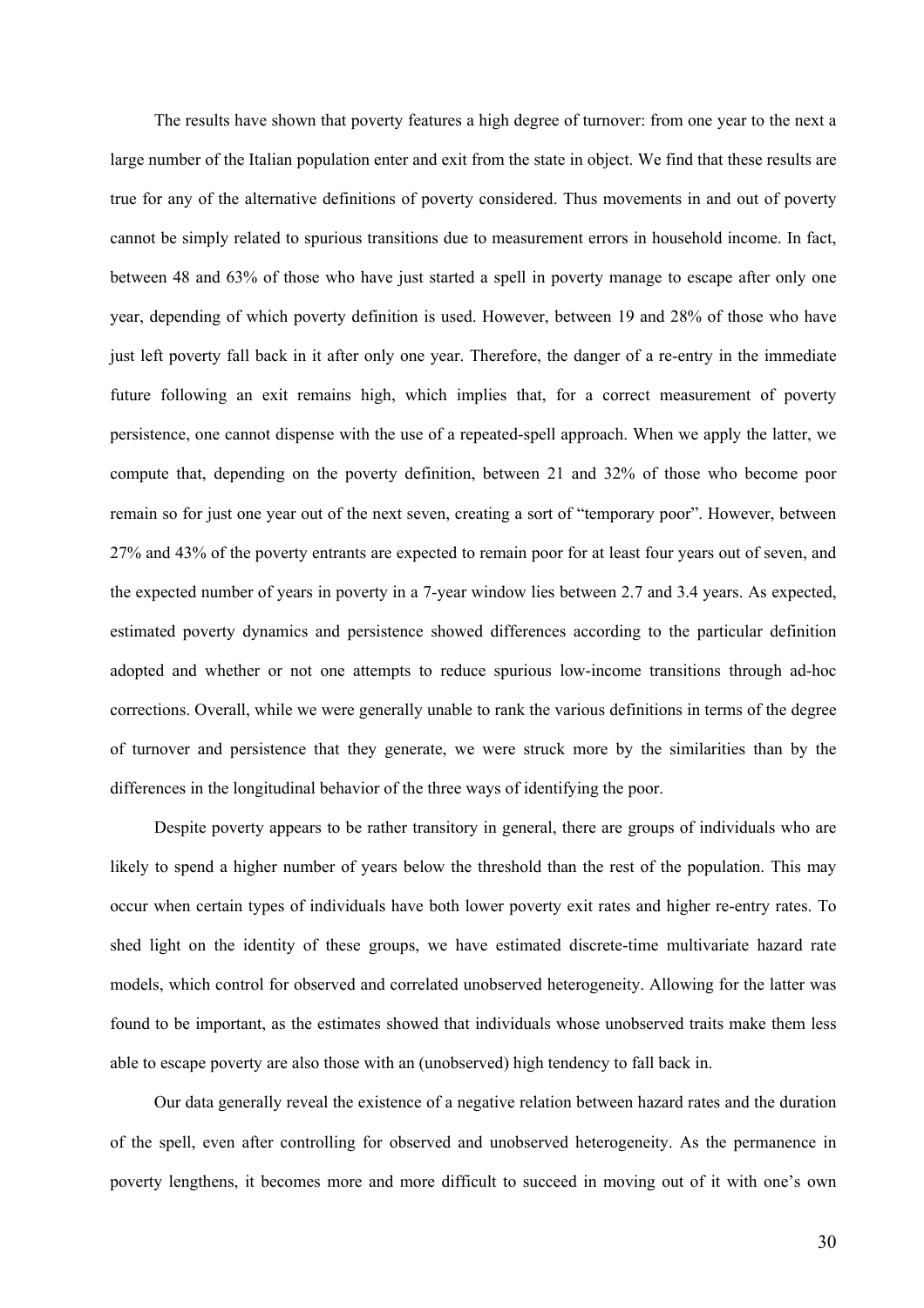The results have shown that poverty features a high degree of turnover: from one year to the next a large number of the Italian population enter and exit from the state in object. We find that these results are true for any of the alternative definitions of poverty considered. Thus movements in and out of poverty cannot be simply related to spurious transitions due to measurement errors in household income. In fact, between 48 and 63% of those who have just started a spell in poverty manage to escape after only one year, depending of which poverty definition is used. However, between 19 and 28% of those who have just left poverty fall back in it after only one year. Therefore, the danger of a re-entry in the immediate future following an exit remains high, which implies that, for a correct measurement of poverty persistence, one cannot dispense with the use of a repeated-spell approach. When we apply the latter, we compute that, depending on the poverty definition, between 21 and 32% of those who become poor remain so for just one year out of the next seven, creating a sort of "temporary poor". However, between 27% and 43% of the poverty entrants are expected to remain poor for at least four years out of seven, and the expected number of years in poverty in a 7-year window lies between 2.7 and 3.4 years. As expected, estimated poverty dynamics and persistence showed differences according to the particular definition adopted and whether or not one attempts to reduce spurious low-income transitions through ad-hoc corrections. Overall, while we were generally unable to rank the various definitions in terms of the degree of turnover and persistence that they generate, we were struck more by the similarities than by the differences in the longitudinal behavior of the three ways of identifying the poor.

Despite poverty appears to be rather transitory in general, there are groups of individuals who are likely to spend a higher number of years below the threshold than the rest of the population. This may occur when certain types of individuals have both lower poverty exit rates and higher re-entry rates. To shed light on the identity of these groups, we have estimated discrete-time multivariate hazard rate models, which control for observed and correlated unobserved heterogeneity. Allowing for the latter was found to be important, as the estimates showed that individuals whose unobserved traits make them less able to escape poverty are also those with an (unobserved) high tendency to fall back in.

Our data generally reveal the existence of a negative relation between hazard rates and the duration of the spell, even after controlling for observed and unobserved heterogeneity. As the permanence in poverty lengthens, it becomes more and more difficult to succeed in moving out of it with one's own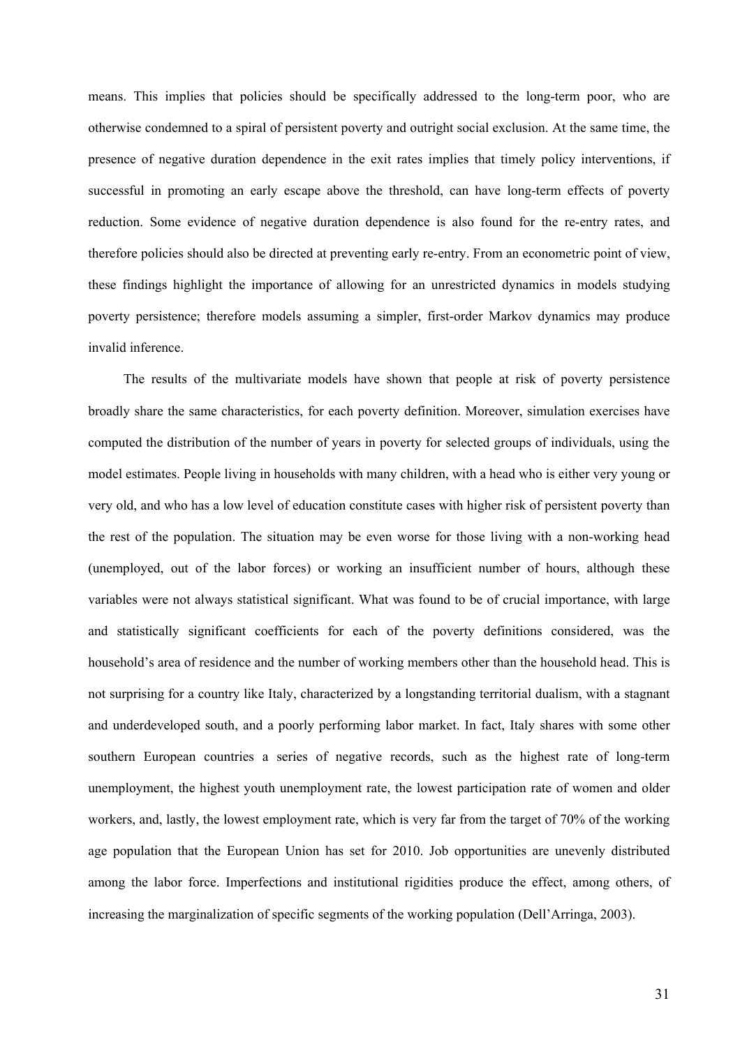means. This implies that policies should be specifically addressed to the long-term poor, who are otherwise condemned to a spiral of persistent poverty and outright social exclusion. At the same time, the presence of negative duration dependence in the exit rates implies that timely policy interventions, if successful in promoting an early escape above the threshold, can have long-term effects of poverty reduction. Some evidence of negative duration dependence is also found for the re-entry rates, and therefore policies should also be directed at preventing early re-entry. From an econometric point of view, these findings highlight the importance of allowing for an unrestricted dynamics in models studying poverty persistence; therefore models assuming a simpler, first-order Markov dynamics may produce invalid inference.

The results of the multivariate models have shown that people at risk of poverty persistence broadly share the same characteristics, for each poverty definition. Moreover, simulation exercises have computed the distribution of the number of years in poverty for selected groups of individuals, using the model estimates. People living in households with many children, with a head who is either very young or very old, and who has a low level of education constitute cases with higher risk of persistent poverty than the rest of the population. The situation may be even worse for those living with a non-working head (unemployed, out of the labor forces) or working an insufficient number of hours, although these variables were not always statistical significant. What was found to be of crucial importance, with large and statistically significant coefficients for each of the poverty definitions considered, was the household's area of residence and the number of working members other than the household head. This is not surprising for a country like Italy, characterized by a longstanding territorial dualism, with a stagnant and underdeveloped south, and a poorly performing labor market. In fact, Italy shares with some other southern European countries a series of negative records, such as the highest rate of long-term unemployment, the highest youth unemployment rate, the lowest participation rate of women and older workers, and, lastly, the lowest employment rate, which is very far from the target of 70% of the working age population that the European Union has set for 2010. Job opportunities are unevenly distributed among the labor force. Imperfections and institutional rigidities produce the effect, among others, of increasing the marginalization of specific segments of the working population (Dell'Arringa, 2003).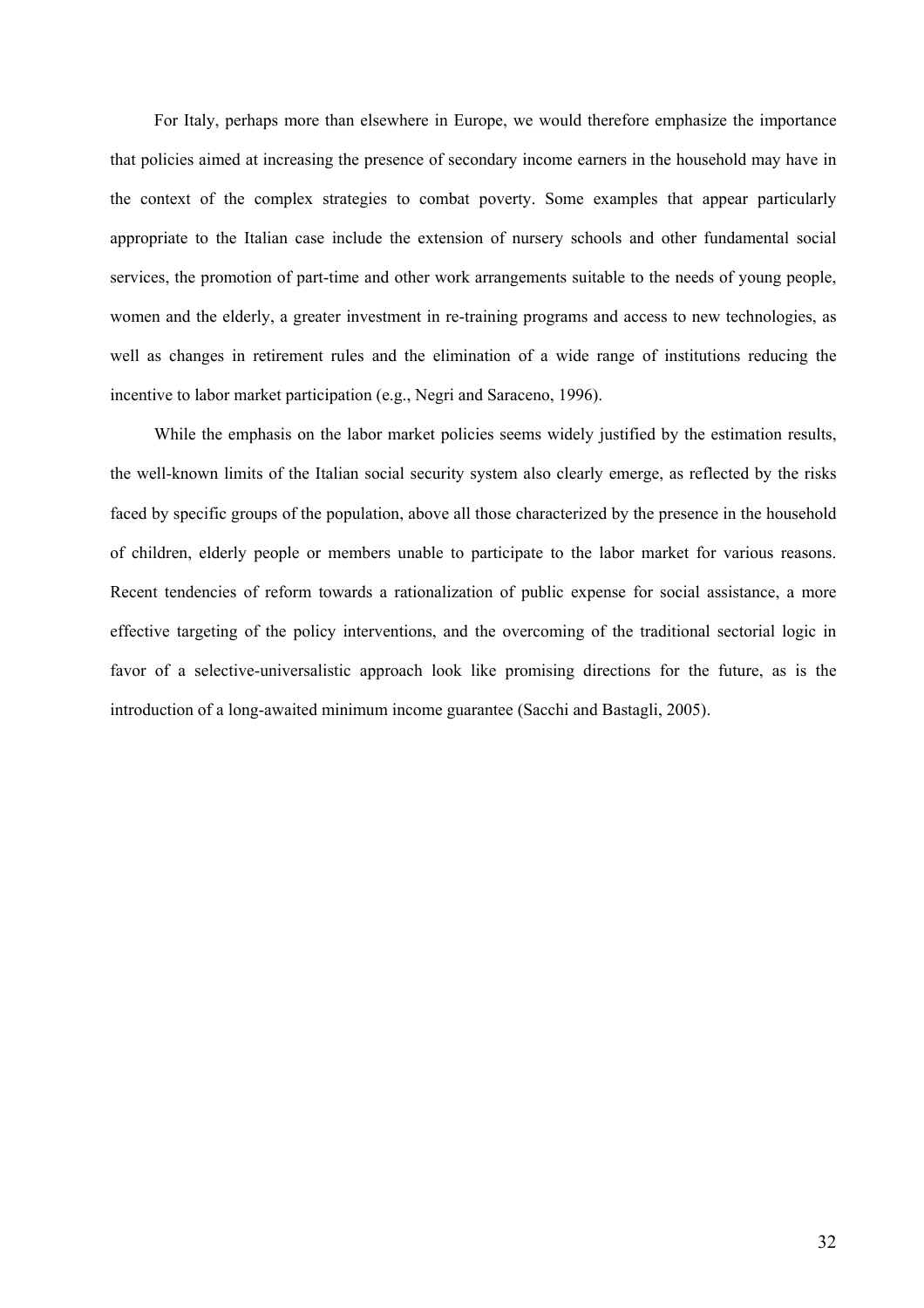For Italy, perhaps more than elsewhere in Europe, we would therefore emphasize the importance that policies aimed at increasing the presence of secondary income earners in the household may have in the context of the complex strategies to combat poverty. Some examples that appear particularly appropriate to the Italian case include the extension of nursery schools and other fundamental social services, the promotion of part-time and other work arrangements suitable to the needs of young people, women and the elderly, a greater investment in re-training programs and access to new technologies, as well as changes in retirement rules and the elimination of a wide range of institutions reducing the incentive to labor market participation (e.g., Negri and Saraceno, 1996).

While the emphasis on the labor market policies seems widely justified by the estimation results, the well-known limits of the Italian social security system also clearly emerge, as reflected by the risks faced by specific groups of the population, above all those characterized by the presence in the household of children, elderly people or members unable to participate to the labor market for various reasons. Recent tendencies of reform towards a rationalization of public expense for social assistance, a more effective targeting of the policy interventions, and the overcoming of the traditional sectorial logic in favor of a selective-universalistic approach look like promising directions for the future, as is the introduction of a long-awaited minimum income guarantee (Sacchi and Bastagli, 2005).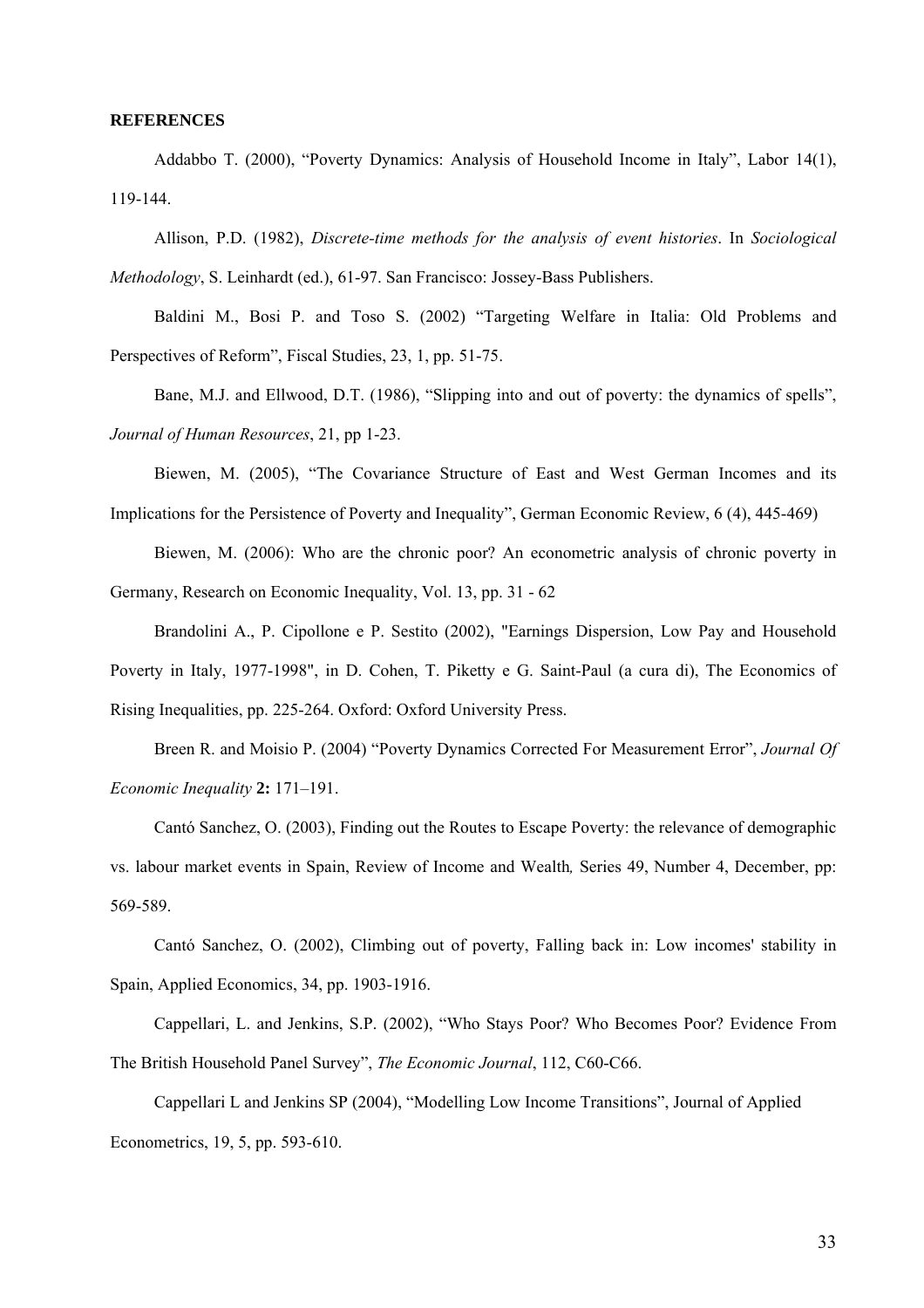**REFERENCES**

Addabbo T. (2000), “Poverty Dynamics: Analysis of Household Income in Italy”, Labor 14(1), 119-144.

Allison, P.D. (1982), *Discrete-time methods for the analysis of event histories*. In *Sociological Methodology*, S. Leinhardt (ed.), 61-97. San Francisco: Jossey-Bass Publishers.

Baldini M., Bosi P. and Toso S. (2002) “Targeting Welfare in Italia: Old Problems and Perspectives of Reform”, Fiscal Studies, 23, 1, pp. 51-75.

Bane, M.J. and Ellwood, D.T. (1986), “Slipping into and out of poverty: the dynamics of spells”, *Journal of Human Resources*, 21, pp 1-23.

Biewen, M. (2005), “The Covariance Structure of East and West German Incomes and its Implications for the Persistence of Poverty and Inequality”, German Economic Review, 6 (4), 445-469)

Biewen, M. (2006): Who are the chronic poor? An econometric analysis of chronic poverty in Germany, Research on Economic Inequality, Vol. 13, pp. 31 - 62

Brandolini A., P. Cipollone e P. Sestito (2002), "Earnings Dispersion, Low Pay and Household Poverty in Italy, 1977-1998", in D. Cohen, T. Piketty e G. Saint-Paul (a cura di), The Economics of Rising Inequalities, pp. 225-264. Oxford: Oxford University Press.

Breen R. and Moisio P. (2004) “Poverty Dynamics Corrected For Measurement Error”, *Journal Of Economic Inequality* **2:** 171–191.

Cantó Sanchez, O. (2003), Finding out the Routes to Escape Poverty: the relevance of demographic vs. labour market events in Spain, Review of Income and Wealth*,* Series 49, Number 4, December, pp: 569-589.

Cantó Sanchez, O. (2002), Climbing out of poverty, Falling back in: Low incomes' stability in Spain, Applied Economics, 34, pp. 1903-1916.

Cappellari, L. and Jenkins, S.P. (2002), “Who Stays Poor? Who Becomes Poor? Evidence From The British Household Panel Survey”, *The Economic Journal*, 112, C60-C66.

Cappellari L and Jenkins SP (2004), “Modelling Low Income Transitions”, Journal of Applied Econometrics, 19, 5, pp. 593-610.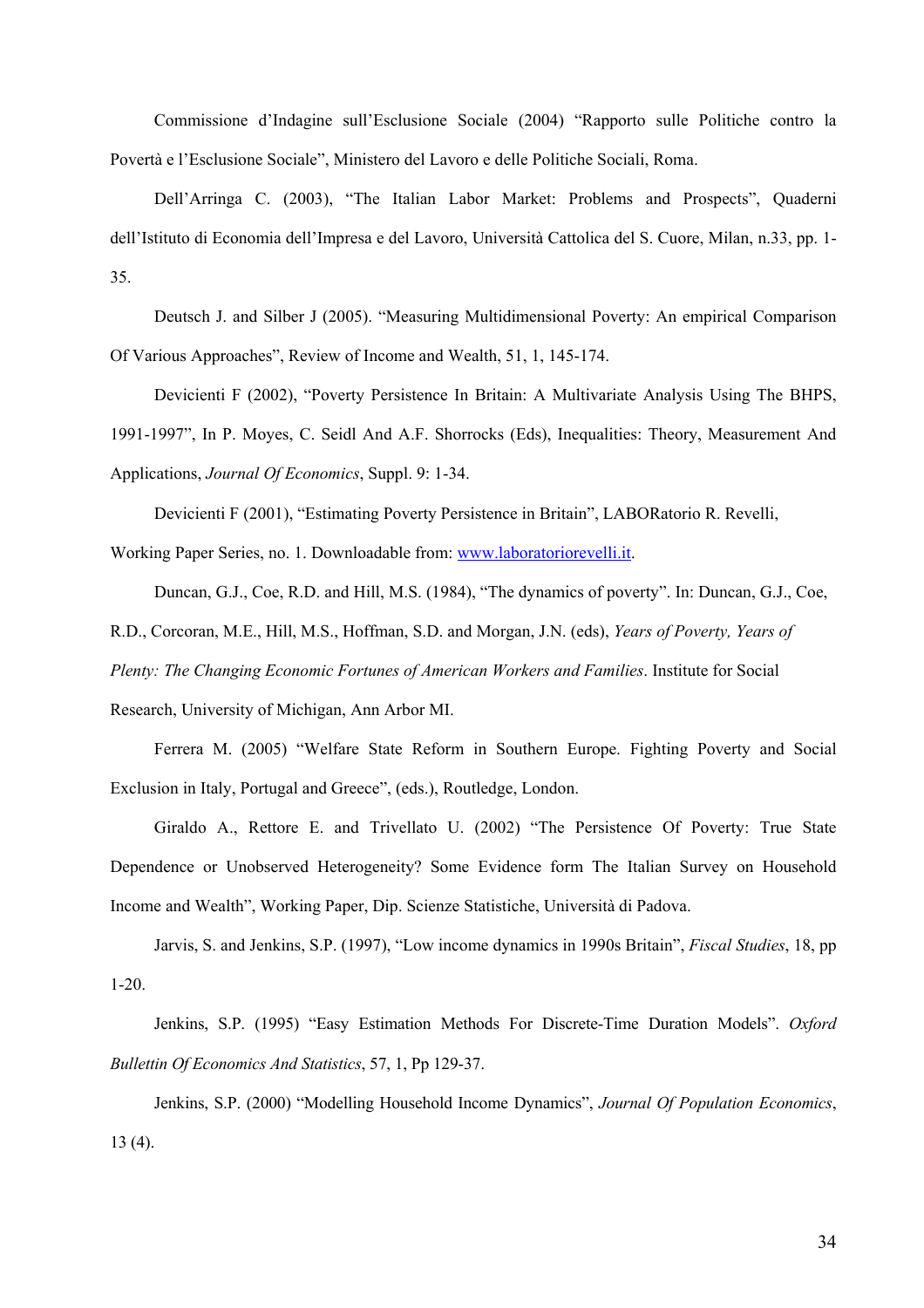Commissione d'Indagine sull'Esclusione Sociale (2004) "Rapporto sulle Politiche contro la Povertà e l'Esclusione Sociale", Ministero del Lavoro e delle Politiche Sociali, Roma.

Dell'Arringa C. (2003), "The Italian Labor Market: Problems and Prospects", Quaderni dell'Istituto di Economia dell'Impresa e del Lavoro, Università Cattolica del S. Cuore, Milan, n.33, pp. 1-35.

Deutsch J. and Silber J (2005). "Measuring Multidimensional Poverty: An empirical Comparison Of Various Approaches", Review of Income and Wealth, 51, 1, 145-174.

Devicienti F (2002), "Poverty Persistence In Britain: A Multivariate Analysis Using The BHPS, 1991-1997", In P. Moyes, C. Seidl And A.F. Shorrocks (Eds), Inequalities: Theory, Measurement And Applications, *Journal Of Economics*, Suppl. 9: 1-34.

Devicienti F (2001), "Estimating Poverty Persistence in Britain", LABORatorio R. Revelli, Working Paper Series, no. 1. Downloadable from: www.laboratoriorevelli.it.

Duncan, G.J., Coe, R.D. and Hill, M.S. (1984), "The dynamics of poverty". In: Duncan, G.J., Coe, R.D., Corcoran, M.E., Hill, M.S., Hoffman, S.D. and Morgan, J.N. (eds), *Years of Poverty, Years of Plenty: The Changing Economic Fortunes of American Workers and Families*. Institute for Social Research, University of Michigan, Ann Arbor MI.

Ferrera M. (2005) "Welfare State Reform in Southern Europe. Fighting Poverty and Social Exclusion in Italy, Portugal and Greece", (eds.), Routledge, London.

Giraldo A., Rettore E. and Trivellato U. (2002) "The Persistence Of Poverty: True State Dependence or Unobserved Heterogeneity? Some Evidence form The Italian Survey on Household Income and Wealth", Working Paper, Dip. Scienze Statistiche, Università di Padova.

Jarvis, S. and Jenkins, S.P. (1997), "Low income dynamics in 1990s Britain", *Fiscal Studies*, 18, pp 1-20.

Jenkins, S.P. (1995) "Easy Estimation Methods For Discrete-Time Duration Models". *Oxford Bullettin Of Economics And Statistics*, 57, 1, Pp 129-37.

Jenkins, S.P. (2000) "Modelling Household Income Dynamics", *Journal Of Population Economics*, 13 (4).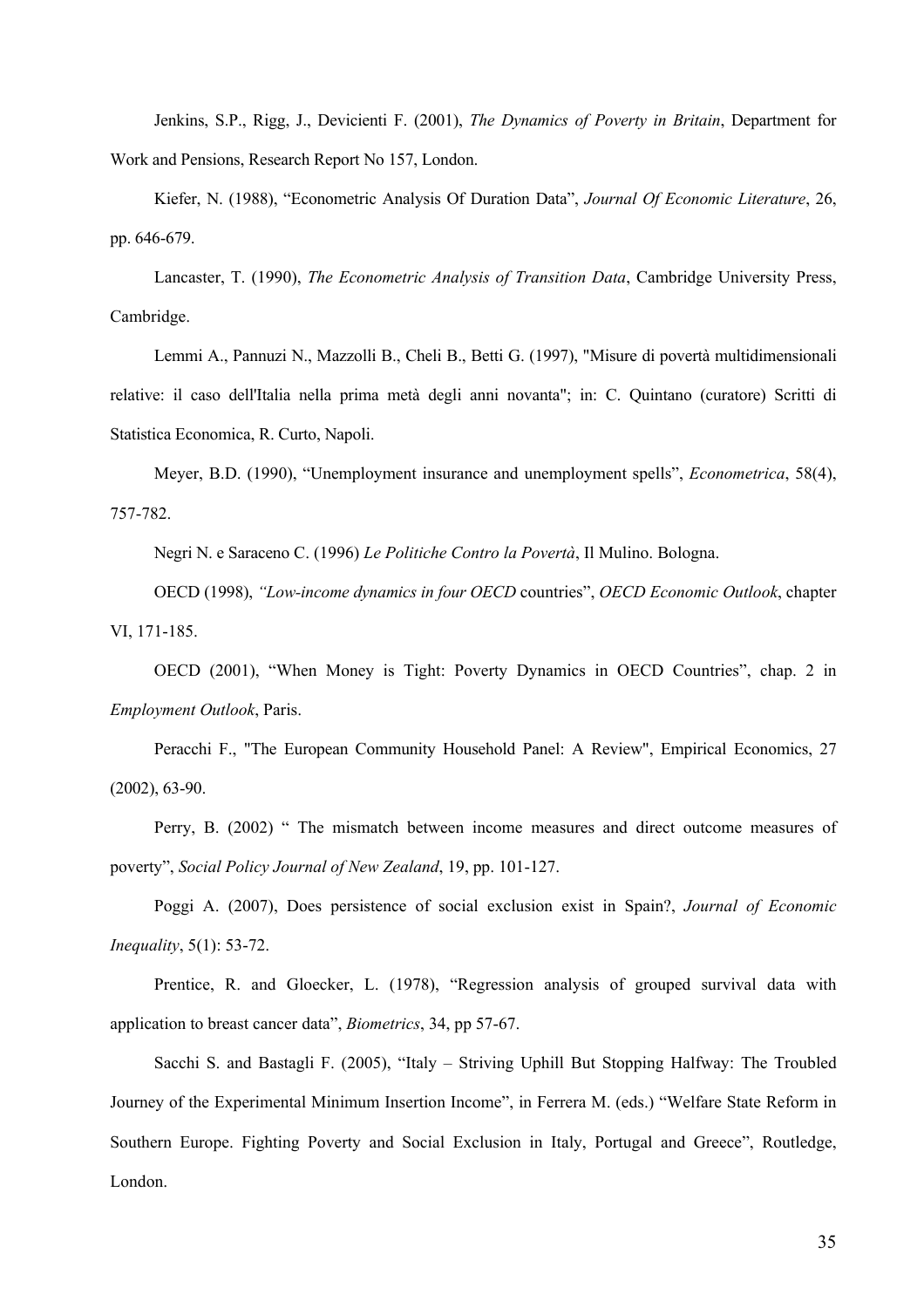Jenkins, S.P., Rigg, J., Devicienti F. (2001), *The Dynamics of Poverty in Britain*, Department for Work and Pensions, Research Report No 157, London.

Kiefer, N. (1988), "Econometric Analysis Of Duration Data", *Journal Of Economic Literature*, 26, pp. 646-679.

Lancaster, T. (1990), *The Econometric Analysis of Transition Data*, Cambridge University Press, Cambridge.

Lemmi A., Pannuzi N., Mazzolli B., Cheli B., Betti G. (1997), "Misure di povertà multidimensionali relative: il caso dell'Italia nella prima metà degli anni novanta"; in: C. Quintano (curatore) Scritti di Statistica Economica, R. Curto, Napoli.

Meyer, B.D. (1990), "Unemployment insurance and unemployment spells", *Econometrica*, 58(4), 757-782.

Negri N. e Saraceno C. (1996) *Le Politiche Contro la Povertà*, Il Mulino. Bologna.

OECD (1998), *"Low-income dynamics in four OECD* countries", *OECD Economic Outlook*, chapter VI, 171-185.

OECD (2001), "When Money is Tight: Poverty Dynamics in OECD Countries", chap. 2 in *Employment Outlook*, Paris.

Peracchi F., "The European Community Household Panel: A Review", Empirical Economics, 27 (2002), 63-90.

Perry, B. (2002) " The mismatch between income measures and direct outcome measures of poverty", *Social Policy Journal of New Zealand*, 19, pp. 101-127.

Poggi A. (2007), Does persistence of social exclusion exist in Spain?, *Journal of Economic Inequality*, 5(1): 53-72.

Prentice, R. and Gloecker, L. (1978), "Regression analysis of grouped survival data with application to breast cancer data", *Biometrics*, 34, pp 57-67.

Sacchi S. and Bastagli F. (2005), "Italy – Striving Uphill But Stopping Halfway: The Troubled Journey of the Experimental Minimum Insertion Income", in Ferrera M. (eds.) "Welfare State Reform in Southern Europe. Fighting Poverty and Social Exclusion in Italy, Portugal and Greece", Routledge, London.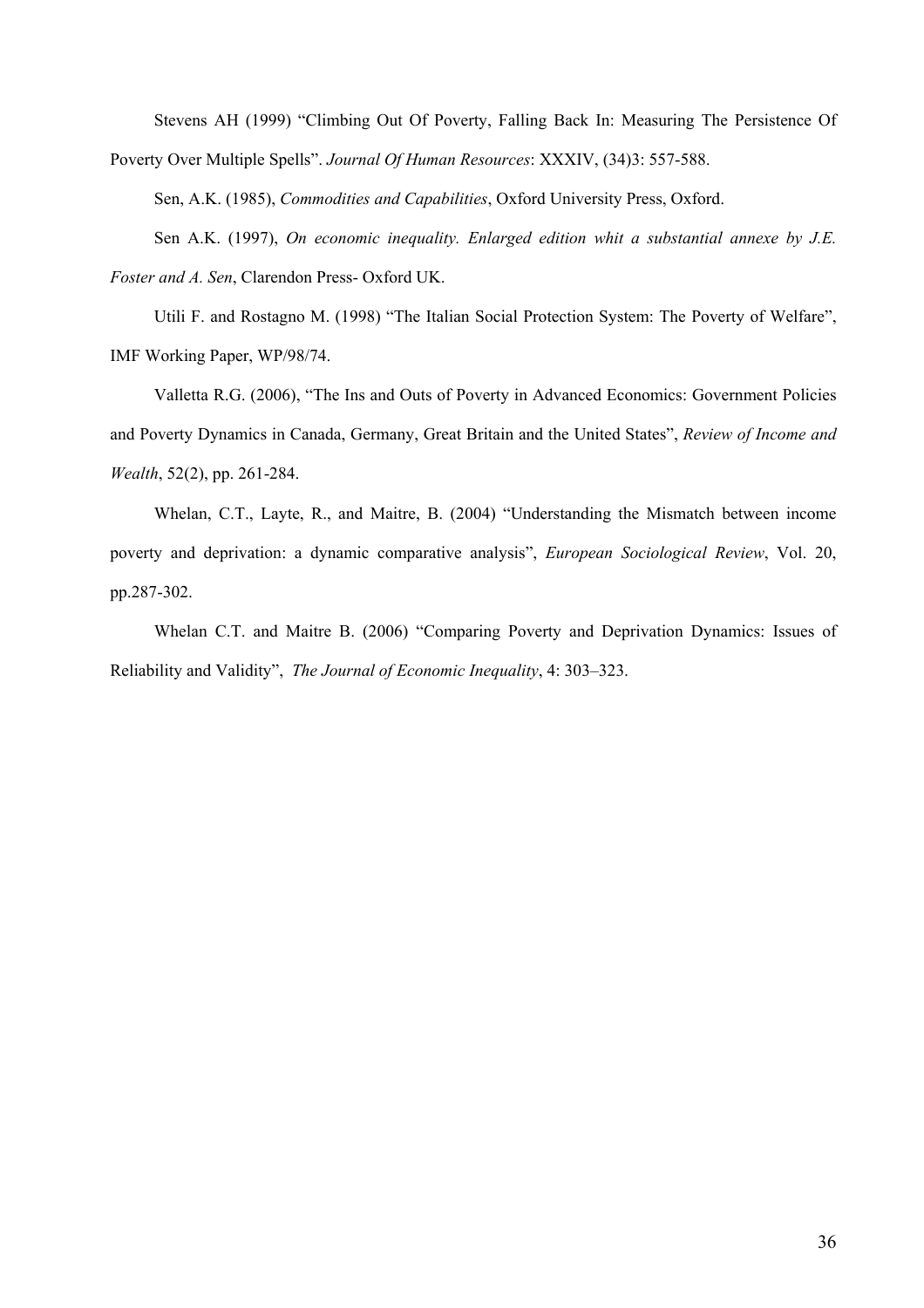Stevens AH (1999) "Climbing Out Of Poverty, Falling Back In: Measuring The Persistence Of Poverty Over Multiple Spells". *Journal Of Human Resources*: XXXIV, (34)3: 557-588.

Sen, A.K. (1985), *Commodities and Capabilities*, Oxford University Press, Oxford.

Sen A.K. (1997), *On economic inequality. Enlarged edition whit a substantial annexe by J.E. Foster and A. Sen*, Clarendon Press- Oxford UK.

Utili F. and Rostagno M. (1998) "The Italian Social Protection System: The Poverty of Welfare", IMF Working Paper, WP/98/74.

Valletta R.G. (2006), "The Ins and Outs of Poverty in Advanced Economics: Government Policies and Poverty Dynamics in Canada, Germany, Great Britain and the United States", *Review of Income and Wealth*, 52(2), pp. 261-284.

Whelan, C.T., Layte, R., and Maitre, B. (2004) "Understanding the Mismatch between income poverty and deprivation: a dynamic comparative analysis", *European Sociological Review*, Vol. 20, pp.287-302.

Whelan C.T. and Maitre B. (2006) "Comparing Poverty and Deprivation Dynamics: Issues of Reliability and Validity", *The Journal of Economic Inequality*, 4: 303–323.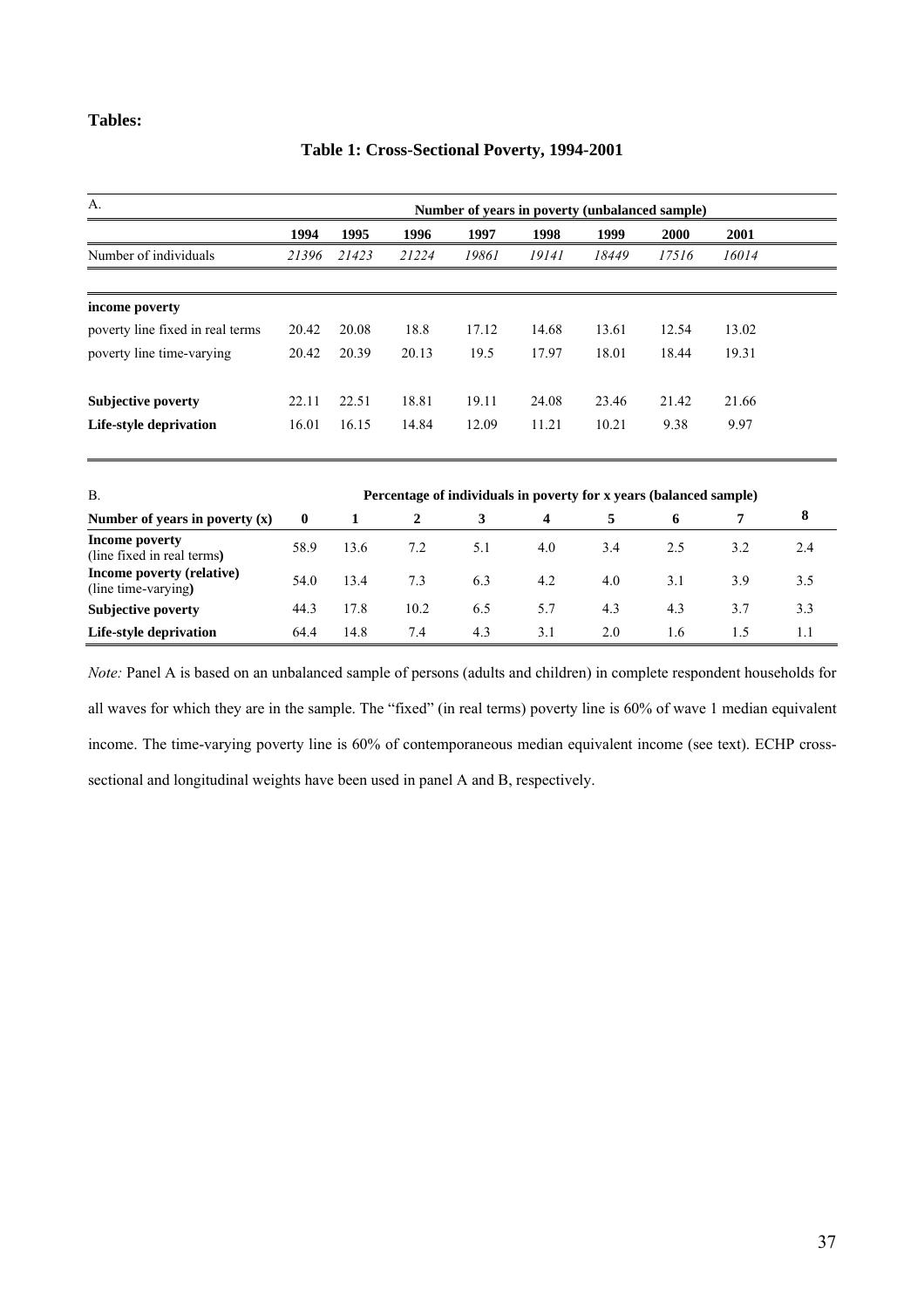**Tables:**

**Table 1: Cross-Sectional Poverty, 1994-2001**

| A. | Number of years in poverty (unbalanced sample) | | | | | | | |
|---|---|---|---|---|---|---|---|---|
| | **1994** | **1995** | **1996** | **1997** | **1998** | **1999** | **2000** | **2001** |
| Number of individuals | *21396* | *21423* | *21224* | *19861* | *19141* | *18449* | *17516* | *16014* |
| **income poverty** | | | | | | | | |
| poverty line fixed in real terms | 20.42 | 20.08 | 18.8 | 17.12 | 14.68 | 13.61 | 12.54 | 13.02 |
| poverty line time-varying | 20.42 | 20.39 | 20.13 | 19.5 | 17.97 | 18.01 | 18.44 | 19.31 |
| **Subjective poverty** | 22.11 | 22.51 | 18.81 | 19.11 | 24.08 | 23.46 | 21.42 | 21.66 |
| **Life-style deprivation** | 16.01 | 16.15 | 14.84 | 12.09 | 11.21 | 10.21 | 9.38 | 9.97 |

| B. | Percentage of individuals in poverty for x years (balanced sample) | | | | | | | | |
|---|---|---|---|---|---|---|---|---|---|
| **Number of years in poverty (x)** | **0** | **1** | **2** | **3** | **4** | **5** | **6** | **7** | **8** |
| **Income poverty** (line fixed in real terms) | 58.9 | 13.6 | 7.2 | 5.1 | 4.0 | 3.4 | 2.5 | 3.2 | 2.4 |
| **Income poverty (relative)** (line time-varying) | 54.0 | 13.4 | 7.3 | 6.3 | 4.2 | 4.0 | 3.1 | 3.9 | 3.5 |
| **Subjective poverty** | 44.3 | 17.8 | 10.2 | 6.5 | 5.7 | 4.3 | 4.3 | 3.7 | 3.3 |
| **Life-style deprivation** | 64.4 | 14.8 | 7.4 | 4.3 | 3.1 | 2.0 | 1.6 | 1.5 | 1.1 |

*Note:* Panel A is based on an unbalanced sample of persons (adults and children) in complete respondent households for all waves for which they are in the sample. The "fixed" (in real terms) poverty line is 60% of wave 1 median equivalent income. The time-varying poverty line is 60% of contemporaneous median equivalent income (see text). ECHP cross-sectional and longitudinal weights have been used in panel A and B, respectively.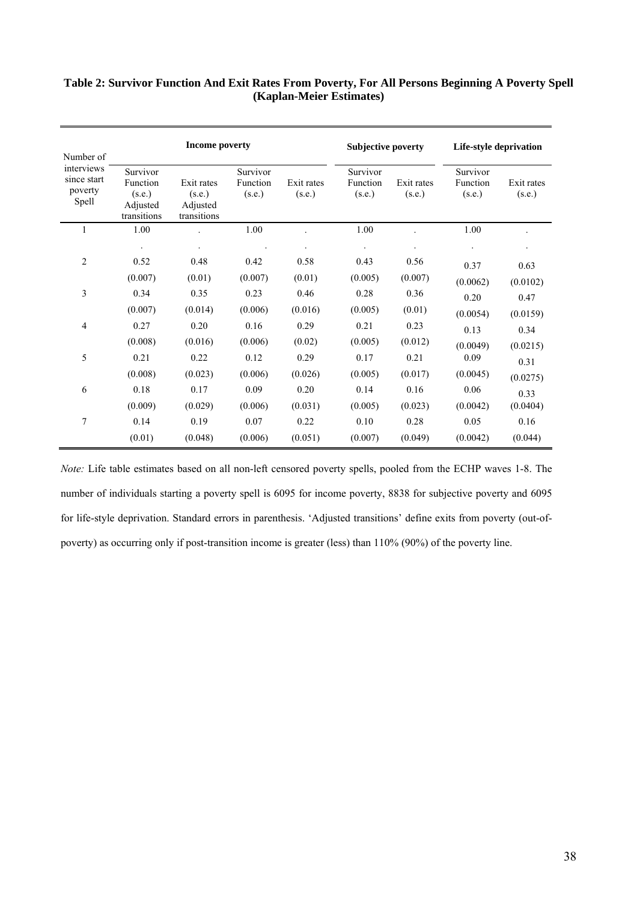**Table 2: Survivor Function And Exit Rates From Poverty, For All Persons Beginning A Poverty Spell (Kaplan-Meier Estimates)**

| Number of interviews since start poverty Spell | Income poverty | | | | Subjective poverty | | Life-style deprivation | |
|---|---|---|---|---|---|---|---|---|
| | Survivor Function (s.e.) Adjusted transitions | Exit rates (s.e.) Adjusted transitions | Survivor Function (s.e.) | Exit rates (s.e.) | Survivor Function (s.e.) | Exit rates (s.e.) | Survivor Function (s.e.) | Exit rates (s.e.) |
| 1 | 1.00 | . | 1.00 | . | 1.00 | . | 1.00 | . |
| | . | . | . | . | . | . | . | . |
| 2 | 0.52 | 0.48 | 0.42 | 0.58 | 0.43 | 0.56 | 0.37 | 0.63 |
| | (0.007) | (0.01) | (0.007) | (0.01) | (0.005) | (0.007) | (0.0062) | (0.0102) |
| 3 | 0.34 | 0.35 | 0.23 | 0.46 | 0.28 | 0.36 | 0.20 | 0.47 |
| | (0.007) | (0.014) | (0.006) | (0.016) | (0.005) | (0.01) | (0.0054) | (0.0159) |
| 4 | 0.27 | 0.20 | 0.16 | 0.29 | 0.21 | 0.23 | 0.13 | 0.34 |
| | (0.008) | (0.016) | (0.006) | (0.02) | (0.005) | (0.012) | (0.0049) | (0.0215) |
| 5 | 0.21 | 0.22 | 0.12 | 0.29 | 0.17 | 0.21 | 0.09 | 0.31 |
| | (0.008) | (0.023) | (0.006) | (0.026) | (0.005) | (0.017) | (0.0045) | (0.0275) |
| 6 | 0.18 | 0.17 | 0.09 | 0.20 | 0.14 | 0.16 | 0.06 | 0.33 |
| | (0.009) | (0.029) | (0.006) | (0.031) | (0.005) | (0.023) | (0.0042) | (0.0404) |
| 7 | 0.14 | 0.19 | 0.07 | 0.22 | 0.10 | 0.28 | 0.05 | 0.16 |
| | (0.01) | (0.048) | (0.006) | (0.051) | (0.007) | (0.049) | (0.0042) | (0.044) |

*Note:* Life table estimates based on all non-left censored poverty spells, pooled from the ECHP waves 1-8. The number of individuals starting a poverty spell is 6095 for income poverty, 8838 for subjective poverty and 6095 for life-style deprivation. Standard errors in parenthesis. 'Adjusted transitions' define exits from poverty (out-of-poverty) as occurring only if post-transition income is greater (less) than 110% (90%) of the poverty line.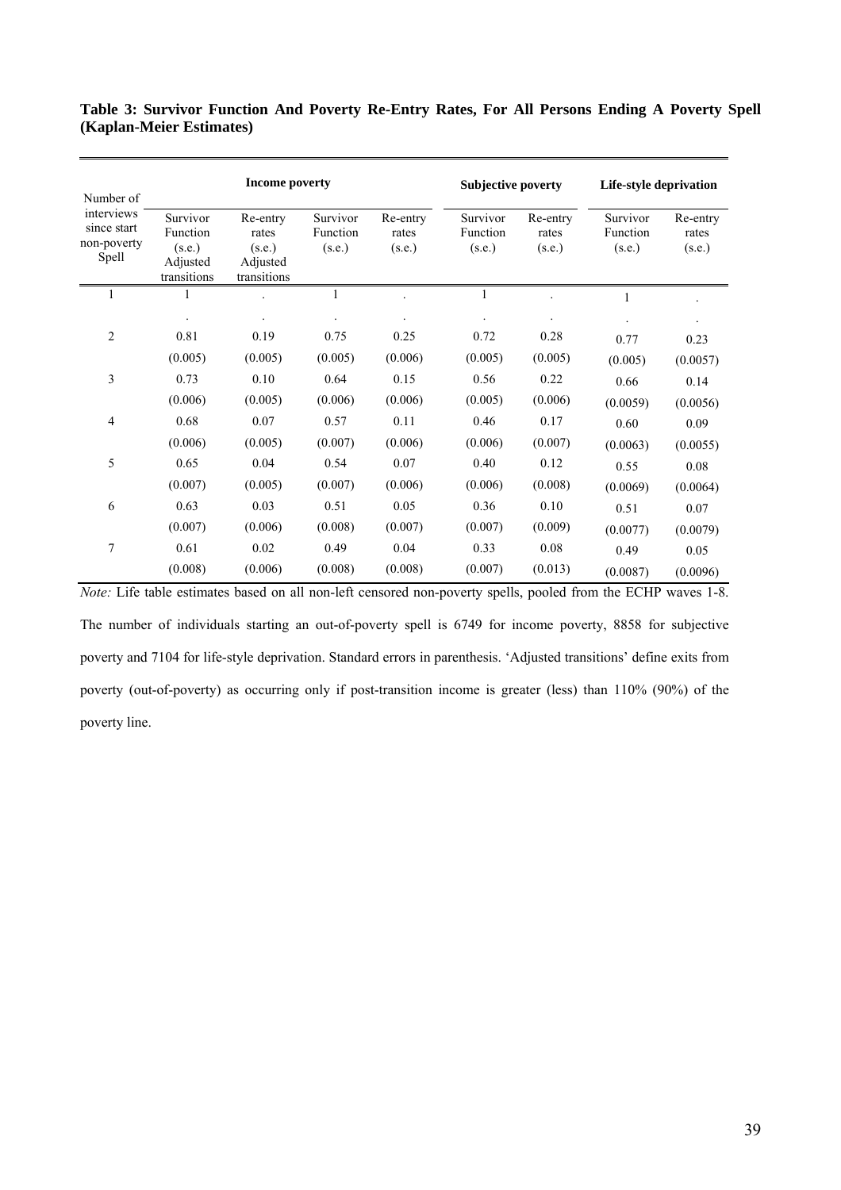**Table 3: Survivor Function And Poverty Re-Entry Rates, For All Persons Ending A Poverty Spell (Kaplan-Meier Estimates)**

| Number of interviews since start non-poverty Spell | Income poverty | | | | Subjective poverty | | Life-style deprivation | |
|---|---|---|---|---|---|---|---|---|
| | Survivor Function (s.e.) Adjusted transitions | Re-entry rates (s.e.) Adjusted transitions | Survivor Function (s.e.) | Re-entry rates (s.e.) | Survivor Function (s.e.) | Re-entry rates (s.e.) | Survivor Function (s.e.) | Re-entry rates (s.e.) |
| 1 | 1 | . | 1 | . | 1 | . | 1 | . |
| | . | . | . | . | . | . | . | . |
| 2 | 0.81 | 0.19 | 0.75 | 0.25 | 0.72 | 0.28 | 0.77 | 0.23 |
| | (0.005) | (0.005) | (0.005) | (0.006) | (0.005) | (0.005) | (0.005) | (0.0057) |
| 3 | 0.73 | 0.10 | 0.64 | 0.15 | 0.56 | 0.22 | 0.66 | 0.14 |
| | (0.006) | (0.005) | (0.006) | (0.006) | (0.005) | (0.006) | (0.0059) | (0.0056) |
| 4 | 0.68 | 0.07 | 0.57 | 0.11 | 0.46 | 0.17 | 0.60 | 0.09 |
| | (0.006) | (0.005) | (0.007) | (0.006) | (0.006) | (0.007) | (0.0063) | (0.0055) |
| 5 | 0.65 | 0.04 | 0.54 | 0.07 | 0.40 | 0.12 | 0.55 | 0.08 |
| | (0.007) | (0.005) | (0.007) | (0.006) | (0.006) | (0.008) | (0.0069) | (0.0064) |
| 6 | 0.63 | 0.03 | 0.51 | 0.05 | 0.36 | 0.10 | 0.51 | 0.07 |
| | (0.007) | (0.006) | (0.008) | (0.007) | (0.007) | (0.009) | (0.0077) | (0.0079) |
| 7 | 0.61 | 0.02 | 0.49 | 0.04 | 0.33 | 0.08 | 0.49 | 0.05 |
| | (0.008) | (0.006) | (0.008) | (0.008) | (0.007) | (0.013) | (0.0087) | (0.0096) |

*Note:* Life table estimates based on all non-left censored non-poverty spells, pooled from the ECHP waves 1-8. The number of individuals starting an out-of-poverty spell is 6749 for income poverty, 8858 for subjective poverty and 7104 for life-style deprivation. Standard errors in parenthesis. 'Adjusted transitions' define exits from poverty (out-of-poverty) as occurring only if post-transition income is greater (less) than 110% (90%) of the poverty line.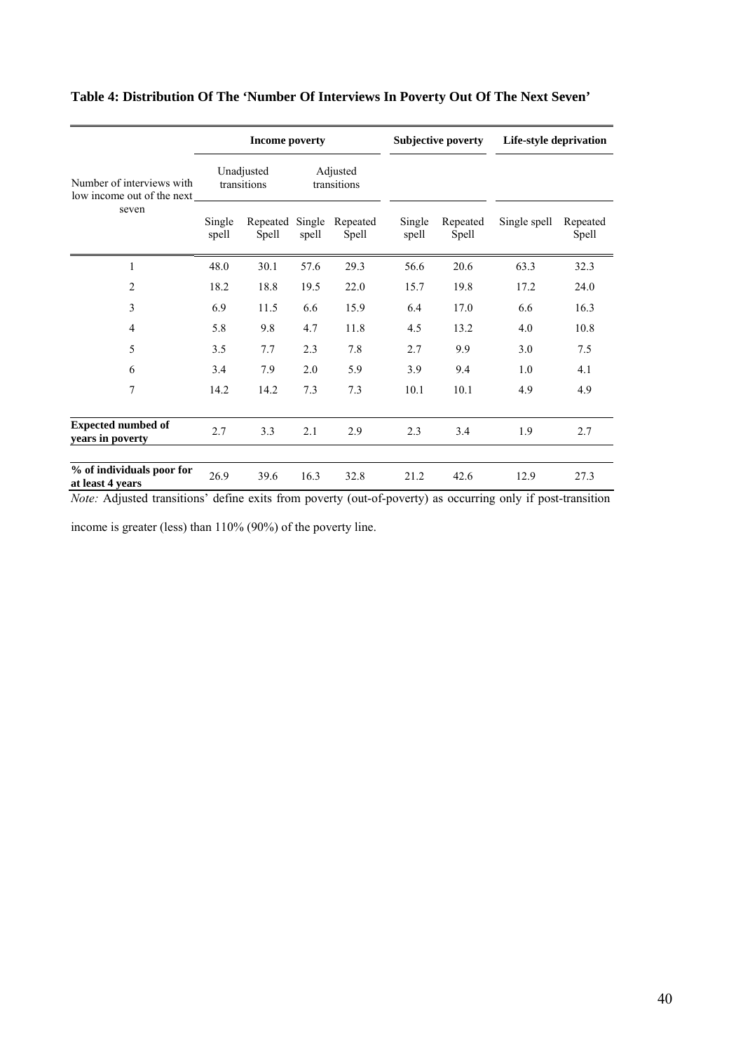**Table 4: Distribution Of The 'Number Of Interviews In Poverty Out Of The Next Seven'**

| Number of interviews with low income out of the next seven | Income poverty | | | | Subjective poverty | | Life-style deprivation | |
|---|---|---|---|---|---|---|---|---|
| | Unadjusted transitions | | Adjusted transitions | | | | | |
| | Single spell | Repeated Spell | Single spell | Repeated Spell | Single spell | Repeated Spell | Single spell | Repeated Spell |
| 1 | 48.0 | 30.1 | 57.6 | 29.3 | 56.6 | 20.6 | 63.3 | 32.3 |
| 2 | 18.2 | 18.8 | 19.5 | 22.0 | 15.7 | 19.8 | 17.2 | 24.0 |
| 3 | 6.9 | 11.5 | 6.6 | 15.9 | 6.4 | 17.0 | 6.6 | 16.3 |
| 4 | 5.8 | 9.8 | 4.7 | 11.8 | 4.5 | 13.2 | 4.0 | 10.8 |
| 5 | 3.5 | 7.7 | 2.3 | 7.8 | 2.7 | 9.9 | 3.0 | 7.5 |
| 6 | 3.4 | 7.9 | 2.0 | 5.9 | 3.9 | 9.4 | 1.0 | 4.1 |
| 7 | 14.2 | 14.2 | 7.3 | 7.3 | 10.1 | 10.1 | 4.9 | 4.9 |
| **Expected numbed of years in poverty** | 2.7 | 3.3 | 2.1 | 2.9 | 2.3 | 3.4 | 1.9 | 2.7 |
| **% of individuals poor for at least 4 years** | 26.9 | 39.6 | 16.3 | 32.8 | 21.2 | 42.6 | 12.9 | 27.3 |

*Note:* Adjusted transitions' define exits from poverty (out-of-poverty) as occurring only if post-transition income is greater (less) than 110% (90%) of the poverty line.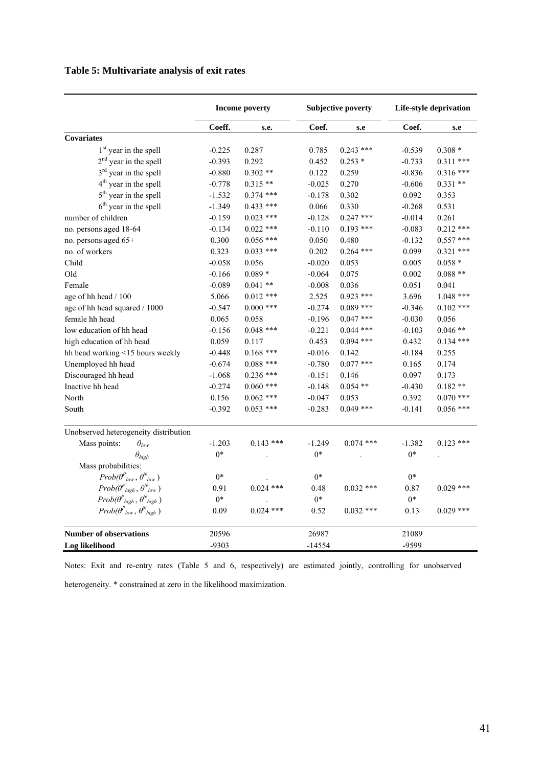**Table 5: Multivariate analysis of exit rates**

| | Income poverty | | Subjective poverty | | Life-style deprivation | |
|---|---|---|---|---|---|---|
| | Coeff. | s.e. | Coef. | s.e | Coef. | s.e |
| **Covariates** | | | | | | |
| 1st year in the spell | -0.225 | 0.287 | 0.785 | 0.243 *** | -0.539 | 0.308 * |
| 2nd year in the spell | -0.393 | 0.292 | 0.452 | 0.253 * | -0.733 | 0.311 *** |
| 3rd year in the spell | -0.880 | 0.302 ** | 0.122 | 0.259 | -0.836 | 0.316 *** |
| 4th year in the spell | -0.778 | 0.315 ** | -0.025 | 0.270 | -0.606 | 0.331 ** |
| 5th year in the spell | -1.532 | 0.374 *** | -0.178 | 0.302 | 0.092 | 0.353 |
| 6th year in the spell | -1.349 | 0.433 *** | 0.066 | 0.330 | -0.268 | 0.531 |
| number of children | -0.159 | 0.023 *** | -0.128 | 0.247 *** | -0.014 | 0.261 |
| no. persons aged 18-64 | -0.134 | 0.022 *** | -0.110 | 0.193 *** | -0.083 | 0.212 *** |
| no. persons aged 65+ | 0.300 | 0.056 *** | 0.050 | 0.480 | -0.132 | 0.557 *** |
| no. of workers | 0.323 | 0.033 *** | 0.202 | 0.264 *** | 0.099 | 0.321 *** |
| Child | -0.058 | 0.056 | -0.020 | 0.053 | 0.005 | 0.058 * |
| Old | -0.166 | 0.089 * | -0.064 | 0.075 | 0.002 | 0.088 ** |
| Female | -0.089 | 0.041 ** | -0.008 | 0.036 | 0.051 | 0.041 |
| age of hh head / 100 | 5.066 | 0.012 *** | 2.525 | 0.923 *** | 3.696 | 1.048 *** |
| age of hh head squared / 1000 | -0.547 | 0.000 *** | -0.274 | 0.089 *** | -0.346 | 0.102 *** |
| female hh head | 0.065 | 0.058 | -0.196 | 0.047 *** | -0.030 | 0.056 |
| low education of hh head | -0.156 | 0.048 *** | -0.221 | 0.044 *** | -0.103 | 0.046 ** |
| high education of hh head | 0.059 | 0.117 | 0.453 | 0.094 *** | 0.432 | 0.134 *** |
| hh head working <15 hours weekly | -0.448 | 0.168 *** | -0.016 | 0.142 | -0.184 | 0.255 |
| Unemployed hh head | -0.674 | 0.088 *** | -0.780 | 0.077 *** | 0.165 | 0.174 |
| Discouraged hh head | -1.068 | 0.236 *** | -0.151 | 0.146 | 0.097 | 0.173 |
| Inactive hh head | -0.274 | 0.060 *** | -0.148 | 0.054 ** | -0.430 | 0.182 ** |
| North | 0.156 | 0.062 *** | -0.047 | 0.053 | 0.392 | 0.070 *** |
| South | -0.392 | 0.053 *** | -0.283 | 0.049 *** | -0.141 | 0.056 *** |
| Unobserved heterogeneity distribution | | | | | | |
| Mass points: $\theta_{low}$ | -1.203 | 0.143 *** | -1.249 | 0.074 *** | -1.382 | 0.123 *** |
| $\theta_{high}$ | 0* | . | 0* | . | 0* | . |
| Mass probabilities: | | | | | | |
| $Prob(\theta^P_{low}, \theta^N_{low})$ | 0* | . | 0* | | 0* | |
| $Prob(\theta^P_{high}, \theta^N_{low})$ | 0.91 | 0.024 *** | 0.48 | 0.032 *** | 0.87 | 0.029 *** |
| $Prob(\theta^P_{high}, \theta^N_{high})$ | 0* | . | 0* | | 0* | |
| $Prob(\theta^P_{low}, \theta^N_{high})$ | 0.09 | 0.024 *** | 0.52 | 0.032 *** | 0.13 | 0.029 *** |
| **Number of observations** | 20596 | | 26987 | | 21089 | |
| **Log likelihood** | -9303 | | -14554 | | -9599 | |

Notes: Exit and re-entry rates (Table 5 and 6, respectively) are estimated jointly, controlling for unobserved heterogeneity. * constrained at zero in the likelihood maximization.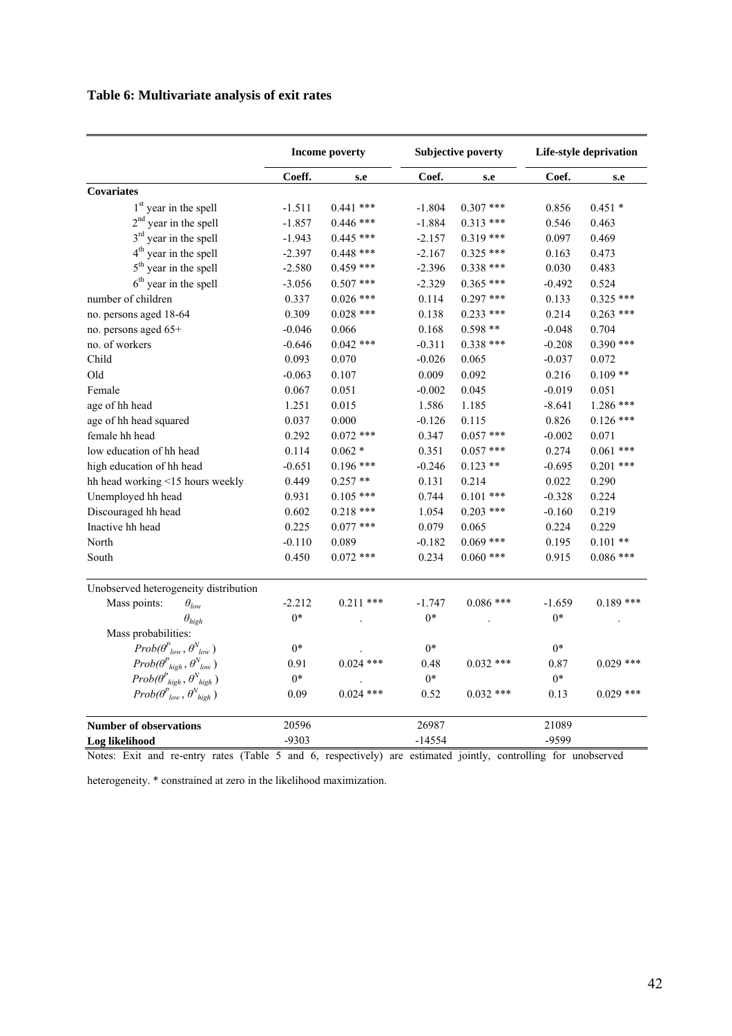**Table 6: Multivariate analysis of exit rates**

| | Income poverty | | Subjective poverty | | Life-style deprivation | |
|---|---|---|---|---|---|---|
| | Coeff. | s.e | Coef. | s.e | Coef. | s.e |
| **Covariates** | | | | | | |
| 1st year in the spell | -1.511 | 0.441 *** | -1.804 | 0.307 *** | 0.856 | 0.451 * |
| 2nd year in the spell | -1.857 | 0.446 *** | -1.884 | 0.313 *** | 0.546 | 0.463 |
| 3rd year in the spell | -1.943 | 0.445 *** | -2.157 | 0.319 *** | 0.097 | 0.469 |
| 4th year in the spell | -2.397 | 0.448 *** | -2.167 | 0.325 *** | 0.163 | 0.473 |
| 5th year in the spell | -2.580 | 0.459 *** | -2.396 | 0.338 *** | 0.030 | 0.483 |
| 6th year in the spell | -3.056 | 0.507 *** | -2.329 | 0.365 *** | -0.492 | 0.524 |
| number of children | 0.337 | 0.026 *** | 0.114 | 0.297 *** | 0.133 | 0.325 *** |
| no. persons aged 18-64 | 0.309 | 0.028 *** | 0.138 | 0.233 *** | 0.214 | 0.263 *** |
| no. persons aged 65+ | -0.046 | 0.066 | 0.168 | 0.598 ** | -0.048 | 0.704 |
| no. of workers | -0.646 | 0.042 *** | -0.311 | 0.338 *** | -0.208 | 0.390 *** |
| Child | 0.093 | 0.070 | -0.026 | 0.065 | -0.037 | 0.072 |
| Old | -0.063 | 0.107 | 0.009 | 0.092 | 0.216 | 0.109 ** |
| Female | 0.067 | 0.051 | -0.002 | 0.045 | -0.019 | 0.051 |
| age of hh head | 1.251 | 0.015 | 1.586 | 1.185 | -8.641 | 1.286 *** |
| age of hh head squared | 0.037 | 0.000 | -0.126 | 0.115 | 0.826 | 0.126 *** |
| female hh head | 0.292 | 0.072 *** | 0.347 | 0.057 *** | -0.002 | 0.071 |
| low education of hh head | 0.114 | 0.062 * | 0.351 | 0.057 *** | 0.274 | 0.061 *** |
| high education of hh head | -0.651 | 0.196 *** | -0.246 | 0.123 ** | -0.695 | 0.201 *** |
| hh head working <15 hours weekly | 0.449 | 0.257 ** | 0.131 | 0.214 | 0.022 | 0.290 |
| Unemployed hh head | 0.931 | 0.105 *** | 0.744 | 0.101 *** | -0.328 | 0.224 |
| Discouraged hh head | 0.602 | 0.218 *** | 1.054 | 0.203 *** | -0.160 | 0.219 |
| Inactive hh head | 0.225 | 0.077 *** | 0.079 | 0.065 | 0.224 | 0.229 |
| North | -0.110 | 0.089 | -0.182 | 0.069 *** | 0.195 | 0.101 ** |
| South | 0.450 | 0.072 *** | 0.234 | 0.060 *** | 0.915 | 0.086 *** |
| Unobserved heterogeneity distribution | | | | | | |
| Mass points: $\theta_{low}$ | -2.212 | 0.211 *** | -1.747 | 0.086 *** | -1.659 | 0.189 *** |
| $\theta_{high}$ | 0* | . | 0* | . | 0* | . |
| Mass probabilities: | | | | | | |
| $Prob(\theta^{P}_{low}, \theta^{N}_{low})$ | 0* | . | 0* | | 0* | |
| $Prob(\theta^{P}_{high}, \theta^{N}_{low})$ | 0.91 | 0.024 *** | 0.48 | 0.032 *** | 0.87 | 0.029 *** |
| $Prob(\theta^{P}_{high}, \theta^{N}_{high})$ | 0* | . | 0* | | 0* | |
| $Prob(\theta^{P}_{low}, \theta^{N}_{high})$ | 0.09 | 0.024 *** | 0.52 | 0.032 *** | 0.13 | 0.029 *** |
| **Number of observations** | 20596 | | 26987 | | 21089 | |
| **Log likelihood** | -9303 | | -14554 | | -9599 | |

Notes: Exit and re-entry rates (Table 5 and 6, respectively) are estimated jointly, controlling for unobserved heterogeneity. * constrained at zero in the likelihood maximization.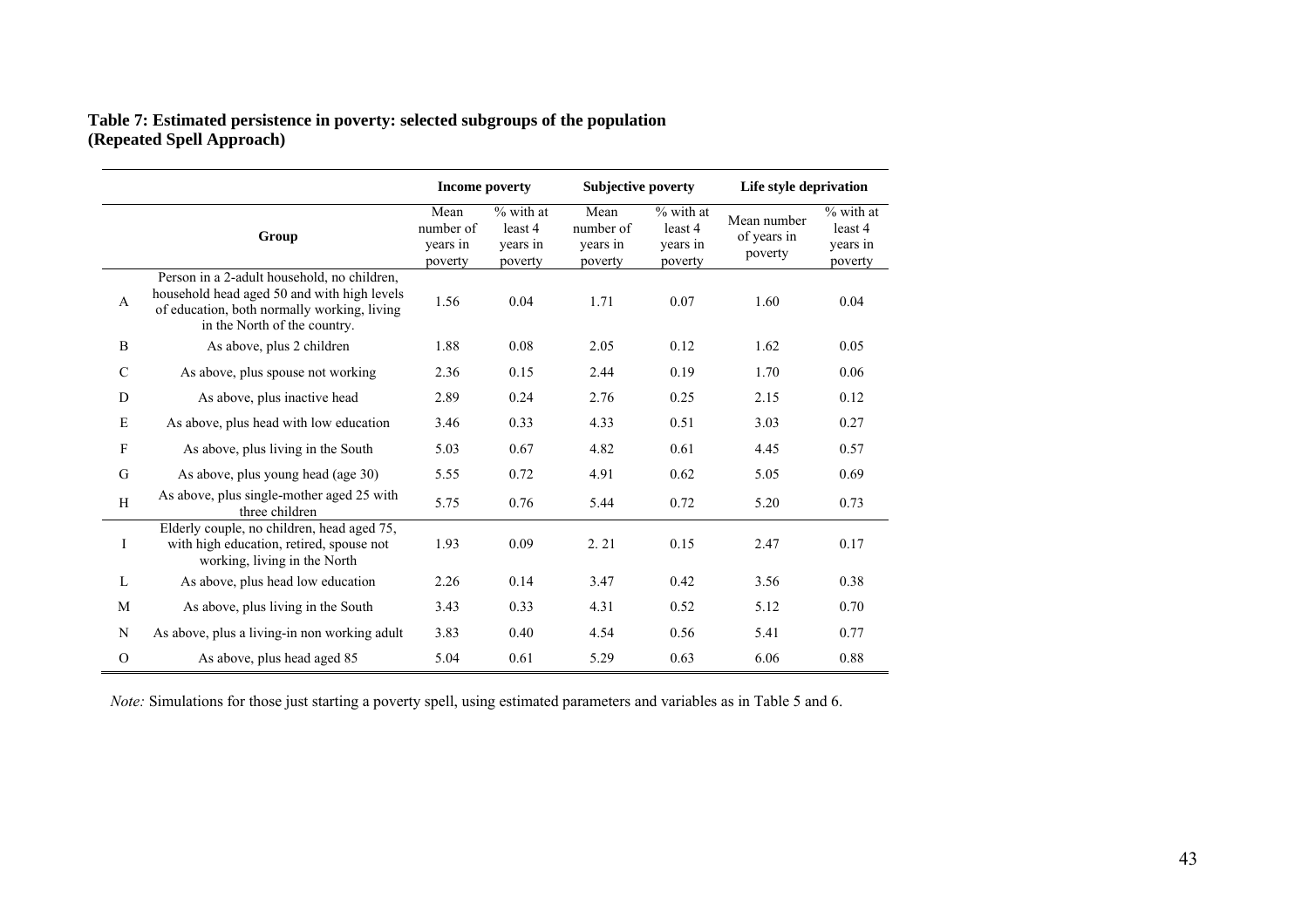**Table 7: Estimated persistence in poverty: selected subgroups of the population (Repeated Spell Approach)**

| | | Income poverty | | Subjective poverty | | Life style deprivation | |
|---|---|---|---|---|---|---|---|
| | Group | Mean number of years in poverty | % with at least 4 years in poverty | Mean number of years in poverty | % with at least 4 years in poverty | Mean number of years in poverty | % with at least 4 years in poverty |
| A | Person in a 2-adult household, no children, household head aged 50 and with high levels of education, both normally working, living in the North of the country. | 1.56 | 0.04 | 1.71 | 0.07 | 1.60 | 0.04 |
| B | As above, plus 2 children | 1.88 | 0.08 | 2.05 | 0.12 | 1.62 | 0.05 |
| C | As above, plus spouse not working | 2.36 | 0.15 | 2.44 | 0.19 | 1.70 | 0.06 |
| D | As above, plus inactive head | 2.89 | 0.24 | 2.76 | 0.25 | 2.15 | 0.12 |
| E | As above, plus head with low education | 3.46 | 0.33 | 4.33 | 0.51 | 3.03 | 0.27 |
| F | As above, plus living in the South | 5.03 | 0.67 | 4.82 | 0.61 | 4.45 | 0.57 |
| G | As above, plus young head (age 30) | 5.55 | 0.72 | 4.91 | 0.62 | 5.05 | 0.69 |
| H | As above, plus single-mother aged 25 with three children | 5.75 | 0.76 | 5.44 | 0.72 | 5.20 | 0.73 |
| I | Elderly couple, no children, head aged 75, with high education, retired, spouse not working, living in the North | 1.93 | 0.09 | 2. 21 | 0.15 | 2.47 | 0.17 |
| L | As above, plus head low education | 2.26 | 0.14 | 3.47 | 0.42 | 3.56 | 0.38 |
| M | As above, plus living in the South | 3.43 | 0.33 | 4.31 | 0.52 | 5.12 | 0.70 |
| N | As above, plus a living-in non working adult | 3.83 | 0.40 | 4.54 | 0.56 | 5.41 | 0.77 |
| O | As above, plus head aged 85 | 5.04 | 0.61 | 5.29 | 0.63 | 6.06 | 0.88 |

*Note:* Simulations for those just starting a poverty spell, using estimated parameters and variables as in Table 5 and 6.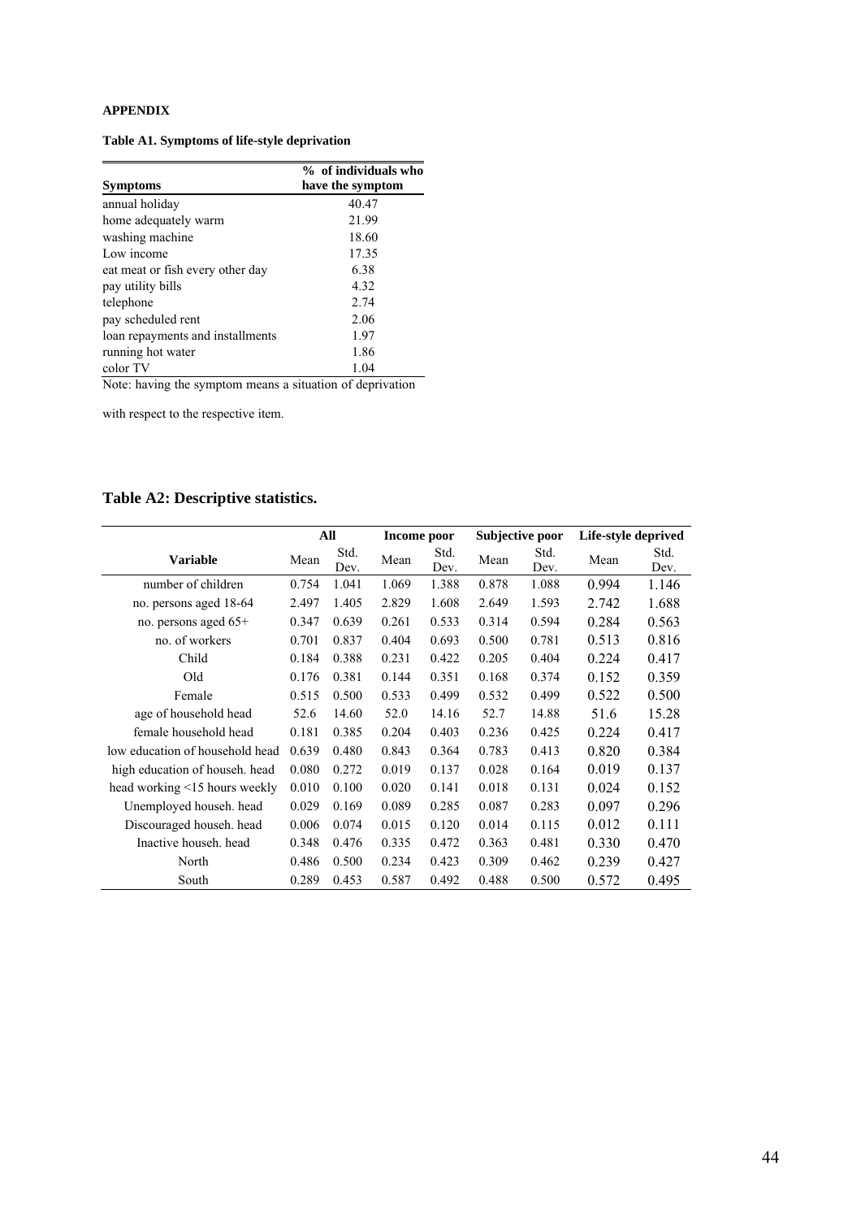**APPENDIX**

**Table A1. Symptoms of life-style deprivation**

| Symptoms | % of individuals who have the symptom |
|---|---|
| annual holiday | 40.47 |
| home adequately warm | 21.99 |
| washing machine | 18.60 |
| Low income | 17.35 |
| eat meat or fish every other day | 6.38 |
| pay utility bills | 4.32 |
| telephone | 2.74 |
| pay scheduled rent | 2.06 |
| loan repayments and installments | 1.97 |
| running hot water | 1.86 |
| color TV | 1.04 |

Note: having the symptom means a situation of deprivation

with respect to the respective item.

## Table A2: Descriptive statistics.

| | All | | Income poor | | Subjective poor | | Life-style deprived | |
|---|---|---|---|---|---|---|---|---|
| **Variable** | Mean | Std. Dev. | Mean | Std. Dev. | Mean | Std. Dev. | Mean | Std. Dev. |
| number of children | 0.754 | 1.041 | 1.069 | 1.388 | 0.878 | 1.088 | 0.994 | 1.146 |
| no. persons aged 18-64 | 2.497 | 1.405 | 2.829 | 1.608 | 2.649 | 1.593 | 2.742 | 1.688 |
| no. persons aged 65+ | 0.347 | 0.639 | 0.261 | 0.533 | 0.314 | 0.594 | 0.284 | 0.563 |
| no. of workers | 0.701 | 0.837 | 0.404 | 0.693 | 0.500 | 0.781 | 0.513 | 0.816 |
| Child | 0.184 | 0.388 | 0.231 | 0.422 | 0.205 | 0.404 | 0.224 | 0.417 |
| Old | 0.176 | 0.381 | 0.144 | 0.351 | 0.168 | 0.374 | 0.152 | 0.359 |
| Female | 0.515 | 0.500 | 0.533 | 0.499 | 0.532 | 0.499 | 0.522 | 0.500 |
| age of household head | 52.6 | 14.60 | 52.0 | 14.16 | 52.7 | 14.88 | 51.6 | 15.28 |
| female household head | 0.181 | 0.385 | 0.204 | 0.403 | 0.236 | 0.425 | 0.224 | 0.417 |
| low education of household head | 0.639 | 0.480 | 0.843 | 0.364 | 0.783 | 0.413 | 0.820 | 0.384 |
| high education of househ. head | 0.080 | 0.272 | 0.019 | 0.137 | 0.028 | 0.164 | 0.019 | 0.137 |
| head working <15 hours weekly | 0.010 | 0.100 | 0.020 | 0.141 | 0.018 | 0.131 | 0.024 | 0.152 |
| Unemployed househ. head | 0.029 | 0.169 | 0.089 | 0.285 | 0.087 | 0.283 | 0.097 | 0.296 |
| Discouraged househ. head | 0.006 | 0.074 | 0.015 | 0.120 | 0.014 | 0.115 | 0.012 | 0.111 |
| Inactive househ. head | 0.348 | 0.476 | 0.335 | 0.472 | 0.363 | 0.481 | 0.330 | 0.470 |
| North | 0.486 | 0.500 | 0.234 | 0.423 | 0.309 | 0.462 | 0.239 | 0.427 |
| South | 0.289 | 0.453 | 0.587 | 0.492 | 0.488 | 0.500 | 0.572 | 0.495 |